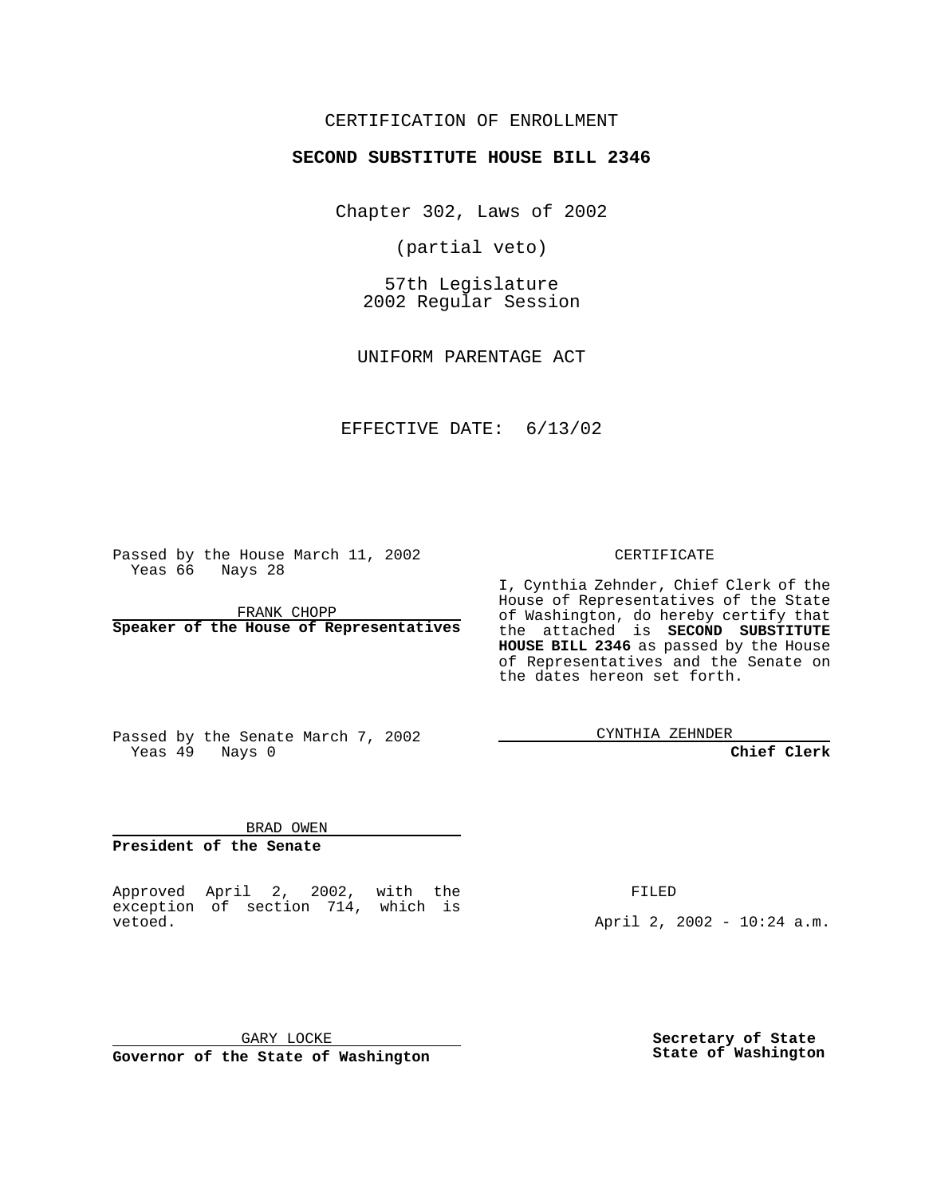CERTIFICATION OF ENROLLMENT

**SECOND SUBSTITUTE HOUSE BILL 2346**

Chapter 302, Laws of 2002

(partial veto)

57th Legislature
2002 Regular Session

UNIFORM PARENTAGE ACT

EFFECTIVE DATE: 6/13/02

Passed by the House March 11, 2002
Yeas 66 Nays 28

FRANK CHOPP
**Speaker of the House of Representatives**

Passed by the Senate March 7, 2002
Yeas 49 Nays 0

BRAD OWEN
**President of the Senate**

CERTIFICATE

I, Cynthia Zehnder, Chief Clerk of the House of Representatives of the State of Washington, do hereby certify that the attached is **SECOND SUBSTITUTE HOUSE BILL 2346** as passed by the House of Representatives and the Senate on the dates hereon set forth.

CYNTHIA ZEHNDER
**Chief Clerk**

Approved April 2, 2002, with the exception of section 714, which is vetoed.

FILED

April 2, 2002 - 10:24 a.m.

GARY LOCKE
**Governor of the State of Washington**

**Secretary of State**
**State of Washington**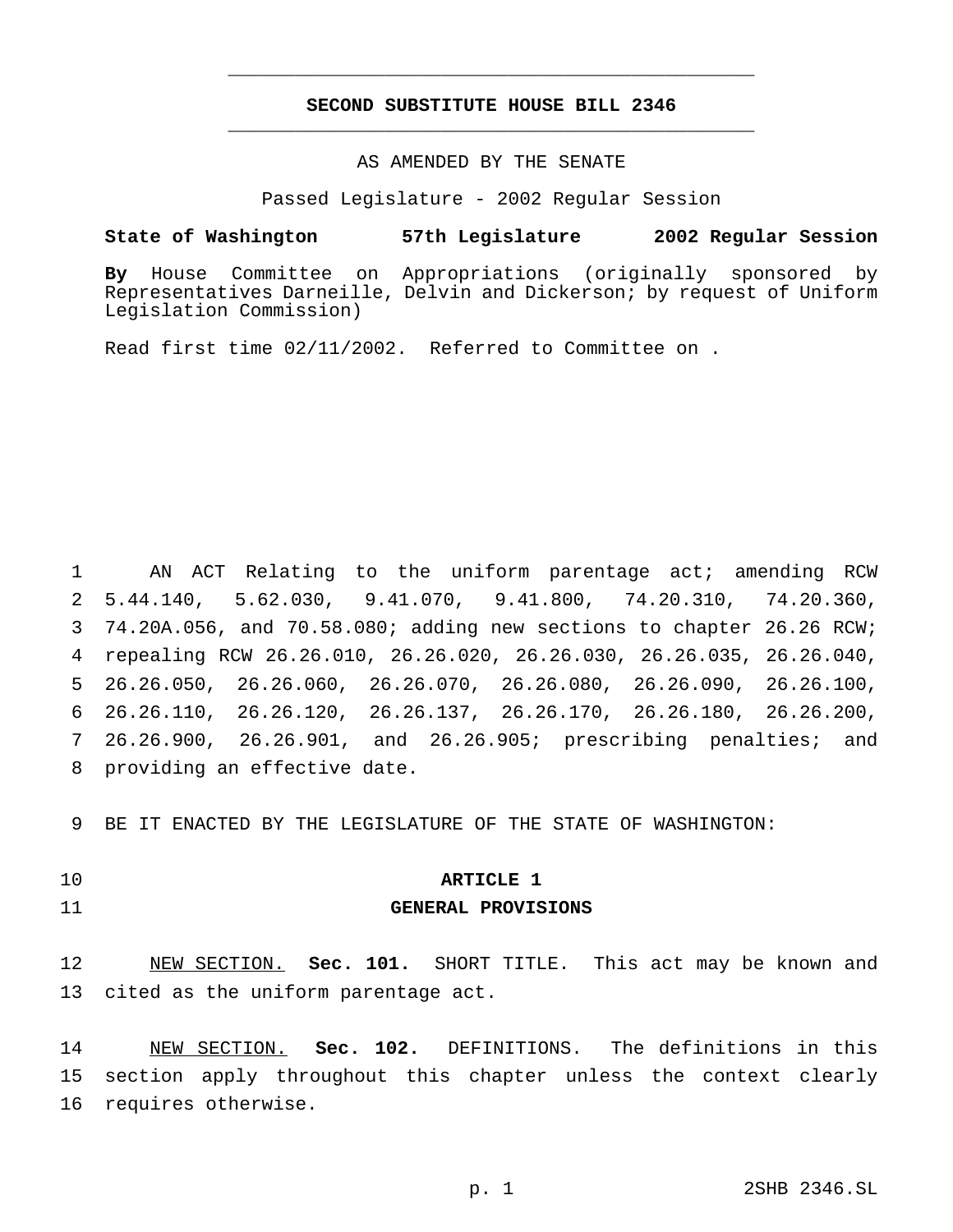# SECOND SUBSTITUTE HOUSE BILL 2346

AS AMENDED BY THE SENATE

Passed Legislature - 2002 Regular Session

**State of Washington 57th Legislature 2002 Regular Session**

**By** House Committee on Appropriations (originally sponsored by Representatives Darneille, Delvin and Dickerson; by request of Uniform Legislation Commission)

Read first time 02/11/2002. Referred to Committee on .

AN ACT Relating to the uniform parentage act; amending RCW 5.44.140, 5.62.030, 9.41.070, 9.41.800, 74.20.310, 74.20.360, 74.20A.056, and 70.58.080; adding new sections to chapter 26.26 RCW; repealing RCW 26.26.010, 26.26.020, 26.26.030, 26.26.035, 26.26.040, 26.26.050, 26.26.060, 26.26.070, 26.26.080, 26.26.090, 26.26.100, 26.26.110, 26.26.120, 26.26.137, 26.26.170, 26.26.180, 26.26.200, 26.26.900, 26.26.901, and 26.26.905; prescribing penalties; and providing an effective date.

BE IT ENACTED BY THE LEGISLATURE OF THE STATE OF WASHINGTON:

## ARTICLE 1
## GENERAL PROVISIONS

NEW SECTION. **Sec. 101.** SHORT TITLE. This act may be known and cited as the uniform parentage act.

NEW SECTION. **Sec. 102.** DEFINITIONS. The definitions in this section apply throughout this chapter unless the context clearly requires otherwise.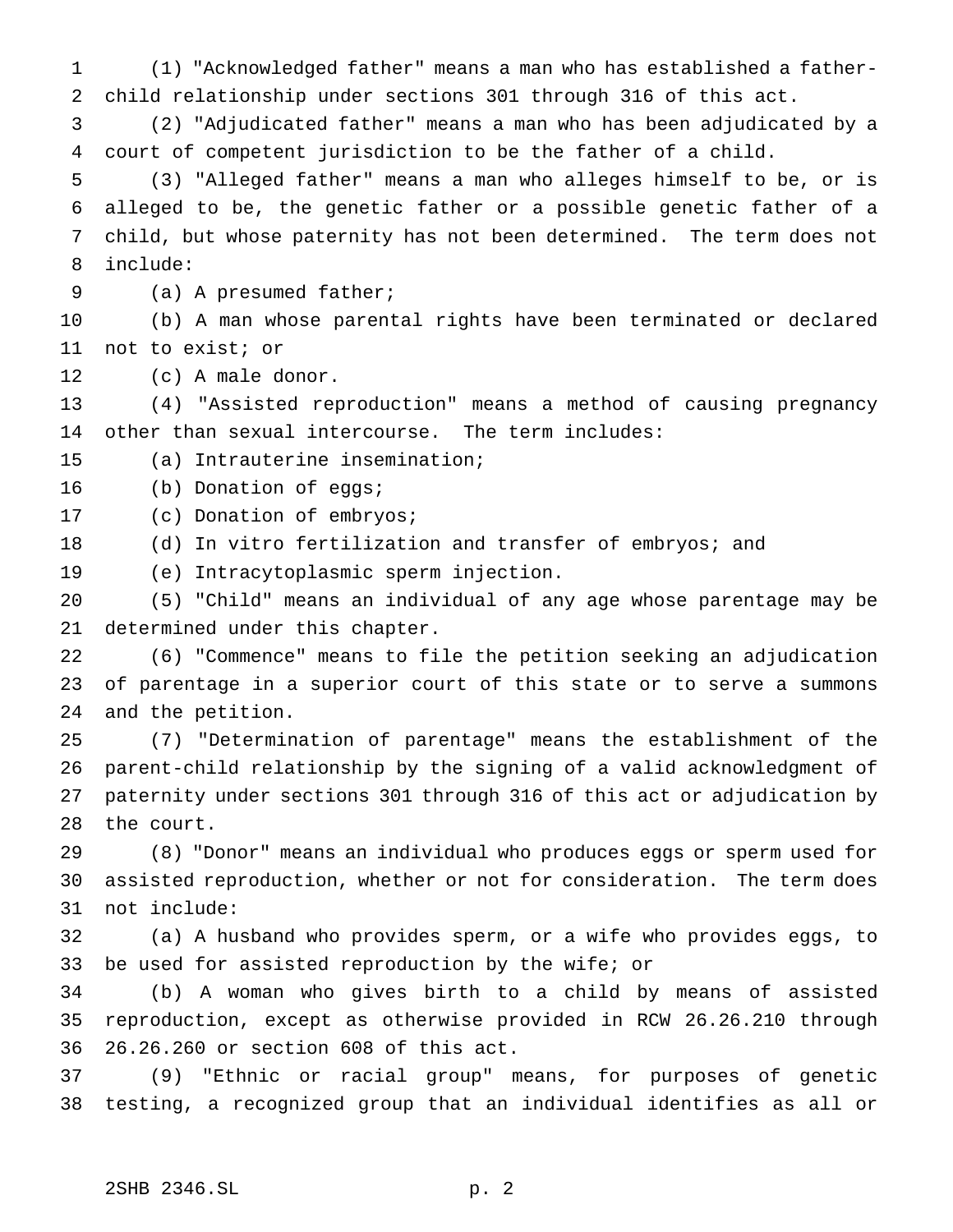(1) "Acknowledged father" means a man who has established a father-child relationship under sections 301 through 316 of this act.

(2) "Adjudicated father" means a man who has been adjudicated by a court of competent jurisdiction to be the father of a child.

(3) "Alleged father" means a man who alleges himself to be, or is alleged to be, the genetic father or a possible genetic father of a child, but whose paternity has not been determined. The term does not include:

(a) A presumed father;

(b) A man whose parental rights have been terminated or declared not to exist; or

(c) A male donor.

(4) "Assisted reproduction" means a method of causing pregnancy other than sexual intercourse. The term includes:

(a) Intrauterine insemination;

(b) Donation of eggs;

(c) Donation of embryos;

(d) In vitro fertilization and transfer of embryos; and

(e) Intracytoplasmic sperm injection.

(5) "Child" means an individual of any age whose parentage may be determined under this chapter.

(6) "Commence" means to file the petition seeking an adjudication of parentage in a superior court of this state or to serve a summons and the petition.

(7) "Determination of parentage" means the establishment of the parent-child relationship by the signing of a valid acknowledgment of paternity under sections 301 through 316 of this act or adjudication by the court.

(8) "Donor" means an individual who produces eggs or sperm used for assisted reproduction, whether or not for consideration. The term does not include:

(a) A husband who provides sperm, or a wife who provides eggs, to be used for assisted reproduction by the wife; or

(b) A woman who gives birth to a child by means of assisted reproduction, except as otherwise provided in RCW 26.26.210 through 26.26.260 or section 608 of this act.

(9) "Ethnic or racial group" means, for purposes of genetic testing, a recognized group that an individual identifies as all or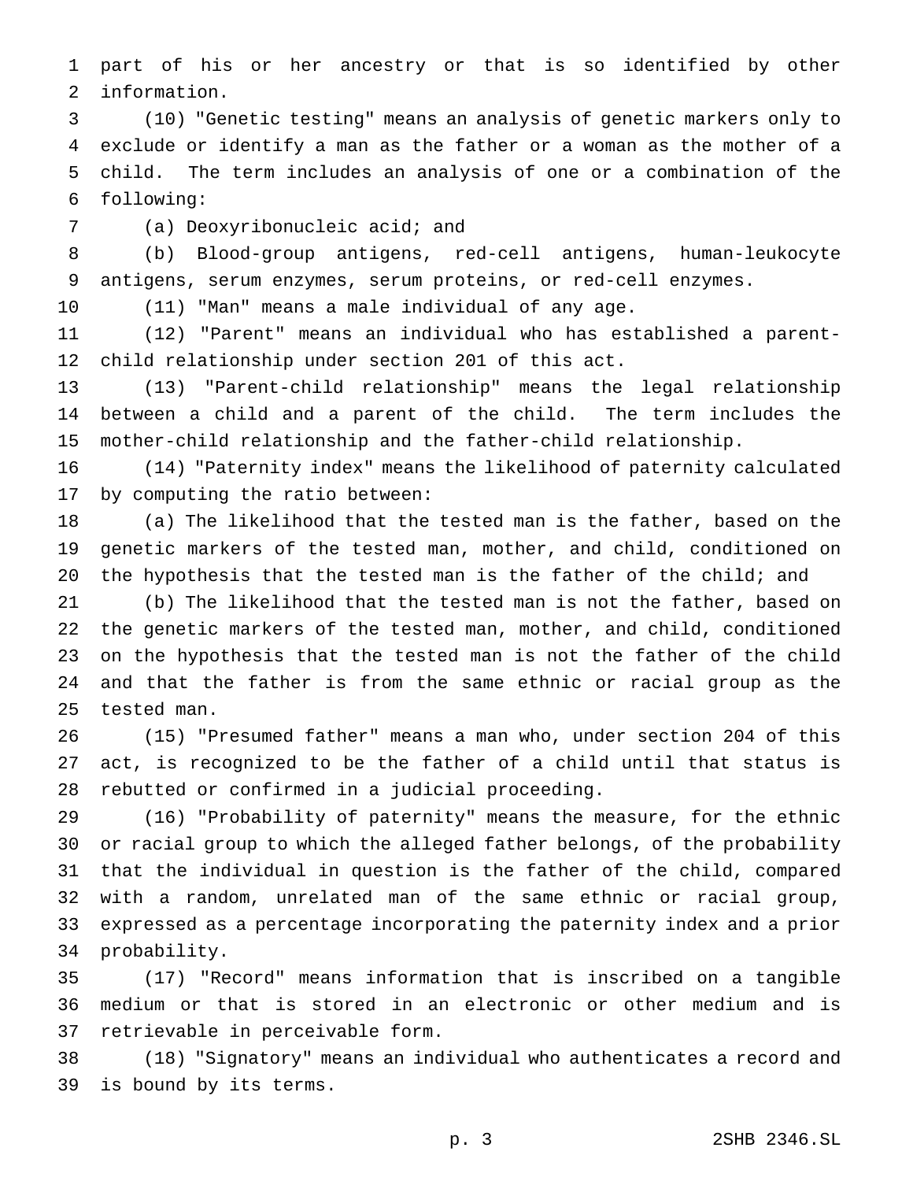part of his or her ancestry or that is so identified by other information.

(10) "Genetic testing" means an analysis of genetic markers only to exclude or identify a man as the father or a woman as the mother of a child. The term includes an analysis of one or a combination of the following:

(a) Deoxyribonucleic acid; and

(b) Blood-group antigens, red-cell antigens, human-leukocyte antigens, serum enzymes, serum proteins, or red-cell enzymes.

(11) "Man" means a male individual of any age.

(12) "Parent" means an individual who has established a parent-child relationship under section 201 of this act.

(13) "Parent-child relationship" means the legal relationship between a child and a parent of the child. The term includes the mother-child relationship and the father-child relationship.

(14) "Paternity index" means the likelihood of paternity calculated by computing the ratio between:

(a) The likelihood that the tested man is the father, based on the genetic markers of the tested man, mother, and child, conditioned on the hypothesis that the tested man is the father of the child; and

(b) The likelihood that the tested man is not the father, based on the genetic markers of the tested man, mother, and child, conditioned on the hypothesis that the tested man is not the father of the child and that the father is from the same ethnic or racial group as the tested man.

(15) "Presumed father" means a man who, under section 204 of this act, is recognized to be the father of a child until that status is rebutted or confirmed in a judicial proceeding.

(16) "Probability of paternity" means the measure, for the ethnic or racial group to which the alleged father belongs, of the probability that the individual in question is the father of the child, compared with a random, unrelated man of the same ethnic or racial group, expressed as a percentage incorporating the paternity index and a prior probability.

(17) "Record" means information that is inscribed on a tangible medium or that is stored in an electronic or other medium and is retrievable in perceivable form.

(18) "Signatory" means an individual who authenticates a record and is bound by its terms.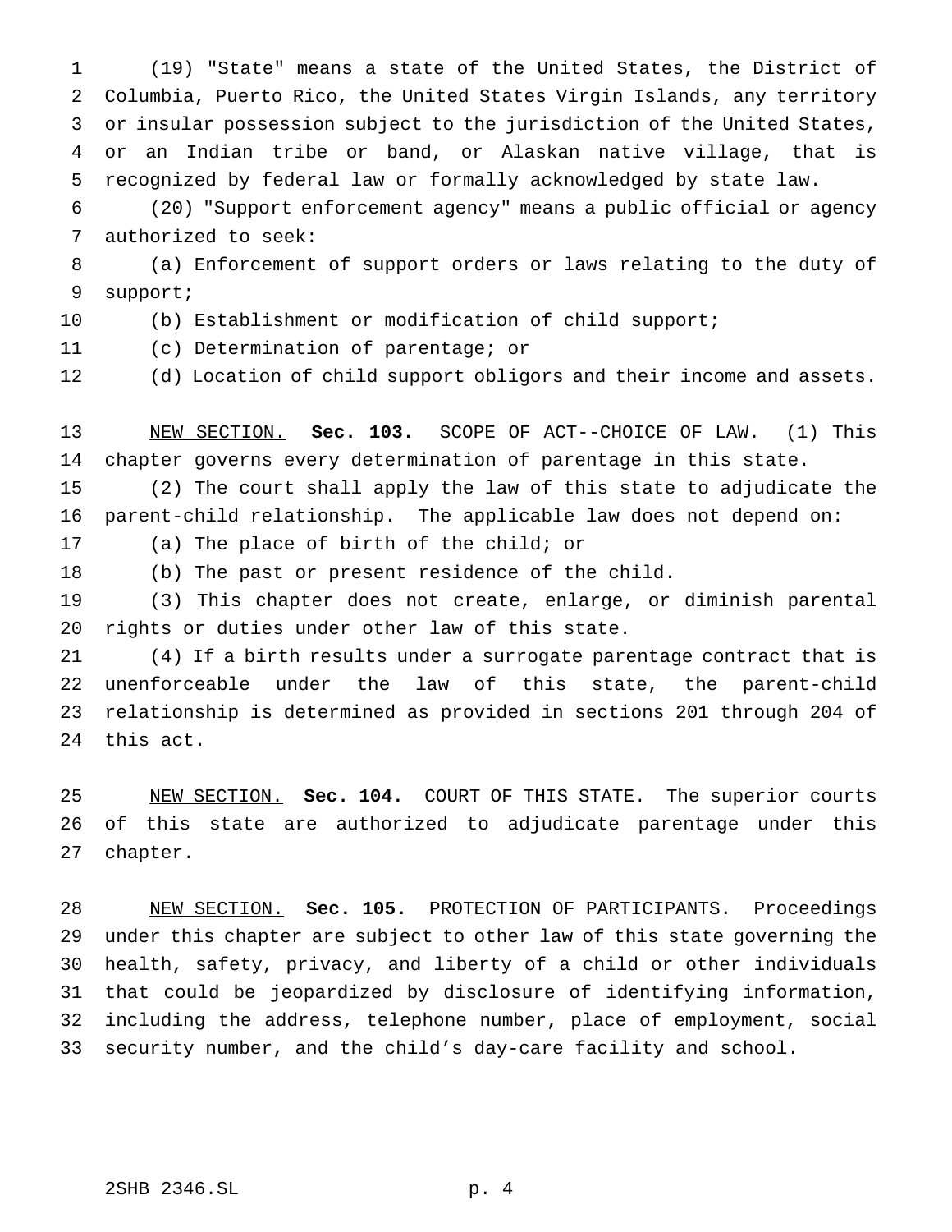(19) "State" means a state of the United States, the District of Columbia, Puerto Rico, the United States Virgin Islands, any territory or insular possession subject to the jurisdiction of the United States, or an Indian tribe or band, or Alaskan native village, that is recognized by federal law or formally acknowledged by state law.

(20) "Support enforcement agency" means a public official or agency authorized to seek:

(a) Enforcement of support orders or laws relating to the duty of support;

(b) Establishment or modification of child support;

(c) Determination of parentage; or

(d) Location of child support obligors and their income and assets.

NEW SECTION. **Sec. 103.** SCOPE OF ACT--CHOICE OF LAW. (1) This chapter governs every determination of parentage in this state.

(2) The court shall apply the law of this state to adjudicate the parent-child relationship. The applicable law does not depend on:

(a) The place of birth of the child; or

(b) The past or present residence of the child.

(3) This chapter does not create, enlarge, or diminish parental rights or duties under other law of this state.

(4) If a birth results under a surrogate parentage contract that is unenforceable under the law of this state, the parent-child relationship is determined as provided in sections 201 through 204 of this act.

NEW SECTION. **Sec. 104.** COURT OF THIS STATE. The superior courts of this state are authorized to adjudicate parentage under this chapter.

NEW SECTION. **Sec. 105.** PROTECTION OF PARTICIPANTS. Proceedings under this chapter are subject to other law of this state governing the health, safety, privacy, and liberty of a child or other individuals that could be jeopardized by disclosure of identifying information, including the address, telephone number, place of employment, social security number, and the child's day-care facility and school.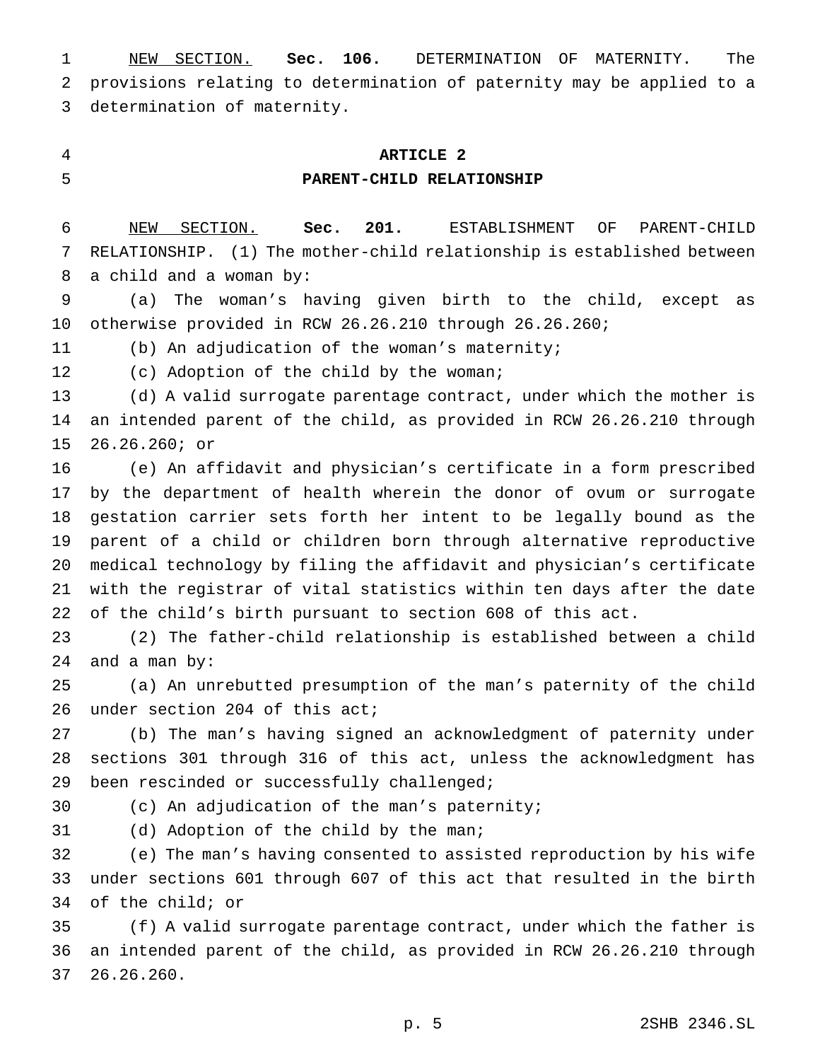NEW SECTION. **Sec. 106.** DETERMINATION OF MATERNITY. The provisions relating to determination of paternity may be applied to a determination of maternity.

## ARTICLE 2
## PARENT-CHILD RELATIONSHIP

NEW SECTION. **Sec. 201.** ESTABLISHMENT OF PARENT-CHILD RELATIONSHIP. (1) The mother-child relationship is established between a child and a woman by:

(a) The woman's having given birth to the child, except as otherwise provided in RCW 26.26.210 through 26.26.260;

(b) An adjudication of the woman's maternity;

(c) Adoption of the child by the woman;

(d) A valid surrogate parentage contract, under which the mother is an intended parent of the child, as provided in RCW 26.26.210 through 26.26.260; or

(e) An affidavit and physician's certificate in a form prescribed by the department of health wherein the donor of ovum or surrogate gestation carrier sets forth her intent to be legally bound as the parent of a child or children born through alternative reproductive medical technology by filing the affidavit and physician's certificate with the registrar of vital statistics within ten days after the date of the child's birth pursuant to section 608 of this act.

(2) The father-child relationship is established between a child and a man by:

(a) An unrebutted presumption of the man's paternity of the child under section 204 of this act;

(b) The man's having signed an acknowledgment of paternity under sections 301 through 316 of this act, unless the acknowledgment has been rescinded or successfully challenged;

(c) An adjudication of the man's paternity;

(d) Adoption of the child by the man;

(e) The man's having consented to assisted reproduction by his wife under sections 601 through 607 of this act that resulted in the birth of the child; or

(f) A valid surrogate parentage contract, under which the father is an intended parent of the child, as provided in RCW 26.26.210 through 26.26.260.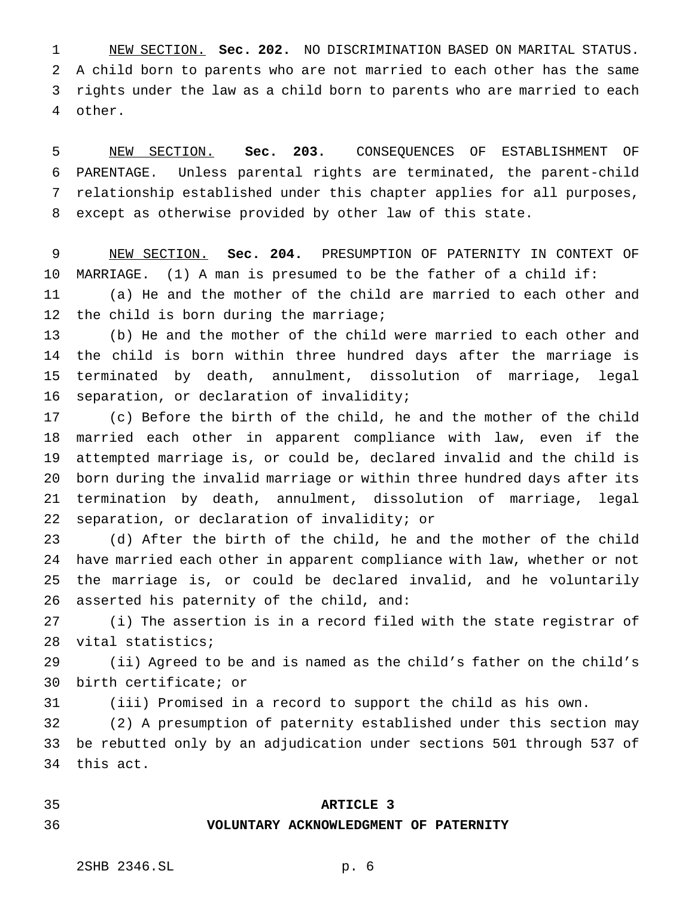NEW SECTION. **Sec. 202.** NO DISCRIMINATION BASED ON MARITAL STATUS. A child born to parents who are not married to each other has the same rights under the law as a child born to parents who are married to each other.

NEW SECTION. **Sec. 203.** CONSEQUENCES OF ESTABLISHMENT OF PARENTAGE. Unless parental rights are terminated, the parent-child relationship established under this chapter applies for all purposes, except as otherwise provided by other law of this state.

NEW SECTION. **Sec. 204.** PRESUMPTION OF PATERNITY IN CONTEXT OF MARRIAGE. (1) A man is presumed to be the father of a child if:

(a) He and the mother of the child are married to each other and the child is born during the marriage;

(b) He and the mother of the child were married to each other and the child is born within three hundred days after the marriage is terminated by death, annulment, dissolution of marriage, legal separation, or declaration of invalidity;

(c) Before the birth of the child, he and the mother of the child married each other in apparent compliance with law, even if the attempted marriage is, or could be, declared invalid and the child is born during the invalid marriage or within three hundred days after its termination by death, annulment, dissolution of marriage, legal separation, or declaration of invalidity; or

(d) After the birth of the child, he and the mother of the child have married each other in apparent compliance with law, whether or not the marriage is, or could be declared invalid, and he voluntarily asserted his paternity of the child, and:

(i) The assertion is in a record filed with the state registrar of vital statistics;

(ii) Agreed to be and is named as the child's father on the child's birth certificate; or

(iii) Promised in a record to support the child as his own.

(2) A presumption of paternity established under this section may be rebutted only by an adjudication under sections 501 through 537 of this act.

## ARTICLE 3
## VOLUNTARY ACKNOWLEDGMENT OF PATERNITY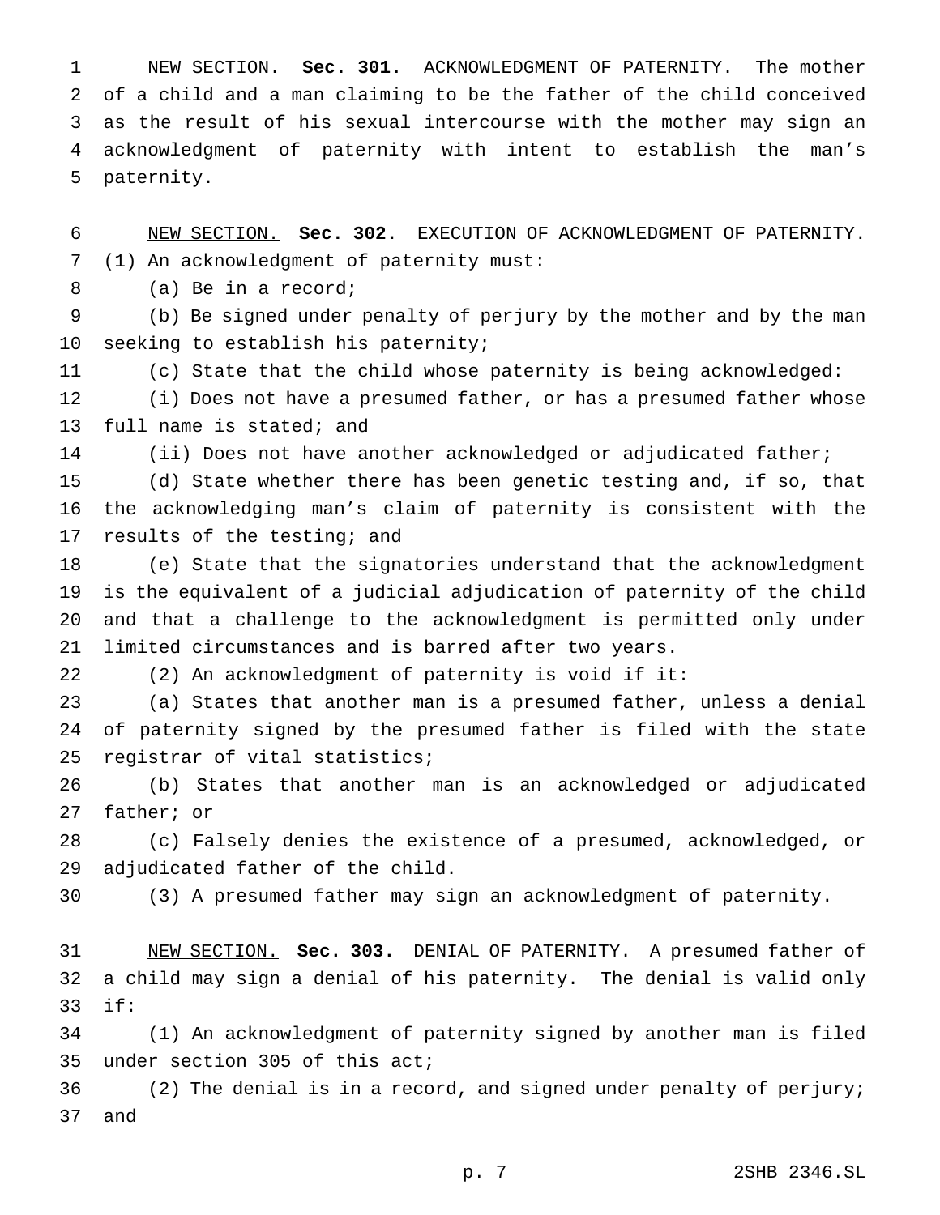NEW SECTION. **Sec. 301.** ACKNOWLEDGMENT OF PATERNITY. The mother of a child and a man claiming to be the father of the child conceived as the result of his sexual intercourse with the mother may sign an acknowledgment of paternity with intent to establish the man's paternity.

NEW SECTION. **Sec. 302.** EXECUTION OF ACKNOWLEDGMENT OF PATERNITY. (1) An acknowledgment of paternity must:

(a) Be in a record;

(b) Be signed under penalty of perjury by the mother and by the man seeking to establish his paternity;

(c) State that the child whose paternity is being acknowledged:

(i) Does not have a presumed father, or has a presumed father whose full name is stated; and

(ii) Does not have another acknowledged or adjudicated father;

(d) State whether there has been genetic testing and, if so, that the acknowledging man's claim of paternity is consistent with the results of the testing; and

(e) State that the signatories understand that the acknowledgment is the equivalent of a judicial adjudication of paternity of the child and that a challenge to the acknowledgment is permitted only under limited circumstances and is barred after two years.

(2) An acknowledgment of paternity is void if it:

(a) States that another man is a presumed father, unless a denial of paternity signed by the presumed father is filed with the state registrar of vital statistics;

(b) States that another man is an acknowledged or adjudicated father; or

(c) Falsely denies the existence of a presumed, acknowledged, or adjudicated father of the child.

(3) A presumed father may sign an acknowledgment of paternity.

NEW SECTION. **Sec. 303.** DENIAL OF PATERNITY. A presumed father of a child may sign a denial of his paternity. The denial is valid only if:

(1) An acknowledgment of paternity signed by another man is filed under section 305 of this act;

(2) The denial is in a record, and signed under penalty of perjury; and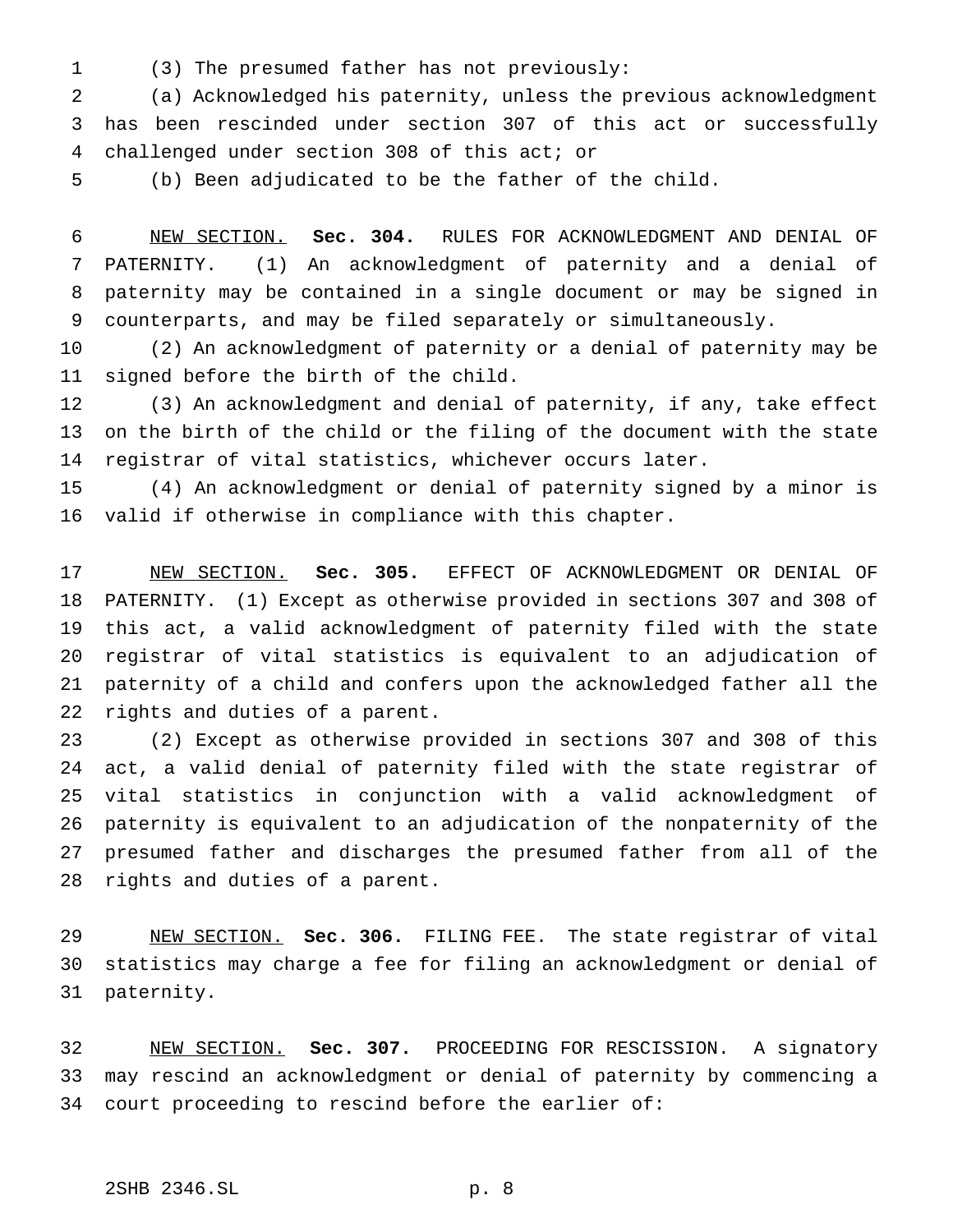(3) The presumed father has not previously:

(a) Acknowledged his paternity, unless the previous acknowledgment has been rescinded under section 307 of this act or successfully challenged under section 308 of this act; or

(b) Been adjudicated to be the father of the child.

NEW SECTION. **Sec. 304.** RULES FOR ACKNOWLEDGMENT AND DENIAL OF PATERNITY. (1) An acknowledgment of paternity and a denial of paternity may be contained in a single document or may be signed in counterparts, and may be filed separately or simultaneously.

(2) An acknowledgment of paternity or a denial of paternity may be signed before the birth of the child.

(3) An acknowledgment and denial of paternity, if any, take effect on the birth of the child or the filing of the document with the state registrar of vital statistics, whichever occurs later.

(4) An acknowledgment or denial of paternity signed by a minor is valid if otherwise in compliance with this chapter.

NEW SECTION. **Sec. 305.** EFFECT OF ACKNOWLEDGMENT OR DENIAL OF PATERNITY. (1) Except as otherwise provided in sections 307 and 308 of this act, a valid acknowledgment of paternity filed with the state registrar of vital statistics is equivalent to an adjudication of paternity of a child and confers upon the acknowledged father all the rights and duties of a parent.

(2) Except as otherwise provided in sections 307 and 308 of this act, a valid denial of paternity filed with the state registrar of vital statistics in conjunction with a valid acknowledgment of paternity is equivalent to an adjudication of the nonpaternity of the presumed father and discharges the presumed father from all of the rights and duties of a parent.

NEW SECTION. **Sec. 306.** FILING FEE. The state registrar of vital statistics may charge a fee for filing an acknowledgment or denial of paternity.

NEW SECTION. **Sec. 307.** PROCEEDING FOR RESCISSION. A signatory may rescind an acknowledgment or denial of paternity by commencing a court proceeding to rescind before the earlier of: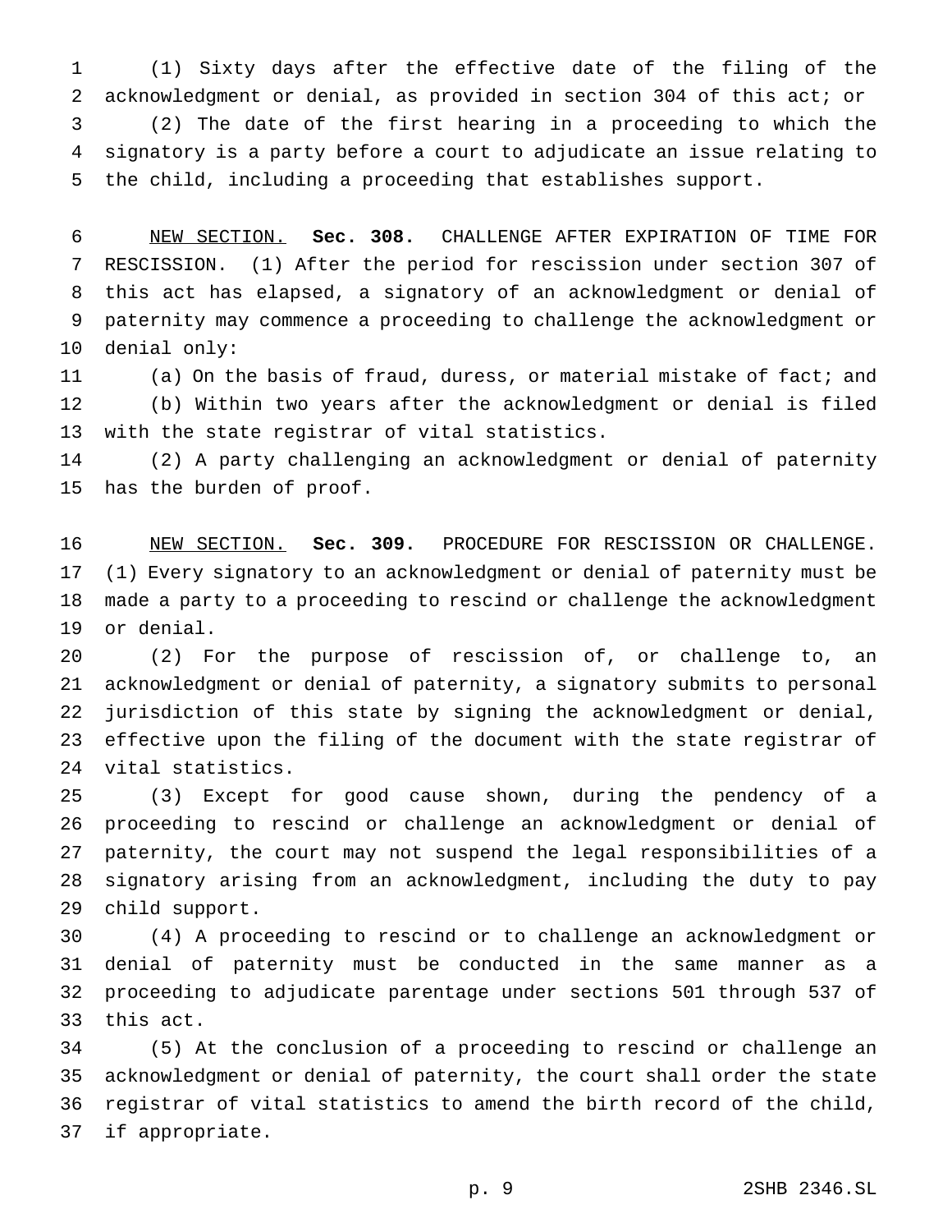(1) Sixty days after the effective date of the filing of the acknowledgment or denial, as provided in section 304 of this act; or

(2) The date of the first hearing in a proceeding to which the signatory is a party before a court to adjudicate an issue relating to the child, including a proceeding that establishes support.

NEW SECTION. **Sec. 308.** CHALLENGE AFTER EXPIRATION OF TIME FOR RESCISSION. (1) After the period for rescission under section 307 of this act has elapsed, a signatory of an acknowledgment or denial of paternity may commence a proceeding to challenge the acknowledgment or denial only:

(a) On the basis of fraud, duress, or material mistake of fact; and

(b) Within two years after the acknowledgment or denial is filed with the state registrar of vital statistics.

(2) A party challenging an acknowledgment or denial of paternity has the burden of proof.

NEW SECTION. **Sec. 309.** PROCEDURE FOR RESCISSION OR CHALLENGE. (1) Every signatory to an acknowledgment or denial of paternity must be made a party to a proceeding to rescind or challenge the acknowledgment or denial.

(2) For the purpose of rescission of, or challenge to, an acknowledgment or denial of paternity, a signatory submits to personal jurisdiction of this state by signing the acknowledgment or denial, effective upon the filing of the document with the state registrar of vital statistics.

(3) Except for good cause shown, during the pendency of a proceeding to rescind or challenge an acknowledgment or denial of paternity, the court may not suspend the legal responsibilities of a signatory arising from an acknowledgment, including the duty to pay child support.

(4) A proceeding to rescind or to challenge an acknowledgment or denial of paternity must be conducted in the same manner as a proceeding to adjudicate parentage under sections 501 through 537 of this act.

(5) At the conclusion of a proceeding to rescind or challenge an acknowledgment or denial of paternity, the court shall order the state registrar of vital statistics to amend the birth record of the child, if appropriate.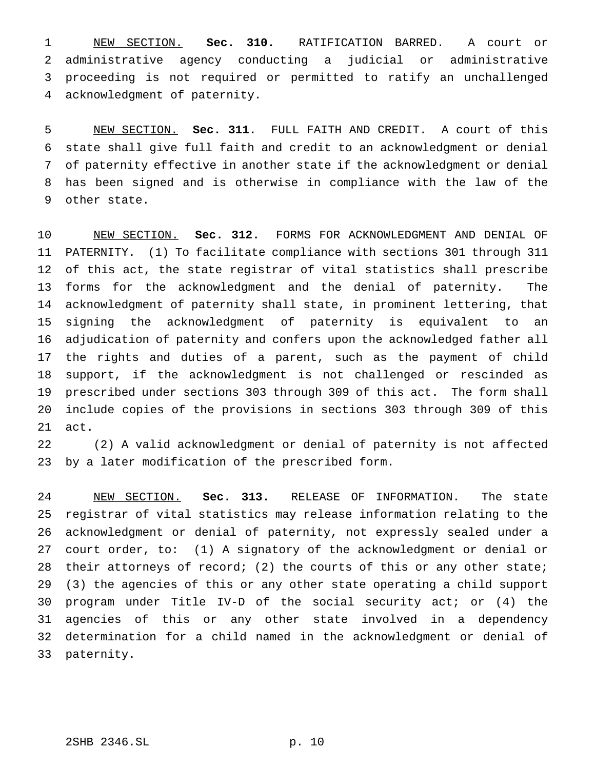NEW SECTION. **Sec. 310.** RATIFICATION BARRED. A court or administrative agency conducting a judicial or administrative proceeding is not required or permitted to ratify an unchallenged acknowledgment of paternity.

NEW SECTION. **Sec. 311.** FULL FAITH AND CREDIT. A court of this state shall give full faith and credit to an acknowledgment or denial of paternity effective in another state if the acknowledgment or denial has been signed and is otherwise in compliance with the law of the other state.

NEW SECTION. **Sec. 312.** FORMS FOR ACKNOWLEDGMENT AND DENIAL OF PATERNITY. (1) To facilitate compliance with sections 301 through 311 of this act, the state registrar of vital statistics shall prescribe forms for the acknowledgment and the denial of paternity. The acknowledgment of paternity shall state, in prominent lettering, that signing the acknowledgment of paternity is equivalent to an adjudication of paternity and confers upon the acknowledged father all the rights and duties of a parent, such as the payment of child support, if the acknowledgment is not challenged or rescinded as prescribed under sections 303 through 309 of this act. The form shall include copies of the provisions in sections 303 through 309 of this act.

(2) A valid acknowledgment or denial of paternity is not affected by a later modification of the prescribed form.

NEW SECTION. **Sec. 313.** RELEASE OF INFORMATION. The state registrar of vital statistics may release information relating to the acknowledgment or denial of paternity, not expressly sealed under a court order, to: (1) A signatory of the acknowledgment or denial or their attorneys of record; (2) the courts of this or any other state; (3) the agencies of this or any other state operating a child support program under Title IV-D of the social security act; or (4) the agencies of this or any other state involved in a dependency determination for a child named in the acknowledgment or denial of paternity.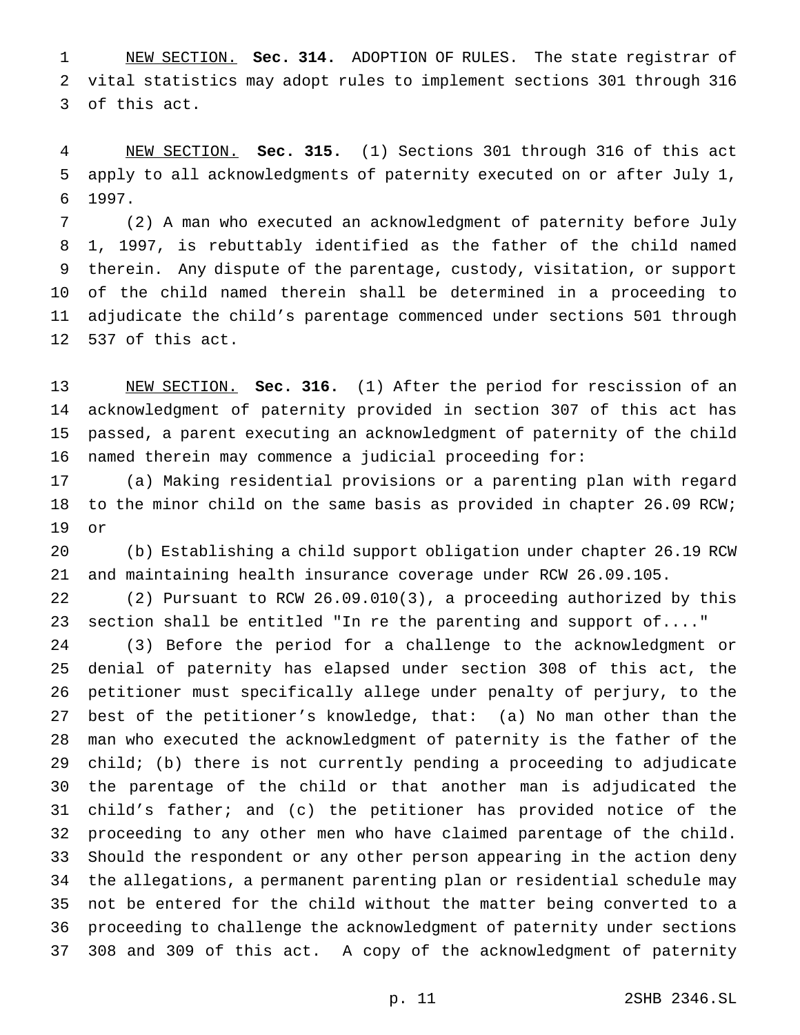NEW SECTION. **Sec. 314.** ADOPTION OF RULES. The state registrar of vital statistics may adopt rules to implement sections 301 through 316 of this act.

NEW SECTION. **Sec. 315.** (1) Sections 301 through 316 of this act apply to all acknowledgments of paternity executed on or after July 1, 1997.

(2) A man who executed an acknowledgment of paternity before July 1, 1997, is rebuttably identified as the father of the child named therein. Any dispute of the parentage, custody, visitation, or support of the child named therein shall be determined in a proceeding to adjudicate the child's parentage commenced under sections 501 through 537 of this act.

NEW SECTION. **Sec. 316.** (1) After the period for rescission of an acknowledgment of paternity provided in section 307 of this act has passed, a parent executing an acknowledgment of paternity of the child named therein may commence a judicial proceeding for:

(a) Making residential provisions or a parenting plan with regard to the minor child on the same basis as provided in chapter 26.09 RCW; or

(b) Establishing a child support obligation under chapter 26.19 RCW and maintaining health insurance coverage under RCW 26.09.105.

(2) Pursuant to RCW 26.09.010(3), a proceeding authorized by this section shall be entitled "In re the parenting and support of...."

(3) Before the period for a challenge to the acknowledgment or denial of paternity has elapsed under section 308 of this act, the petitioner must specifically allege under penalty of perjury, to the best of the petitioner's knowledge, that: (a) No man other than the man who executed the acknowledgment of paternity is the father of the child; (b) there is not currently pending a proceeding to adjudicate the parentage of the child or that another man is adjudicated the child's father; and (c) the petitioner has provided notice of the proceeding to any other men who have claimed parentage of the child. Should the respondent or any other person appearing in the action deny the allegations, a permanent parenting plan or residential schedule may not be entered for the child without the matter being converted to a proceeding to challenge the acknowledgment of paternity under sections 308 and 309 of this act. A copy of the acknowledgment of paternity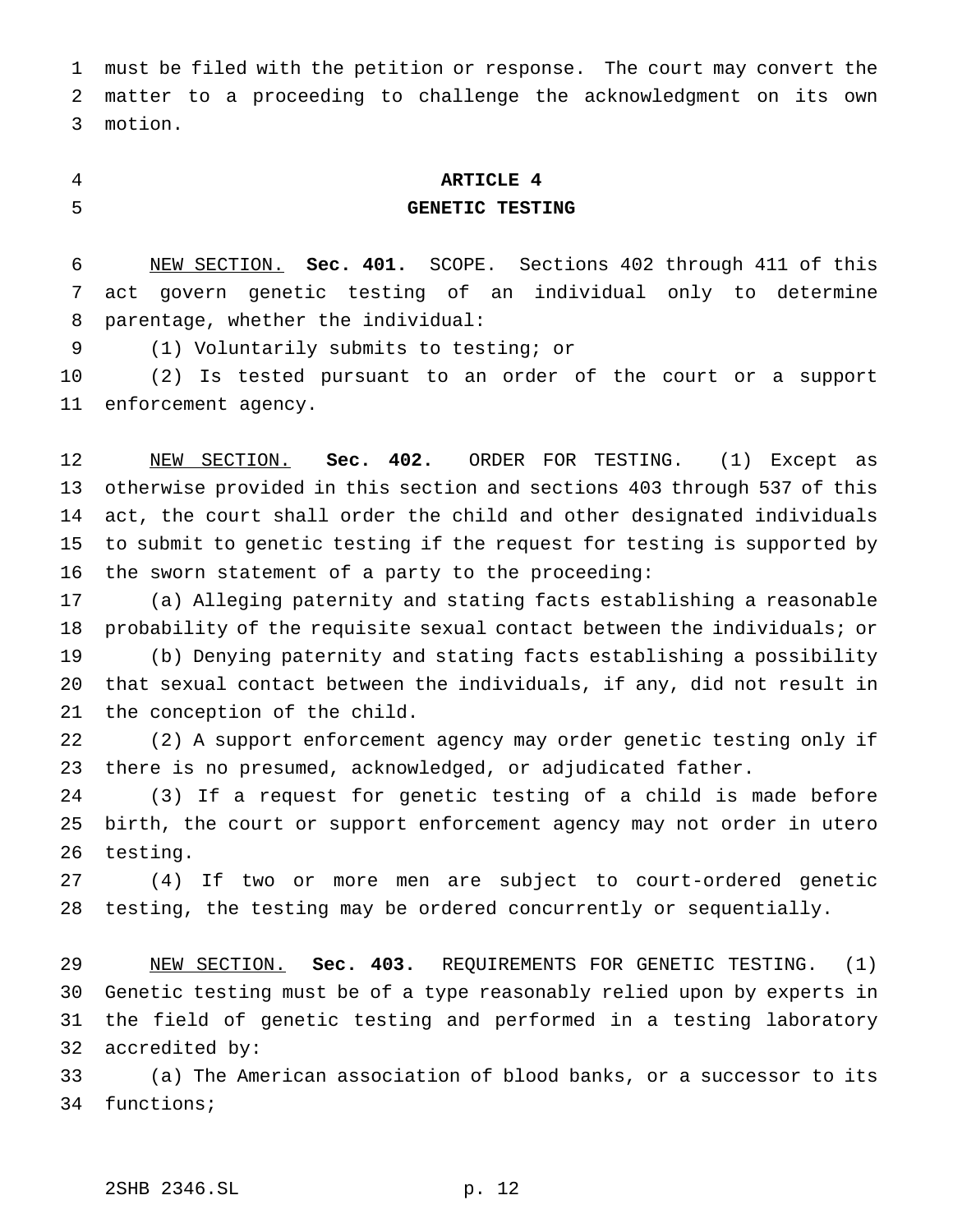must be filed with the petition or response. The court may convert the matter to a proceeding to challenge the acknowledgment on its own motion.

## ARTICLE 4
## GENETIC TESTING

NEW SECTION. **Sec. 401.** SCOPE. Sections 402 through 411 of this act govern genetic testing of an individual only to determine parentage, whether the individual:

(1) Voluntarily submits to testing; or

(2) Is tested pursuant to an order of the court or a support enforcement agency.

NEW SECTION. **Sec. 402.** ORDER FOR TESTING. (1) Except as otherwise provided in this section and sections 403 through 537 of this act, the court shall order the child and other designated individuals to submit to genetic testing if the request for testing is supported by the sworn statement of a party to the proceeding:

(a) Alleging paternity and stating facts establishing a reasonable probability of the requisite sexual contact between the individuals; or

(b) Denying paternity and stating facts establishing a possibility that sexual contact between the individuals, if any, did not result in the conception of the child.

(2) A support enforcement agency may order genetic testing only if there is no presumed, acknowledged, or adjudicated father.

(3) If a request for genetic testing of a child is made before birth, the court or support enforcement agency may not order in utero testing.

(4) If two or more men are subject to court-ordered genetic testing, the testing may be ordered concurrently or sequentially.

NEW SECTION. **Sec. 403.** REQUIREMENTS FOR GENETIC TESTING. (1) Genetic testing must be of a type reasonably relied upon by experts in the field of genetic testing and performed in a testing laboratory accredited by:

(a) The American association of blood banks, or a successor to its functions;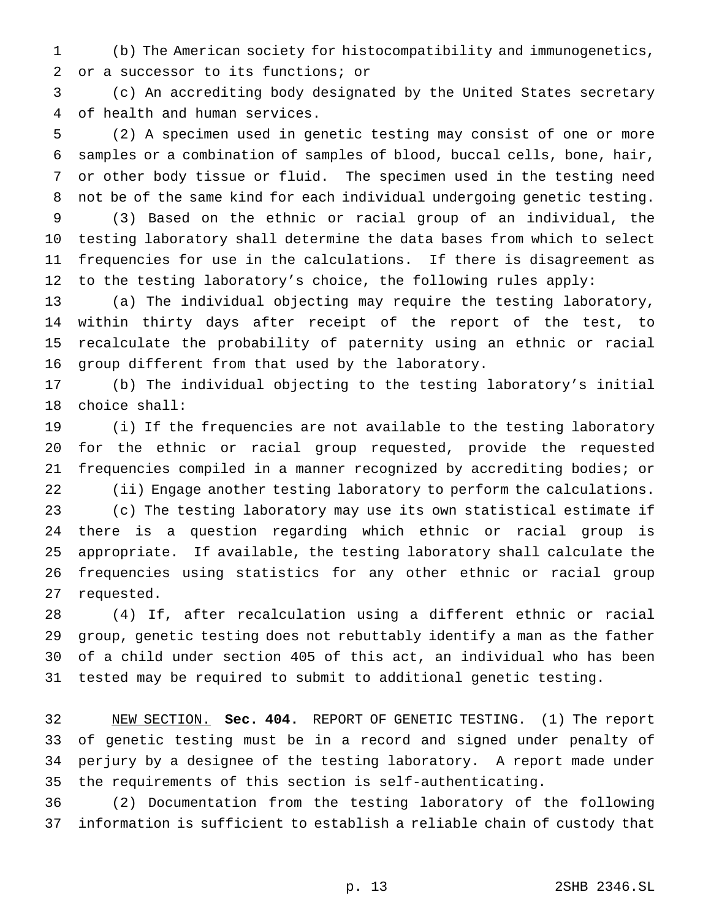(b) The American society for histocompatibility and immunogenetics, or a successor to its functions; or

(c) An accrediting body designated by the United States secretary of health and human services.

(2) A specimen used in genetic testing may consist of one or more samples or a combination of samples of blood, buccal cells, bone, hair, or other body tissue or fluid. The specimen used in the testing need not be of the same kind for each individual undergoing genetic testing.

(3) Based on the ethnic or racial group of an individual, the testing laboratory shall determine the data bases from which to select frequencies for use in the calculations. If there is disagreement as to the testing laboratory's choice, the following rules apply:

(a) The individual objecting may require the testing laboratory, within thirty days after receipt of the report of the test, to recalculate the probability of paternity using an ethnic or racial group different from that used by the laboratory.

(b) The individual objecting to the testing laboratory's initial choice shall:

(i) If the frequencies are not available to the testing laboratory for the ethnic or racial group requested, provide the requested frequencies compiled in a manner recognized by accrediting bodies; or

(ii) Engage another testing laboratory to perform the calculations.

(c) The testing laboratory may use its own statistical estimate if there is a question regarding which ethnic or racial group is appropriate. If available, the testing laboratory shall calculate the frequencies using statistics for any other ethnic or racial group requested.

(4) If, after recalculation using a different ethnic or racial group, genetic testing does not rebuttably identify a man as the father of a child under section 405 of this act, an individual who has been tested may be required to submit to additional genetic testing.

NEW SECTION. **Sec. 404.** REPORT OF GENETIC TESTING. (1) The report of genetic testing must be in a record and signed under penalty of perjury by a designee of the testing laboratory. A report made under the requirements of this section is self-authenticating.

(2) Documentation from the testing laboratory of the following information is sufficient to establish a reliable chain of custody that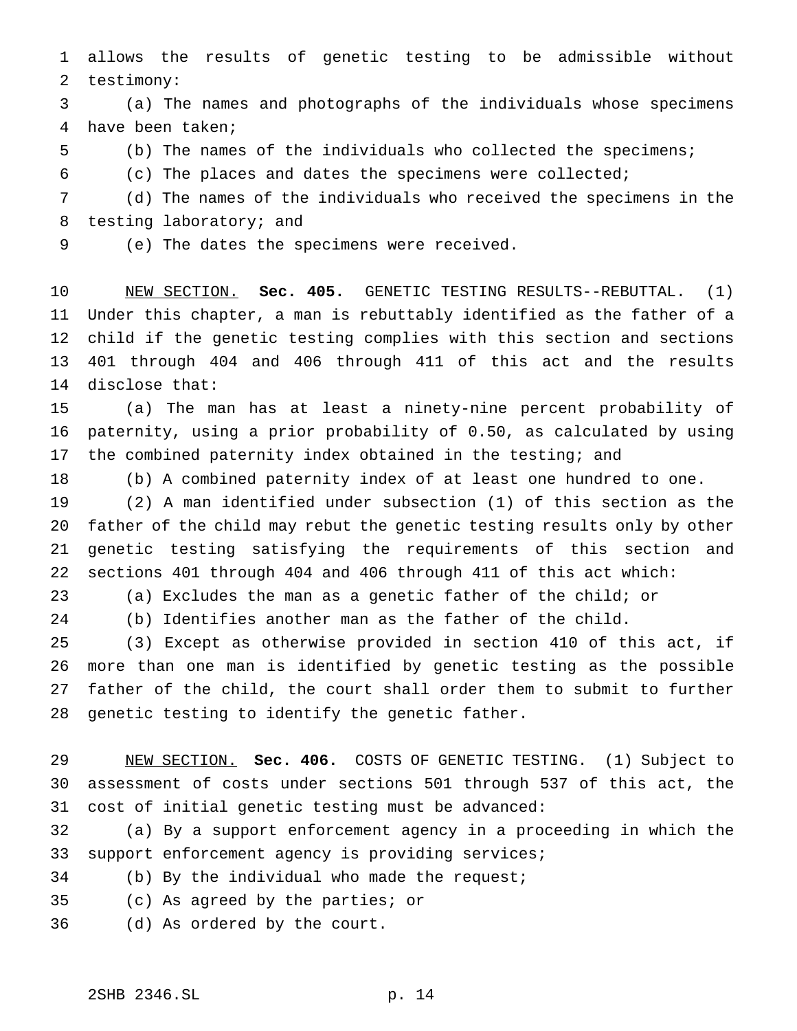allows the results of genetic testing to be admissible without testimony:

(a) The names and photographs of the individuals whose specimens have been taken;

(b) The names of the individuals who collected the specimens;

(c) The places and dates the specimens were collected;

(d) The names of the individuals who received the specimens in the testing laboratory; and

(e) The dates the specimens were received.

NEW SECTION. **Sec. 405.** GENETIC TESTING RESULTS--REBUTTAL. (1) Under this chapter, a man is rebuttably identified as the father of a child if the genetic testing complies with this section and sections 401 through 404 and 406 through 411 of this act and the results disclose that:

(a) The man has at least a ninety-nine percent probability of paternity, using a prior probability of 0.50, as calculated by using the combined paternity index obtained in the testing; and

(b) A combined paternity index of at least one hundred to one.

(2) A man identified under subsection (1) of this section as the father of the child may rebut the genetic testing results only by other genetic testing satisfying the requirements of this section and sections 401 through 404 and 406 through 411 of this act which:

(a) Excludes the man as a genetic father of the child; or

(b) Identifies another man as the father of the child.

(3) Except as otherwise provided in section 410 of this act, if more than one man is identified by genetic testing as the possible father of the child, the court shall order them to submit to further genetic testing to identify the genetic father.

NEW SECTION. **Sec. 406.** COSTS OF GENETIC TESTING. (1) Subject to assessment of costs under sections 501 through 537 of this act, the cost of initial genetic testing must be advanced:

(a) By a support enforcement agency in a proceeding in which the support enforcement agency is providing services;

(b) By the individual who made the request;

(c) As agreed by the parties; or

(d) As ordered by the court.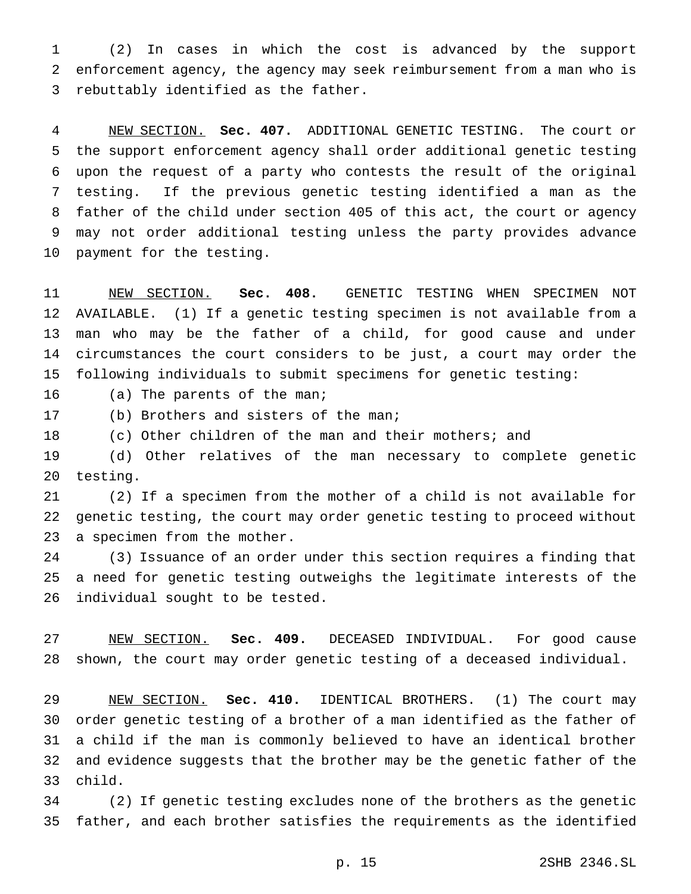(2) In cases in which the cost is advanced by the support enforcement agency, the agency may seek reimbursement from a man who is rebuttably identified as the father.

NEW SECTION. **Sec. 407.** ADDITIONAL GENETIC TESTING. The court or the support enforcement agency shall order additional genetic testing upon the request of a party who contests the result of the original testing. If the previous genetic testing identified a man as the father of the child under section 405 of this act, the court or agency may not order additional testing unless the party provides advance payment for the testing.

NEW SECTION. **Sec. 408.** GENETIC TESTING WHEN SPECIMEN NOT AVAILABLE. (1) If a genetic testing specimen is not available from a man who may be the father of a child, for good cause and under circumstances the court considers to be just, a court may order the following individuals to submit specimens for genetic testing:

(a) The parents of the man;

(b) Brothers and sisters of the man;

(c) Other children of the man and their mothers; and

(d) Other relatives of the man necessary to complete genetic testing.

(2) If a specimen from the mother of a child is not available for genetic testing, the court may order genetic testing to proceed without a specimen from the mother.

(3) Issuance of an order under this section requires a finding that a need for genetic testing outweighs the legitimate interests of the individual sought to be tested.

NEW SECTION. **Sec. 409.** DECEASED INDIVIDUAL. For good cause shown, the court may order genetic testing of a deceased individual.

NEW SECTION. **Sec. 410.** IDENTICAL BROTHERS. (1) The court may order genetic testing of a brother of a man identified as the father of a child if the man is commonly believed to have an identical brother and evidence suggests that the brother may be the genetic father of the child.

(2) If genetic testing excludes none of the brothers as the genetic father, and each brother satisfies the requirements as the identified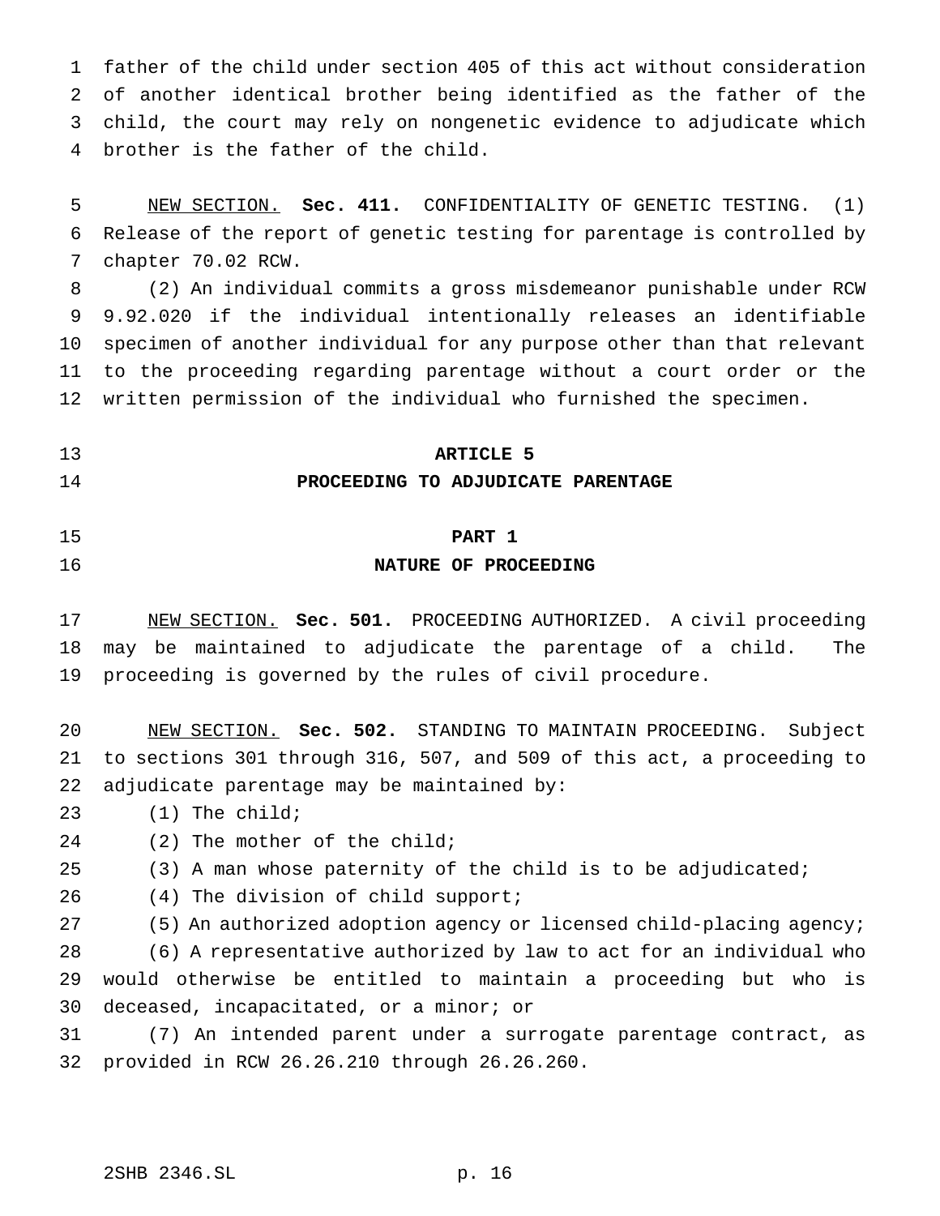father of the child under section 405 of this act without consideration of another identical brother being identified as the father of the child, the court may rely on nongenetic evidence to adjudicate which brother is the father of the child.

NEW SECTION. **Sec. 411.** CONFIDENTIALITY OF GENETIC TESTING. (1) Release of the report of genetic testing for parentage is controlled by chapter 70.02 RCW.

(2) An individual commits a gross misdemeanor punishable under RCW 9.92.020 if the individual intentionally releases an identifiable specimen of another individual for any purpose other than that relevant to the proceeding regarding parentage without a court order or the written permission of the individual who furnished the specimen.

# ARTICLE 5
# PROCEEDING TO ADJUDICATE PARENTAGE

## PART 1
## NATURE OF PROCEEDING

NEW SECTION. **Sec. 501.** PROCEEDING AUTHORIZED. A civil proceeding may be maintained to adjudicate the parentage of a child. The proceeding is governed by the rules of civil procedure.

NEW SECTION. **Sec. 502.** STANDING TO MAINTAIN PROCEEDING. Subject to sections 301 through 316, 507, and 509 of this act, a proceeding to adjudicate parentage may be maintained by:

(1) The child;

(2) The mother of the child;

(3) A man whose paternity of the child is to be adjudicated;

(4) The division of child support;

(5) An authorized adoption agency or licensed child-placing agency;

(6) A representative authorized by law to act for an individual who would otherwise be entitled to maintain a proceeding but who is deceased, incapacitated, or a minor; or

(7) An intended parent under a surrogate parentage contract, as provided in RCW 26.26.210 through 26.26.260.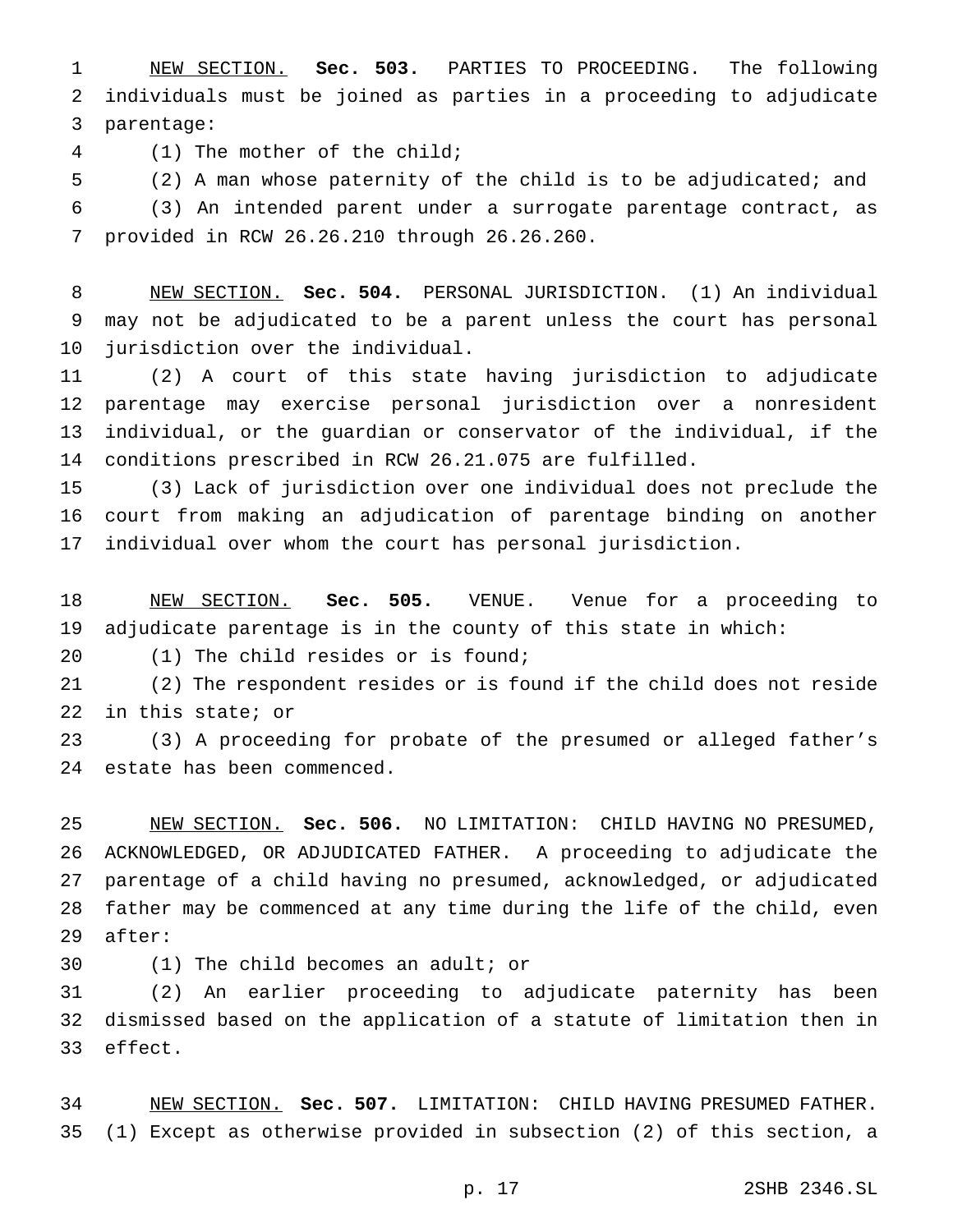NEW SECTION. **Sec. 503.** PARTIES TO PROCEEDING. The following individuals must be joined as parties in a proceeding to adjudicate parentage:

(1) The mother of the child;

(2) A man whose paternity of the child is to be adjudicated; and

(3) An intended parent under a surrogate parentage contract, as provided in RCW 26.26.210 through 26.26.260.

NEW SECTION. **Sec. 504.** PERSONAL JURISDICTION. (1) An individual may not be adjudicated to be a parent unless the court has personal jurisdiction over the individual.

(2) A court of this state having jurisdiction to adjudicate parentage may exercise personal jurisdiction over a nonresident individual, or the guardian or conservator of the individual, if the conditions prescribed in RCW 26.21.075 are fulfilled.

(3) Lack of jurisdiction over one individual does not preclude the court from making an adjudication of parentage binding on another individual over whom the court has personal jurisdiction.

NEW SECTION. **Sec. 505.** VENUE. Venue for a proceeding to adjudicate parentage is in the county of this state in which:

(1) The child resides or is found;

(2) The respondent resides or is found if the child does not reside in this state; or

(3) A proceeding for probate of the presumed or alleged father's estate has been commenced.

NEW SECTION. **Sec. 506.** NO LIMITATION: CHILD HAVING NO PRESUMED, ACKNOWLEDGED, OR ADJUDICATED FATHER. A proceeding to adjudicate the parentage of a child having no presumed, acknowledged, or adjudicated father may be commenced at any time during the life of the child, even after:

(1) The child becomes an adult; or

(2) An earlier proceeding to adjudicate paternity has been dismissed based on the application of a statute of limitation then in effect.

NEW SECTION. **Sec. 507.** LIMITATION: CHILD HAVING PRESUMED FATHER. (1) Except as otherwise provided in subsection (2) of this section, a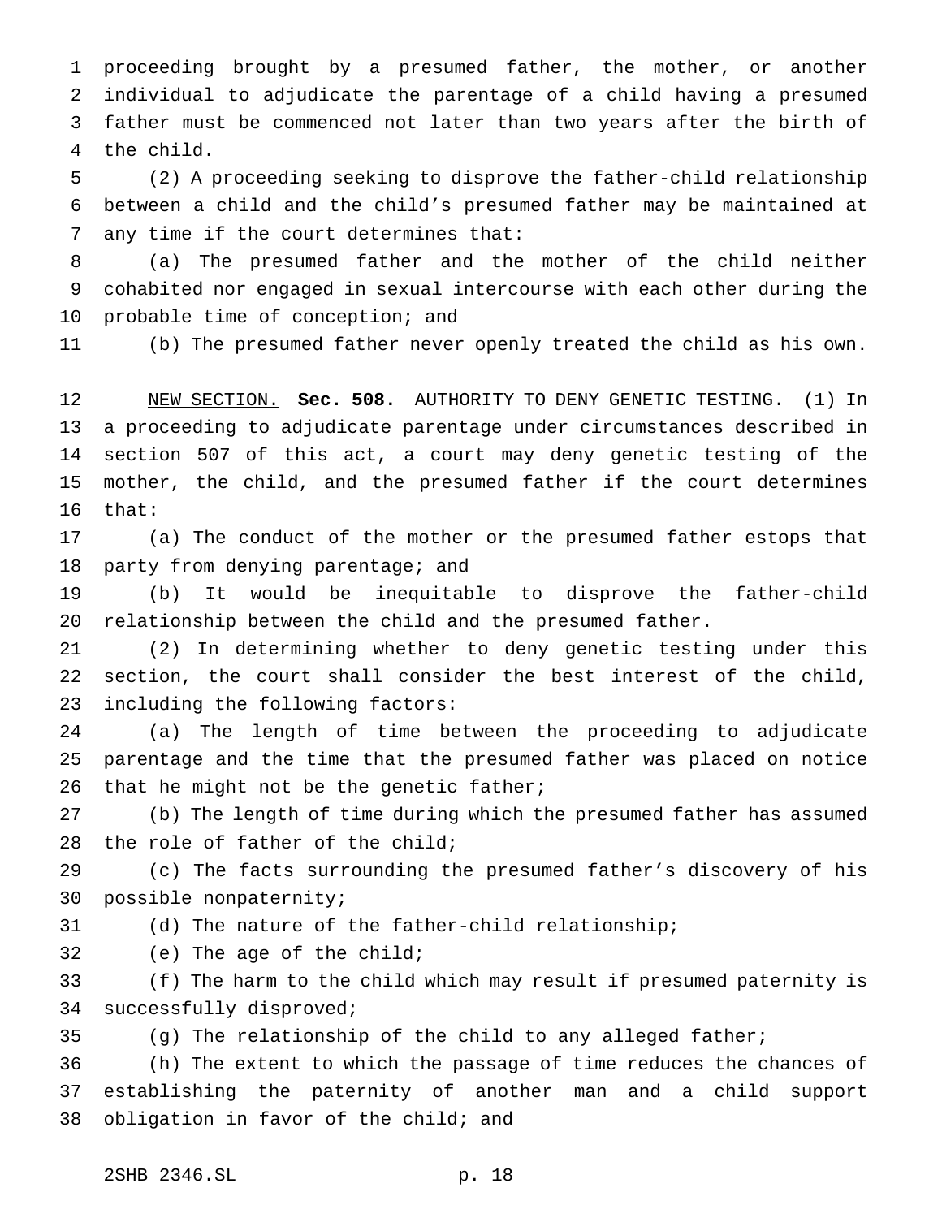proceeding brought by a presumed father, the mother, or another individual to adjudicate the parentage of a child having a presumed father must be commenced not later than two years after the birth of the child.

(2) A proceeding seeking to disprove the father-child relationship between a child and the child's presumed father may be maintained at any time if the court determines that:

(a) The presumed father and the mother of the child neither cohabited nor engaged in sexual intercourse with each other during the probable time of conception; and

(b) The presumed father never openly treated the child as his own.

NEW SECTION. **Sec. 508.** AUTHORITY TO DENY GENETIC TESTING. (1) In a proceeding to adjudicate parentage under circumstances described in section 507 of this act, a court may deny genetic testing of the mother, the child, and the presumed father if the court determines that:

(a) The conduct of the mother or the presumed father estops that party from denying parentage; and

(b) It would be inequitable to disprove the father-child relationship between the child and the presumed father.

(2) In determining whether to deny genetic testing under this section, the court shall consider the best interest of the child, including the following factors:

(a) The length of time between the proceeding to adjudicate parentage and the time that the presumed father was placed on notice that he might not be the genetic father;

(b) The length of time during which the presumed father has assumed the role of father of the child;

(c) The facts surrounding the presumed father's discovery of his possible nonpaternity;

(d) The nature of the father-child relationship;

(e) The age of the child;

(f) The harm to the child which may result if presumed paternity is successfully disproved;

(g) The relationship of the child to any alleged father;

(h) The extent to which the passage of time reduces the chances of establishing the paternity of another man and a child support obligation in favor of the child; and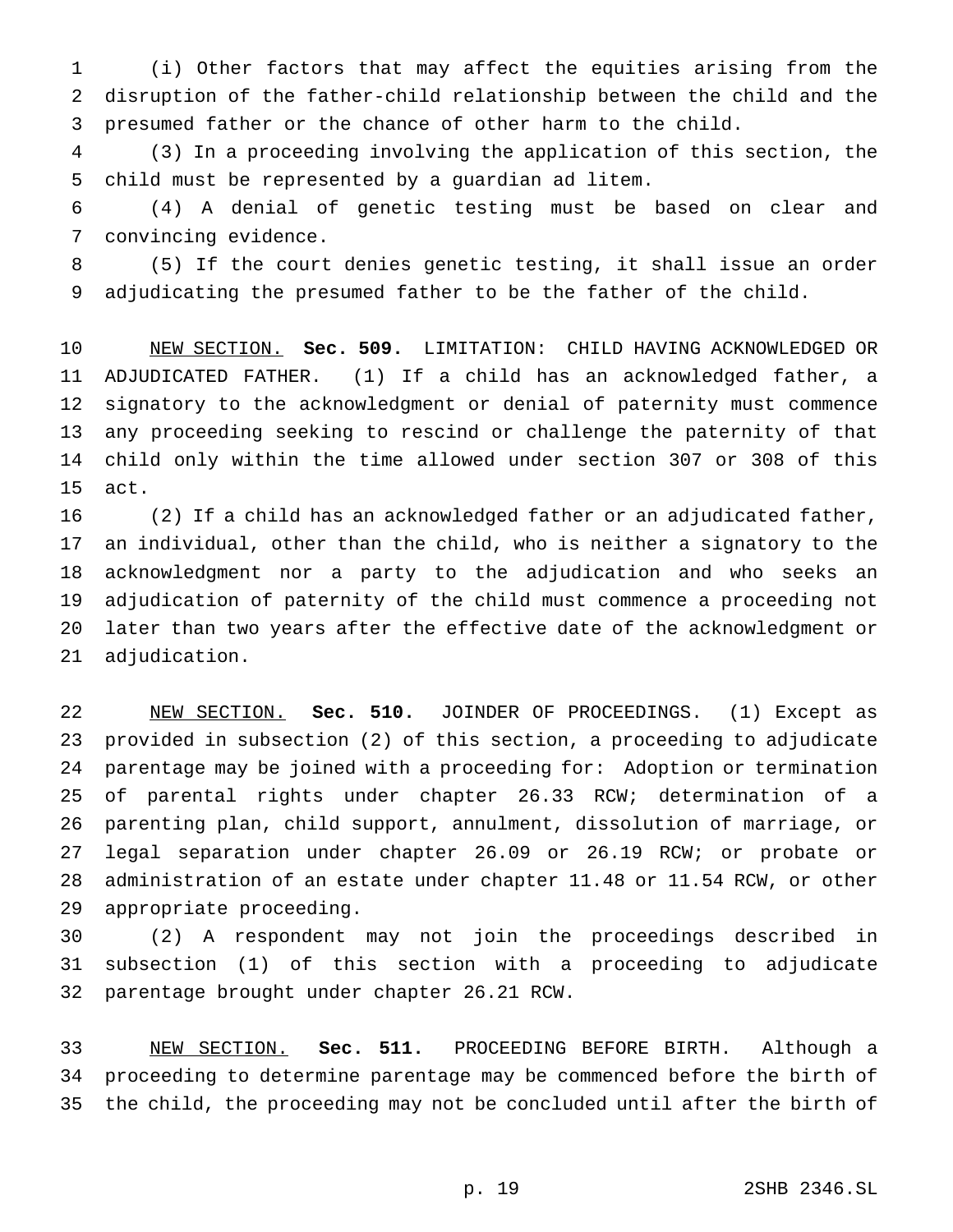(i) Other factors that may affect the equities arising from the disruption of the father-child relationship between the child and the presumed father or the chance of other harm to the child.

(3) In a proceeding involving the application of this section, the child must be represented by a guardian ad litem.

(4) A denial of genetic testing must be based on clear and convincing evidence.

(5) If the court denies genetic testing, it shall issue an order adjudicating the presumed father to be the father of the child.

NEW SECTION. **Sec. 509.** LIMITATION: CHILD HAVING ACKNOWLEDGED OR ADJUDICATED FATHER. (1) If a child has an acknowledged father, a signatory to the acknowledgment or denial of paternity must commence any proceeding seeking to rescind or challenge the paternity of that child only within the time allowed under section 307 or 308 of this act.

(2) If a child has an acknowledged father or an adjudicated father, an individual, other than the child, who is neither a signatory to the acknowledgment nor a party to the adjudication and who seeks an adjudication of paternity of the child must commence a proceeding not later than two years after the effective date of the acknowledgment or adjudication.

NEW SECTION. **Sec. 510.** JOINDER OF PROCEEDINGS. (1) Except as provided in subsection (2) of this section, a proceeding to adjudicate parentage may be joined with a proceeding for: Adoption or termination of parental rights under chapter 26.33 RCW; determination of a parenting plan, child support, annulment, dissolution of marriage, or legal separation under chapter 26.09 or 26.19 RCW; or probate or administration of an estate under chapter 11.48 or 11.54 RCW, or other appropriate proceeding.

(2) A respondent may not join the proceedings described in subsection (1) of this section with a proceeding to adjudicate parentage brought under chapter 26.21 RCW.

NEW SECTION. **Sec. 511.** PROCEEDING BEFORE BIRTH. Although a proceeding to determine parentage may be commenced before the birth of the child, the proceeding may not be concluded until after the birth of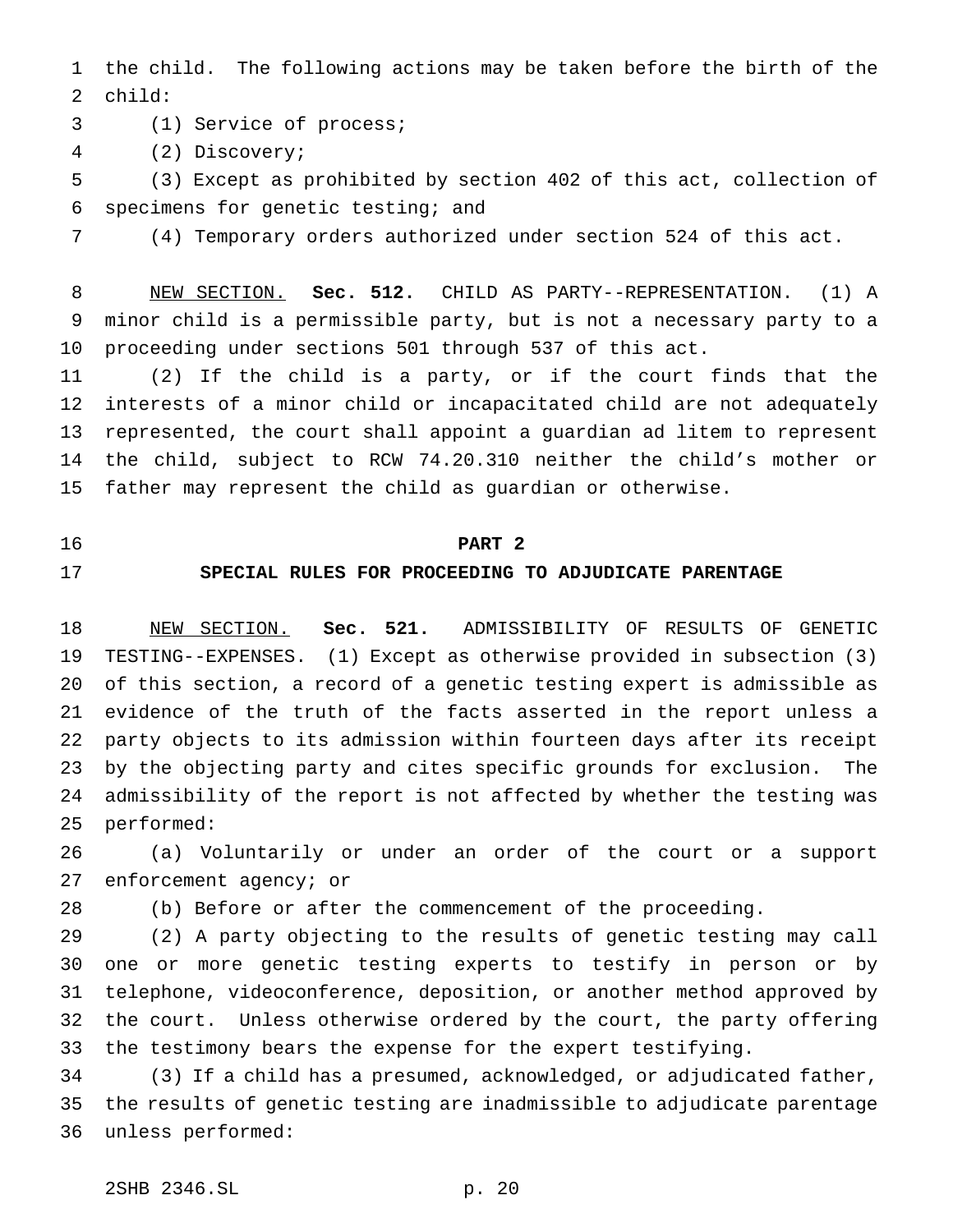the child. The following actions may be taken before the birth of the child:

(1) Service of process;

(2) Discovery;

(3) Except as prohibited by section 402 of this act, collection of specimens for genetic testing; and

(4) Temporary orders authorized under section 524 of this act.

NEW SECTION. **Sec. 512.** CHILD AS PARTY--REPRESENTATION. (1) A minor child is a permissible party, but is not a necessary party to a proceeding under sections 501 through 537 of this act.

(2) If the child is a party, or if the court finds that the interests of a minor child or incapacitated child are not adequately represented, the court shall appoint a guardian ad litem to represent the child, subject to RCW 74.20.310 neither the child's mother or father may represent the child as guardian or otherwise.

## PART 2

## SPECIAL RULES FOR PROCEEDING TO ADJUDICATE PARENTAGE

NEW SECTION. **Sec. 521.** ADMISSIBILITY OF RESULTS OF GENETIC TESTING--EXPENSES. (1) Except as otherwise provided in subsection (3) of this section, a record of a genetic testing expert is admissible as evidence of the truth of the facts asserted in the report unless a party objects to its admission within fourteen days after its receipt by the objecting party and cites specific grounds for exclusion. The admissibility of the report is not affected by whether the testing was performed:

(a) Voluntarily or under an order of the court or a support enforcement agency; or

(b) Before or after the commencement of the proceeding.

(2) A party objecting to the results of genetic testing may call one or more genetic testing experts to testify in person or by telephone, videoconference, deposition, or another method approved by the court. Unless otherwise ordered by the court, the party offering the testimony bears the expense for the expert testifying.

(3) If a child has a presumed, acknowledged, or adjudicated father, the results of genetic testing are inadmissible to adjudicate parentage unless performed: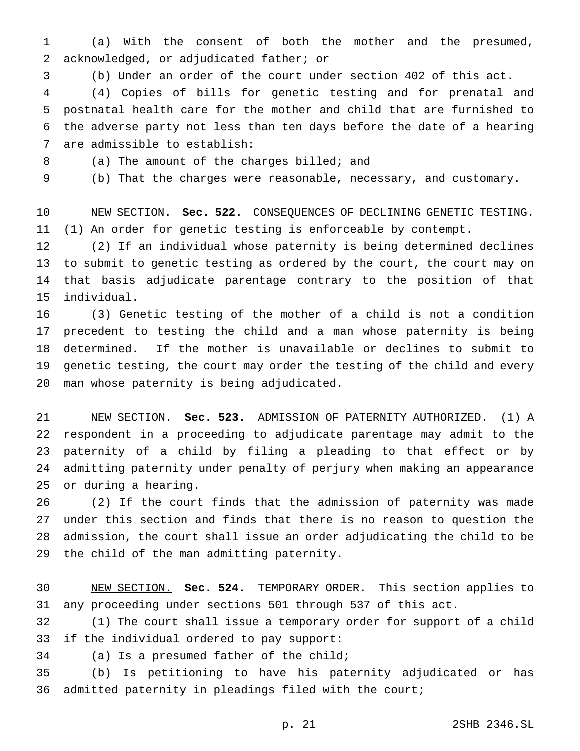(a) With the consent of both the mother and the presumed, acknowledged, or adjudicated father; or

(b) Under an order of the court under section 402 of this act.

(4) Copies of bills for genetic testing and for prenatal and postnatal health care for the mother and child that are furnished to the adverse party not less than ten days before the date of a hearing are admissible to establish:

(a) The amount of the charges billed; and

(b) That the charges were reasonable, necessary, and customary.

NEW SECTION. **Sec. 522.** CONSEQUENCES OF DECLINING GENETIC TESTING. (1) An order for genetic testing is enforceable by contempt.

(2) If an individual whose paternity is being determined declines to submit to genetic testing as ordered by the court, the court may on that basis adjudicate parentage contrary to the position of that individual.

(3) Genetic testing of the mother of a child is not a condition precedent to testing the child and a man whose paternity is being determined. If the mother is unavailable or declines to submit to genetic testing, the court may order the testing of the child and every man whose paternity is being adjudicated.

NEW SECTION. **Sec. 523.** ADMISSION OF PATERNITY AUTHORIZED. (1) A respondent in a proceeding to adjudicate parentage may admit to the paternity of a child by filing a pleading to that effect or by admitting paternity under penalty of perjury when making an appearance or during a hearing.

(2) If the court finds that the admission of paternity was made under this section and finds that there is no reason to question the admission, the court shall issue an order adjudicating the child to be the child of the man admitting paternity.

NEW SECTION. **Sec. 524.** TEMPORARY ORDER. This section applies to any proceeding under sections 501 through 537 of this act.

(1) The court shall issue a temporary order for support of a child if the individual ordered to pay support:

(a) Is a presumed father of the child;

(b) Is petitioning to have his paternity adjudicated or has admitted paternity in pleadings filed with the court;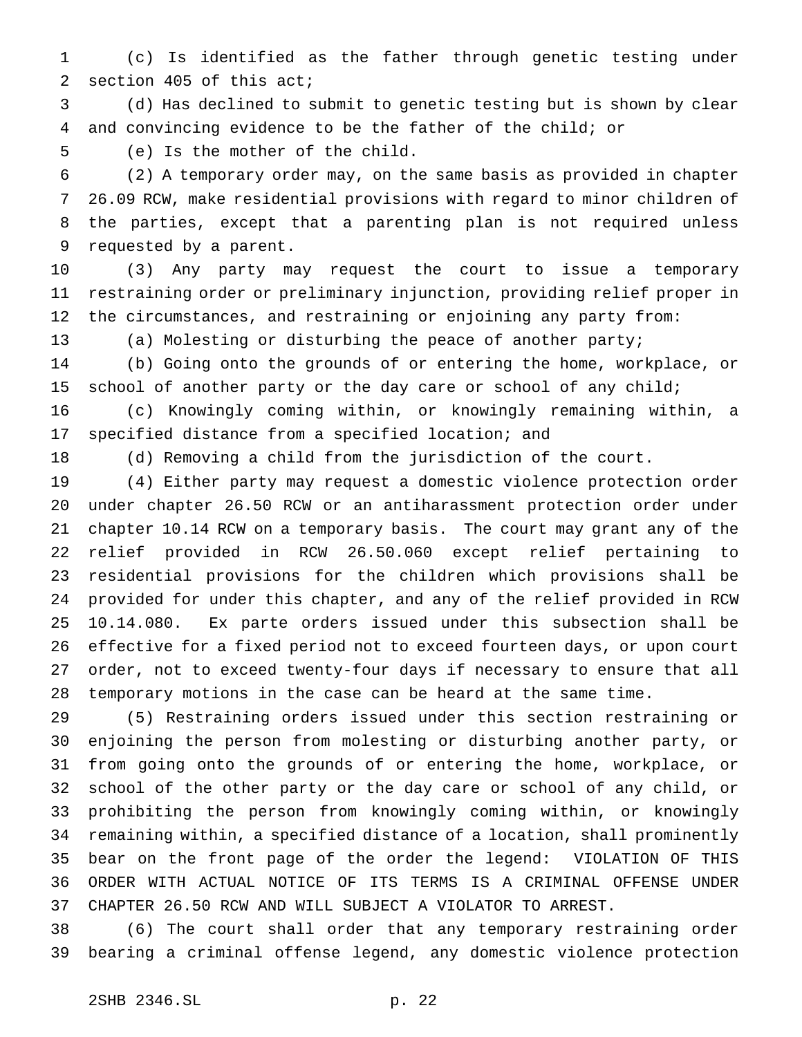(c) Is identified as the father through genetic testing under section 405 of this act;

(d) Has declined to submit to genetic testing but is shown by clear and convincing evidence to be the father of the child; or

(e) Is the mother of the child.

(2) A temporary order may, on the same basis as provided in chapter 26.09 RCW, make residential provisions with regard to minor children of the parties, except that a parenting plan is not required unless requested by a parent.

(3) Any party may request the court to issue a temporary restraining order or preliminary injunction, providing relief proper in the circumstances, and restraining or enjoining any party from:

(a) Molesting or disturbing the peace of another party;

(b) Going onto the grounds of or entering the home, workplace, or school of another party or the day care or school of any child;

(c) Knowingly coming within, or knowingly remaining within, a specified distance from a specified location; and

(d) Removing a child from the jurisdiction of the court.

(4) Either party may request a domestic violence protection order under chapter 26.50 RCW or an antiharassment protection order under chapter 10.14 RCW on a temporary basis. The court may grant any of the relief provided in RCW 26.50.060 except relief pertaining to residential provisions for the children which provisions shall be provided for under this chapter, and any of the relief provided in RCW 10.14.080. Ex parte orders issued under this subsection shall be effective for a fixed period not to exceed fourteen days, or upon court order, not to exceed twenty-four days if necessary to ensure that all temporary motions in the case can be heard at the same time.

(5) Restraining orders issued under this section restraining or enjoining the person from molesting or disturbing another party, or from going onto the grounds of or entering the home, workplace, or school of the other party or the day care or school of any child, or prohibiting the person from knowingly coming within, or knowingly remaining within, a specified distance of a location, shall prominently bear on the front page of the order the legend: VIOLATION OF THIS ORDER WITH ACTUAL NOTICE OF ITS TERMS IS A CRIMINAL OFFENSE UNDER CHAPTER 26.50 RCW AND WILL SUBJECT A VIOLATOR TO ARREST.

(6) The court shall order that any temporary restraining order bearing a criminal offense legend, any domestic violence protection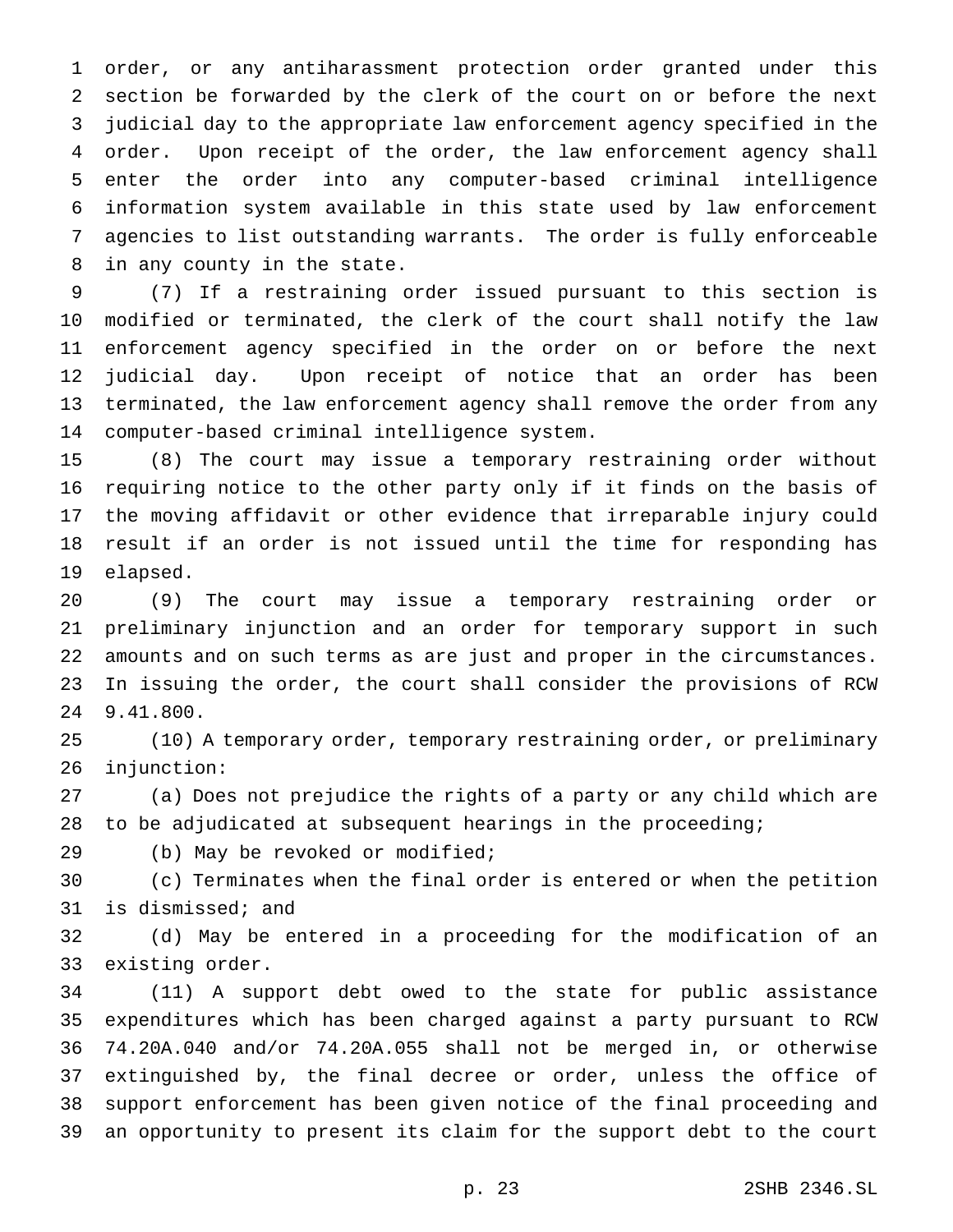order, or any antiharassment protection order granted under this section be forwarded by the clerk of the court on or before the next judicial day to the appropriate law enforcement agency specified in the order. Upon receipt of the order, the law enforcement agency shall enter the order into any computer-based criminal intelligence information system available in this state used by law enforcement agencies to list outstanding warrants. The order is fully enforceable in any county in the state.

(7) If a restraining order issued pursuant to this section is modified or terminated, the clerk of the court shall notify the law enforcement agency specified in the order on or before the next judicial day. Upon receipt of notice that an order has been terminated, the law enforcement agency shall remove the order from any computer-based criminal intelligence system.

(8) The court may issue a temporary restraining order without requiring notice to the other party only if it finds on the basis of the moving affidavit or other evidence that irreparable injury could result if an order is not issued until the time for responding has elapsed.

(9) The court may issue a temporary restraining order or preliminary injunction and an order for temporary support in such amounts and on such terms as are just and proper in the circumstances. In issuing the order, the court shall consider the provisions of RCW 9.41.800.

(10) A temporary order, temporary restraining order, or preliminary injunction:

(a) Does not prejudice the rights of a party or any child which are to be adjudicated at subsequent hearings in the proceeding;

(b) May be revoked or modified;

(c) Terminates when the final order is entered or when the petition is dismissed; and

(d) May be entered in a proceeding for the modification of an existing order.

(11) A support debt owed to the state for public assistance expenditures which has been charged against a party pursuant to RCW 74.20A.040 and/or 74.20A.055 shall not be merged in, or otherwise extinguished by, the final decree or order, unless the office of support enforcement has been given notice of the final proceeding and an opportunity to present its claim for the support debt to the court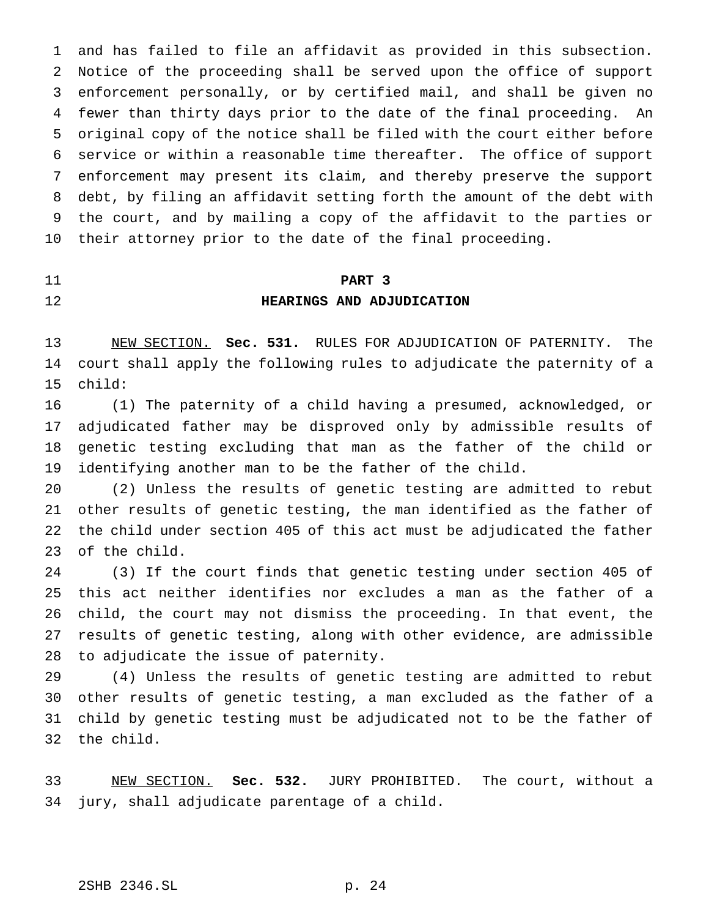and has failed to file an affidavit as provided in this subsection. Notice of the proceeding shall be served upon the office of support enforcement personally, or by certified mail, and shall be given no fewer than thirty days prior to the date of the final proceeding. An original copy of the notice shall be filed with the court either before service or within a reasonable time thereafter. The office of support enforcement may present its claim, and thereby preserve the support debt, by filing an affidavit setting forth the amount of the debt with the court, and by mailing a copy of the affidavit to the parties or their attorney prior to the date of the final proceeding.

## PART 3
## HEARINGS AND ADJUDICATION

NEW SECTION. **Sec. 531.** RULES FOR ADJUDICATION OF PATERNITY. The court shall apply the following rules to adjudicate the paternity of a child:

(1) The paternity of a child having a presumed, acknowledged, or adjudicated father may be disproved only by admissible results of genetic testing excluding that man as the father of the child or identifying another man to be the father of the child.

(2) Unless the results of genetic testing are admitted to rebut other results of genetic testing, the man identified as the father of the child under section 405 of this act must be adjudicated the father of the child.

(3) If the court finds that genetic testing under section 405 of this act neither identifies nor excludes a man as the father of a child, the court may not dismiss the proceeding. In that event, the results of genetic testing, along with other evidence, are admissible to adjudicate the issue of paternity.

(4) Unless the results of genetic testing are admitted to rebut other results of genetic testing, a man excluded as the father of a child by genetic testing must be adjudicated not to be the father of the child.

NEW SECTION. **Sec. 532.** JURY PROHIBITED. The court, without a jury, shall adjudicate parentage of a child.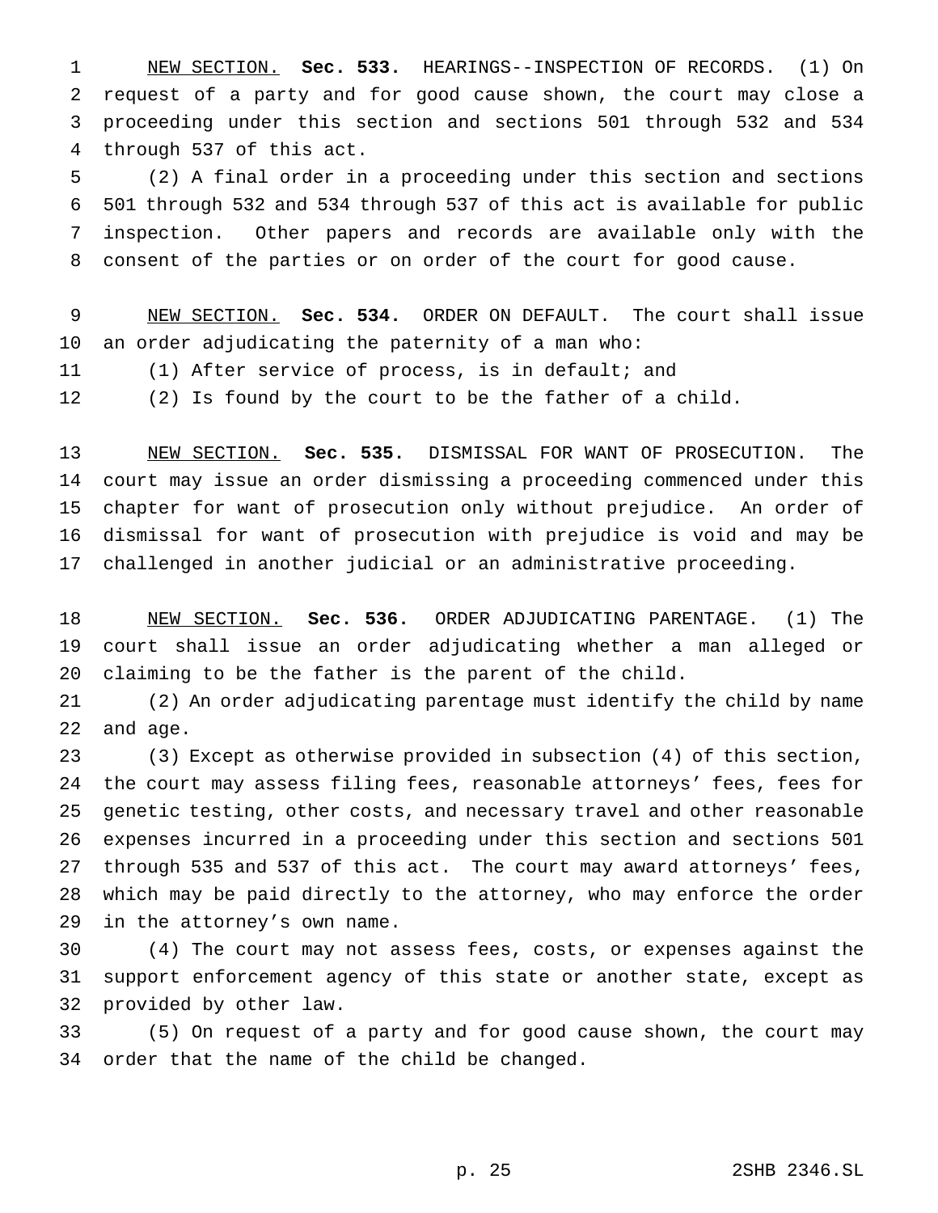NEW SECTION. **Sec. 533.** HEARINGS--INSPECTION OF RECORDS. (1) On request of a party and for good cause shown, the court may close a proceeding under this section and sections 501 through 532 and 534 through 537 of this act.

(2) A final order in a proceeding under this section and sections 501 through 532 and 534 through 537 of this act is available for public inspection. Other papers and records are available only with the consent of the parties or on order of the court for good cause.

NEW SECTION. **Sec. 534.** ORDER ON DEFAULT. The court shall issue an order adjudicating the paternity of a man who:

(1) After service of process, is in default; and

(2) Is found by the court to be the father of a child.

NEW SECTION. **Sec. 535.** DISMISSAL FOR WANT OF PROSECUTION. The court may issue an order dismissing a proceeding commenced under this chapter for want of prosecution only without prejudice. An order of dismissal for want of prosecution with prejudice is void and may be challenged in another judicial or an administrative proceeding.

NEW SECTION. **Sec. 536.** ORDER ADJUDICATING PARENTAGE. (1) The court shall issue an order adjudicating whether a man alleged or claiming to be the father is the parent of the child.

(2) An order adjudicating parentage must identify the child by name and age.

(3) Except as otherwise provided in subsection (4) of this section, the court may assess filing fees, reasonable attorneys' fees, fees for genetic testing, other costs, and necessary travel and other reasonable expenses incurred in a proceeding under this section and sections 501 through 535 and 537 of this act. The court may award attorneys' fees, which may be paid directly to the attorney, who may enforce the order in the attorney's own name.

(4) The court may not assess fees, costs, or expenses against the support enforcement agency of this state or another state, except as provided by other law.

(5) On request of a party and for good cause shown, the court may order that the name of the child be changed.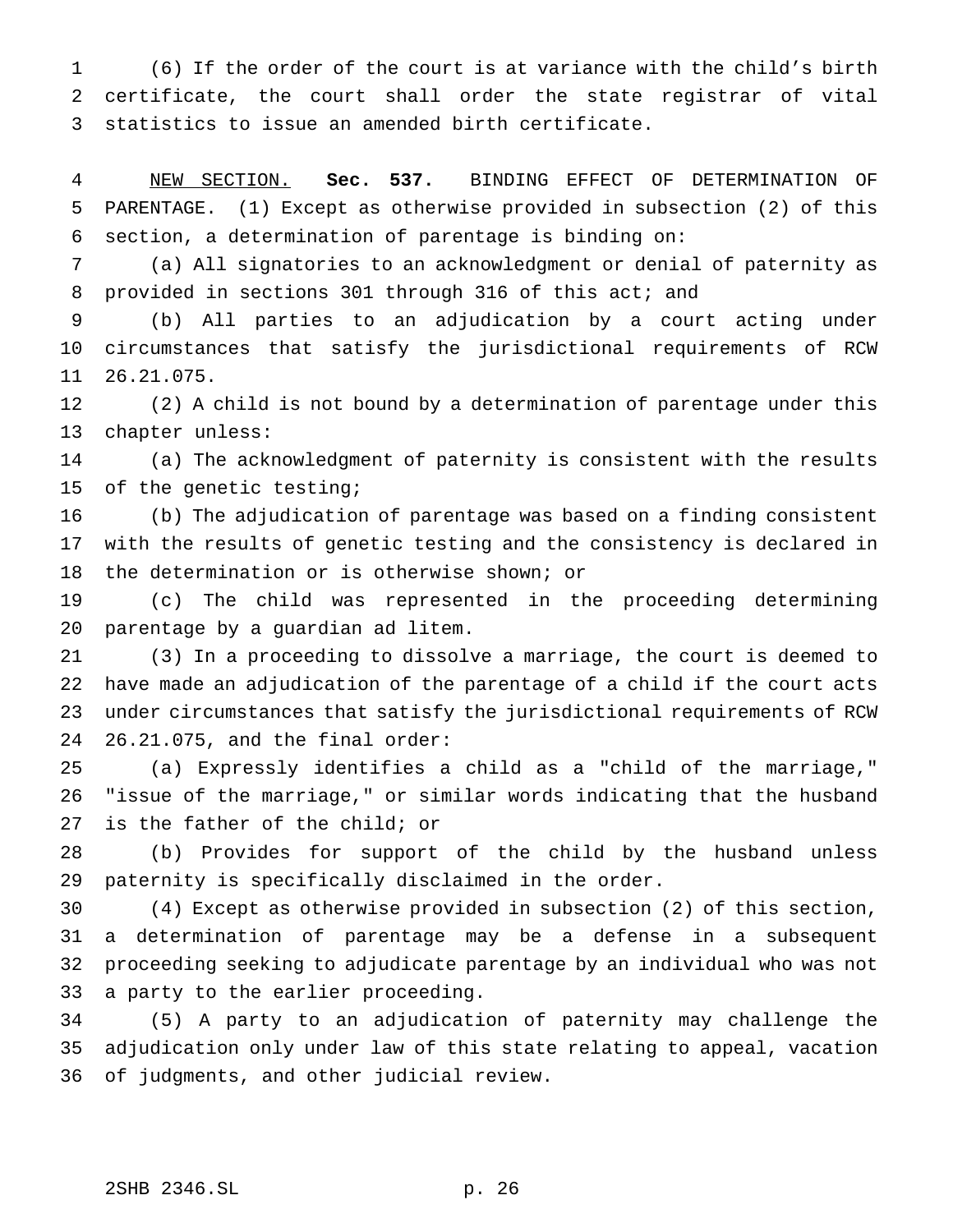(6) If the order of the court is at variance with the child's birth certificate, the court shall order the state registrar of vital statistics to issue an amended birth certificate.

NEW SECTION. **Sec. 537.** BINDING EFFECT OF DETERMINATION OF PARENTAGE. (1) Except as otherwise provided in subsection (2) of this section, a determination of parentage is binding on:

(a) All signatories to an acknowledgment or denial of paternity as provided in sections 301 through 316 of this act; and

(b) All parties to an adjudication by a court acting under circumstances that satisfy the jurisdictional requirements of RCW 26.21.075.

(2) A child is not bound by a determination of parentage under this chapter unless:

(a) The acknowledgment of paternity is consistent with the results of the genetic testing;

(b) The adjudication of parentage was based on a finding consistent with the results of genetic testing and the consistency is declared in the determination or is otherwise shown; or

(c) The child was represented in the proceeding determining parentage by a guardian ad litem.

(3) In a proceeding to dissolve a marriage, the court is deemed to have made an adjudication of the parentage of a child if the court acts under circumstances that satisfy the jurisdictional requirements of RCW 26.21.075, and the final order:

(a) Expressly identifies a child as a "child of the marriage," "issue of the marriage," or similar words indicating that the husband is the father of the child; or

(b) Provides for support of the child by the husband unless paternity is specifically disclaimed in the order.

(4) Except as otherwise provided in subsection (2) of this section, a determination of parentage may be a defense in a subsequent proceeding seeking to adjudicate parentage by an individual who was not a party to the earlier proceeding.

(5) A party to an adjudication of paternity may challenge the adjudication only under law of this state relating to appeal, vacation of judgments, and other judicial review.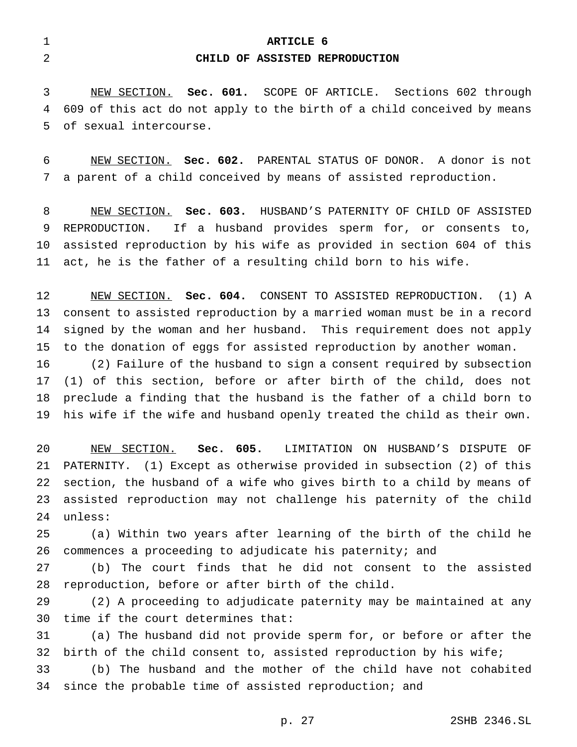# ARTICLE 6

## CHILD OF ASSISTED REPRODUCTION

NEW SECTION. **Sec. 601.** SCOPE OF ARTICLE. Sections 602 through 609 of this act do not apply to the birth of a child conceived by means of sexual intercourse.

NEW SECTION. **Sec. 602.** PARENTAL STATUS OF DONOR. A donor is not a parent of a child conceived by means of assisted reproduction.

NEW SECTION. **Sec. 603.** HUSBAND'S PATERNITY OF CHILD OF ASSISTED REPRODUCTION. If a husband provides sperm for, or consents to, assisted reproduction by his wife as provided in section 604 of this act, he is the father of a resulting child born to his wife.

NEW SECTION. **Sec. 604.** CONSENT TO ASSISTED REPRODUCTION. (1) A consent to assisted reproduction by a married woman must be in a record signed by the woman and her husband. This requirement does not apply to the donation of eggs for assisted reproduction by another woman.

(2) Failure of the husband to sign a consent required by subsection (1) of this section, before or after birth of the child, does not preclude a finding that the husband is the father of a child born to his wife if the wife and husband openly treated the child as their own.

NEW SECTION. **Sec. 605.** LIMITATION ON HUSBAND'S DISPUTE OF PATERNITY. (1) Except as otherwise provided in subsection (2) of this section, the husband of a wife who gives birth to a child by means of assisted reproduction may not challenge his paternity of the child unless:

(a) Within two years after learning of the birth of the child he commences a proceeding to adjudicate his paternity; and

(b) The court finds that he did not consent to the assisted reproduction, before or after birth of the child.

(2) A proceeding to adjudicate paternity may be maintained at any time if the court determines that:

(a) The husband did not provide sperm for, or before or after the birth of the child consent to, assisted reproduction by his wife;

(b) The husband and the mother of the child have not cohabited since the probable time of assisted reproduction; and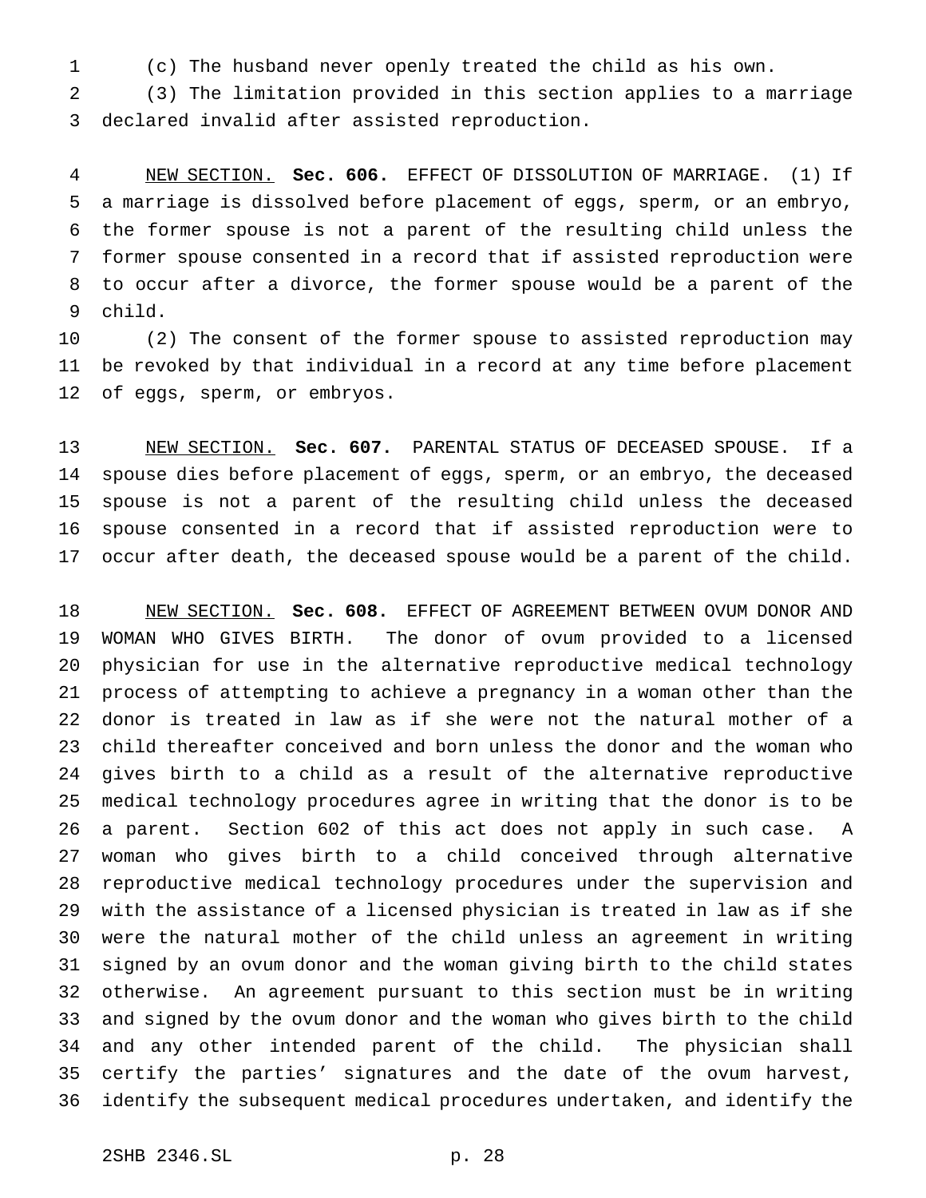(c) The husband never openly treated the child as his own.

(3) The limitation provided in this section applies to a marriage declared invalid after assisted reproduction.

NEW SECTION. **Sec. 606.** EFFECT OF DISSOLUTION OF MARRIAGE. (1) If a marriage is dissolved before placement of eggs, sperm, or an embryo, the former spouse is not a parent of the resulting child unless the former spouse consented in a record that if assisted reproduction were to occur after a divorce, the former spouse would be a parent of the child.

(2) The consent of the former spouse to assisted reproduction may be revoked by that individual in a record at any time before placement of eggs, sperm, or embryos.

NEW SECTION. **Sec. 607.** PARENTAL STATUS OF DECEASED SPOUSE. If a spouse dies before placement of eggs, sperm, or an embryo, the deceased spouse is not a parent of the resulting child unless the deceased spouse consented in a record that if assisted reproduction were to occur after death, the deceased spouse would be a parent of the child.

NEW SECTION. **Sec. 608.** EFFECT OF AGREEMENT BETWEEN OVUM DONOR AND WOMAN WHO GIVES BIRTH. The donor of ovum provided to a licensed physician for use in the alternative reproductive medical technology process of attempting to achieve a pregnancy in a woman other than the donor is treated in law as if she were not the natural mother of a child thereafter conceived and born unless the donor and the woman who gives birth to a child as a result of the alternative reproductive medical technology procedures agree in writing that the donor is to be a parent. Section 602 of this act does not apply in such case. A woman who gives birth to a child conceived through alternative reproductive medical technology procedures under the supervision and with the assistance of a licensed physician is treated in law as if she were the natural mother of the child unless an agreement in writing signed by an ovum donor and the woman giving birth to the child states otherwise. An agreement pursuant to this section must be in writing and signed by the ovum donor and the woman who gives birth to the child and any other intended parent of the child. The physician shall certify the parties' signatures and the date of the ovum harvest, identify the subsequent medical procedures undertaken, and identify the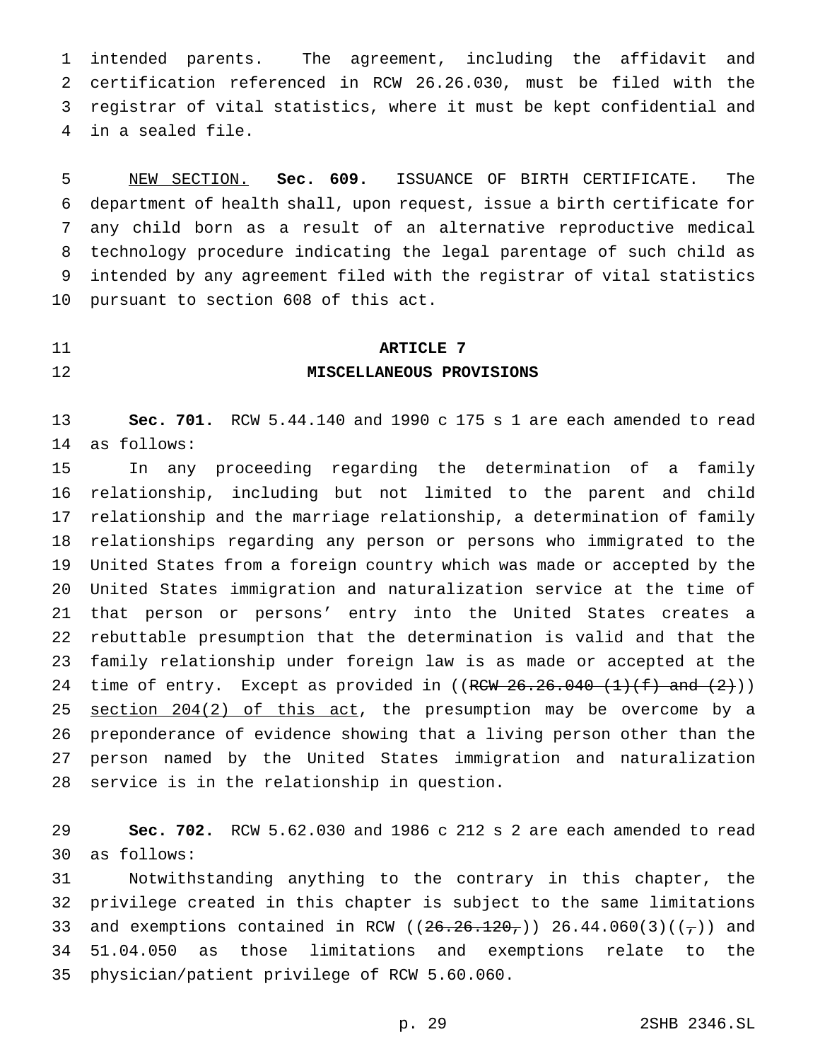intended parents. The agreement, including the affidavit and certification referenced in RCW 26.26.030, must be filed with the registrar of vital statistics, where it must be kept confidential and in a sealed file.

NEW SECTION. **Sec. 609.** ISSUANCE OF BIRTH CERTIFICATE. The department of health shall, upon request, issue a birth certificate for any child born as a result of an alternative reproductive medical technology procedure indicating the legal parentage of such child as intended by any agreement filed with the registrar of vital statistics pursuant to section 608 of this act.

**ARTICLE 7**

**MISCELLANEOUS PROVISIONS**

**Sec. 701.** RCW 5.44.140 and 1990 c 175 s 1 are each amended to read as follows:

In any proceeding regarding the determination of a family relationship, including but not limited to the parent and child relationship and the marriage relationship, a determination of family relationships regarding any person or persons who immigrated to the United States from a foreign country which was made or accepted by the United States immigration and naturalization service at the time of that person or persons' entry into the United States creates a rebuttable presumption that the determination is valid and that the family relationship under foreign law is as made or accepted at the time of entry. Except as provided in ((~~RCW 26.26.040 (1)(f) and (2)~~)) section 204(2) of this act, the presumption may be overcome by a preponderance of evidence showing that a living person other than the person named by the United States immigration and naturalization service is in the relationship in question.

**Sec. 702.** RCW 5.62.030 and 1986 c 212 s 2 are each amended to read as follows:

Notwithstanding anything to the contrary in this chapter, the privilege created in this chapter is subject to the same limitations and exemptions contained in RCW ((~~26.26.120,~~)) 26.44.060(3)((~~,~~)) and 51.04.050 as those limitations and exemptions relate to the physician/patient privilege of RCW 5.60.060.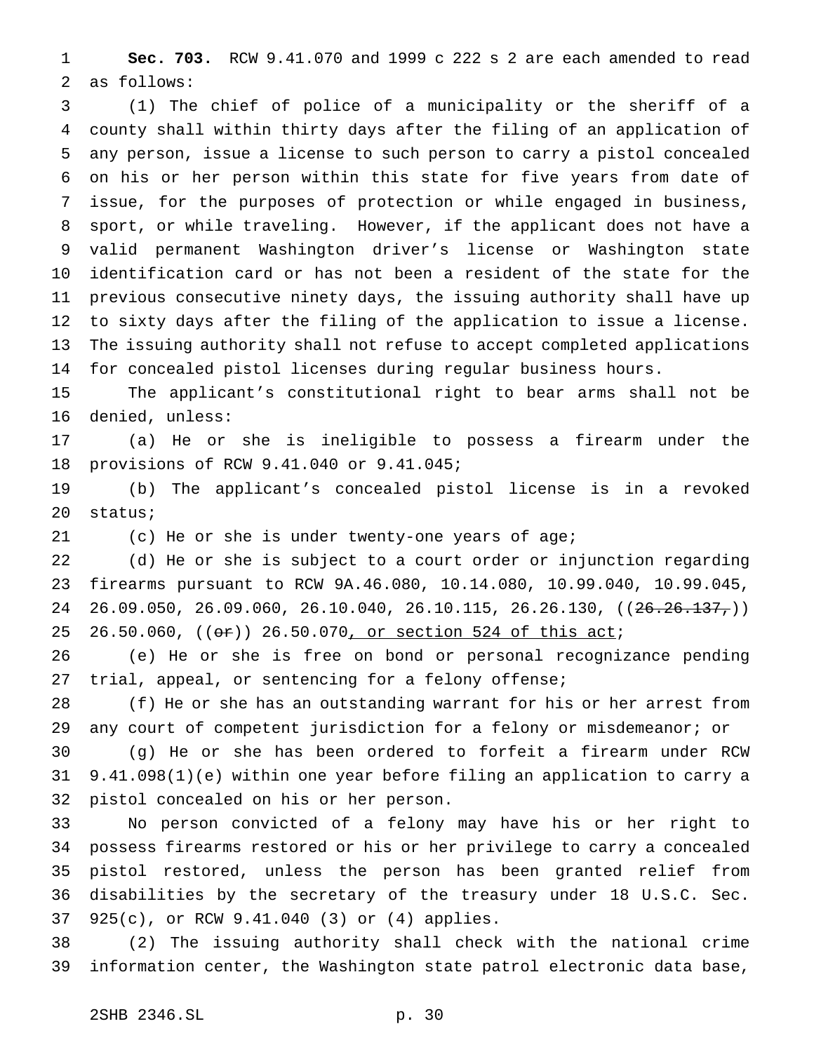**Sec. 703.** RCW 9.41.070 and 1999 c 222 s 2 are each amended to read as follows:

(1) The chief of police of a municipality or the sheriff of a county shall within thirty days after the filing of an application of any person, issue a license to such person to carry a pistol concealed on his or her person within this state for five years from date of issue, for the purposes of protection or while engaged in business, sport, or while traveling. However, if the applicant does not have a valid permanent Washington driver's license or Washington state identification card or has not been a resident of the state for the previous consecutive ninety days, the issuing authority shall have up to sixty days after the filing of the application to issue a license. The issuing authority shall not refuse to accept completed applications for concealed pistol licenses during regular business hours.

The applicant's constitutional right to bear arms shall not be denied, unless:

(a) He or she is ineligible to possess a firearm under the provisions of RCW 9.41.040 or 9.41.045;

(b) The applicant's concealed pistol license is in a revoked status;

(c) He or she is under twenty-one years of age;

(d) He or she is subject to a court order or injunction regarding firearms pursuant to RCW 9A.46.080, 10.14.080, 10.99.040, 10.99.045, 26.09.050, 26.09.060, 26.10.040, 26.10.115, 26.26.130, ((~~26.26.137,~~)) 26.50.060, ((~~or~~)) 26.50.070<u>, or section 524 of this act</u>;

(e) He or she is free on bond or personal recognizance pending trial, appeal, or sentencing for a felony offense;

(f) He or she has an outstanding warrant for his or her arrest from any court of competent jurisdiction for a felony or misdemeanor; or

(g) He or she has been ordered to forfeit a firearm under RCW 9.41.098(1)(e) within one year before filing an application to carry a pistol concealed on his or her person.

No person convicted of a felony may have his or her right to possess firearms restored or his or her privilege to carry a concealed pistol restored, unless the person has been granted relief from disabilities by the secretary of the treasury under 18 U.S.C. Sec. 925(c), or RCW 9.41.040 (3) or (4) applies.

(2) The issuing authority shall check with the national crime information center, the Washington state patrol electronic data base,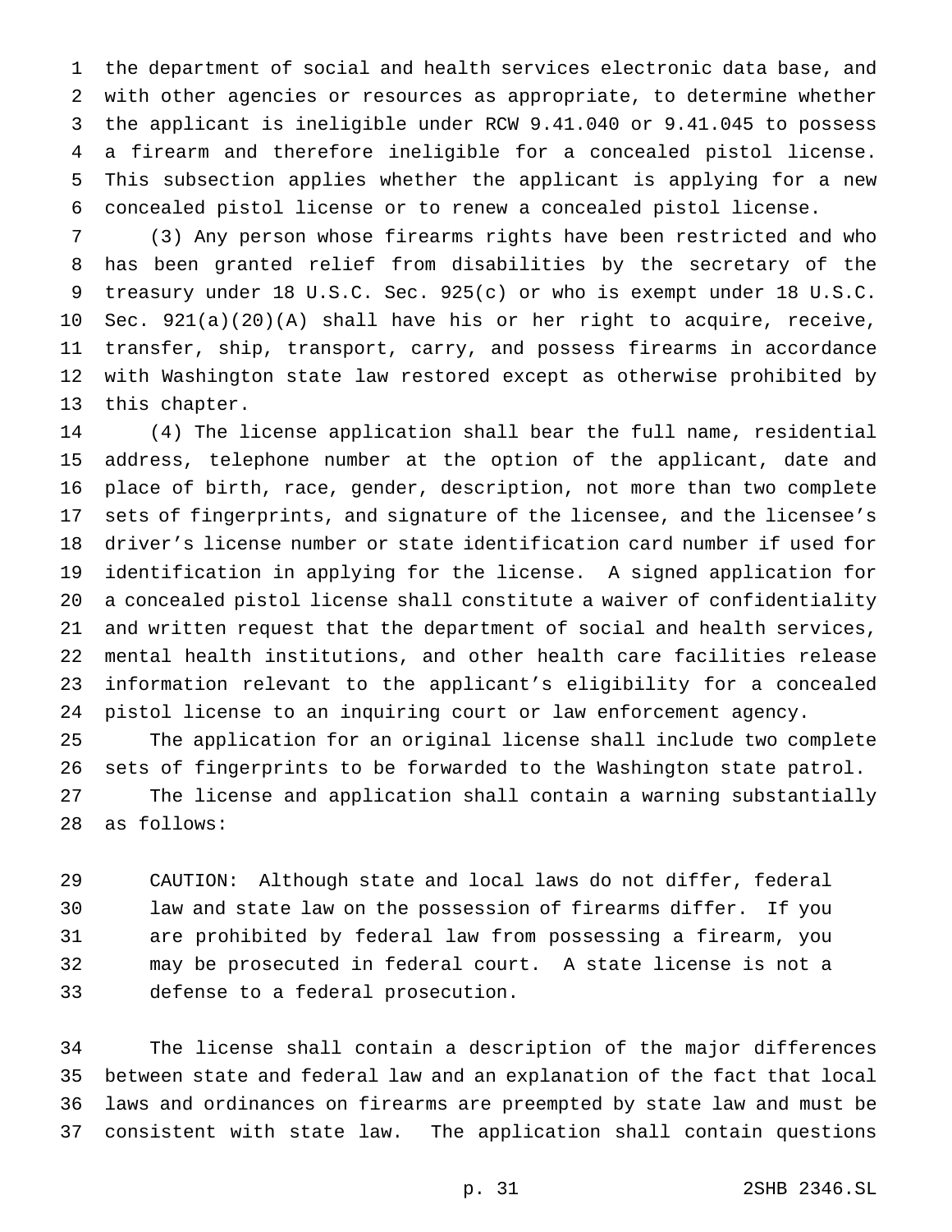the department of social and health services electronic data base, and with other agencies or resources as appropriate, to determine whether the applicant is ineligible under RCW 9.41.040 or 9.41.045 to possess a firearm and therefore ineligible for a concealed pistol license. This subsection applies whether the applicant is applying for a new concealed pistol license or to renew a concealed pistol license.

(3) Any person whose firearms rights have been restricted and who has been granted relief from disabilities by the secretary of the treasury under 18 U.S.C. Sec. 925(c) or who is exempt under 18 U.S.C. Sec. 921(a)(20)(A) shall have his or her right to acquire, receive, transfer, ship, transport, carry, and possess firearms in accordance with Washington state law restored except as otherwise prohibited by this chapter.

(4) The license application shall bear the full name, residential address, telephone number at the option of the applicant, date and place of birth, race, gender, description, not more than two complete sets of fingerprints, and signature of the licensee, and the licensee's driver's license number or state identification card number if used for identification in applying for the license. A signed application for a concealed pistol license shall constitute a waiver of confidentiality and written request that the department of social and health services, mental health institutions, and other health care facilities release information relevant to the applicant's eligibility for a concealed pistol license to an inquiring court or law enforcement agency.

The application for an original license shall include two complete sets of fingerprints to be forwarded to the Washington state patrol.

The license and application shall contain a warning substantially as follows:

> CAUTION: Although state and local laws do not differ, federal law and state law on the possession of firearms differ. If you are prohibited by federal law from possessing a firearm, you may be prosecuted in federal court. A state license is not a defense to a federal prosecution.

The license shall contain a description of the major differences between state and federal law and an explanation of the fact that local laws and ordinances on firearms are preempted by state law and must be consistent with state law. The application shall contain questions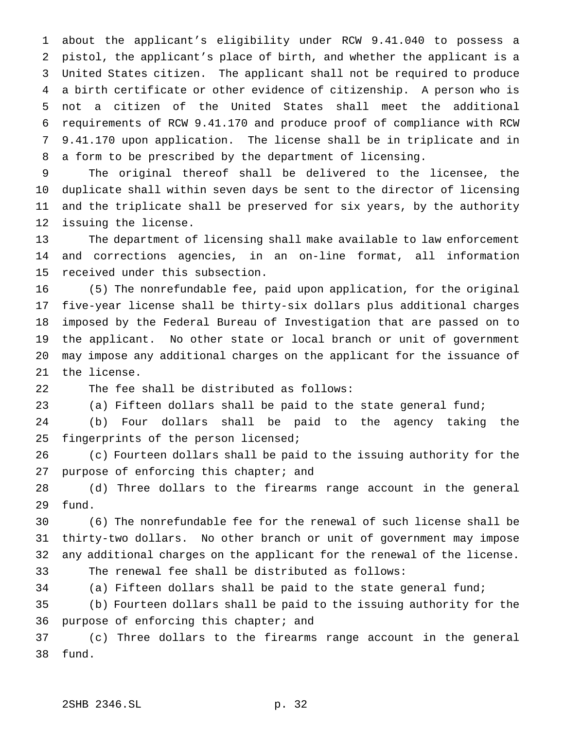about the applicant's eligibility under RCW 9.41.040 to possess a pistol, the applicant's place of birth, and whether the applicant is a United States citizen. The applicant shall not be required to produce a birth certificate or other evidence of citizenship. A person who is not a citizen of the United States shall meet the additional requirements of RCW 9.41.170 and produce proof of compliance with RCW 9.41.170 upon application. The license shall be in triplicate and in a form to be prescribed by the department of licensing.

The original thereof shall be delivered to the licensee, the duplicate shall within seven days be sent to the director of licensing and the triplicate shall be preserved for six years, by the authority issuing the license.

The department of licensing shall make available to law enforcement and corrections agencies, in an on-line format, all information received under this subsection.

(5) The nonrefundable fee, paid upon application, for the original five-year license shall be thirty-six dollars plus additional charges imposed by the Federal Bureau of Investigation that are passed on to the applicant. No other state or local branch or unit of government may impose any additional charges on the applicant for the issuance of the license.

The fee shall be distributed as follows:

(a) Fifteen dollars shall be paid to the state general fund;

(b) Four dollars shall be paid to the agency taking the fingerprints of the person licensed;

(c) Fourteen dollars shall be paid to the issuing authority for the purpose of enforcing this chapter; and

(d) Three dollars to the firearms range account in the general fund.

(6) The nonrefundable fee for the renewal of such license shall be thirty-two dollars. No other branch or unit of government may impose any additional charges on the applicant for the renewal of the license.

The renewal fee shall be distributed as follows:

(a) Fifteen dollars shall be paid to the state general fund;

(b) Fourteen dollars shall be paid to the issuing authority for the purpose of enforcing this chapter; and

(c) Three dollars to the firearms range account in the general fund.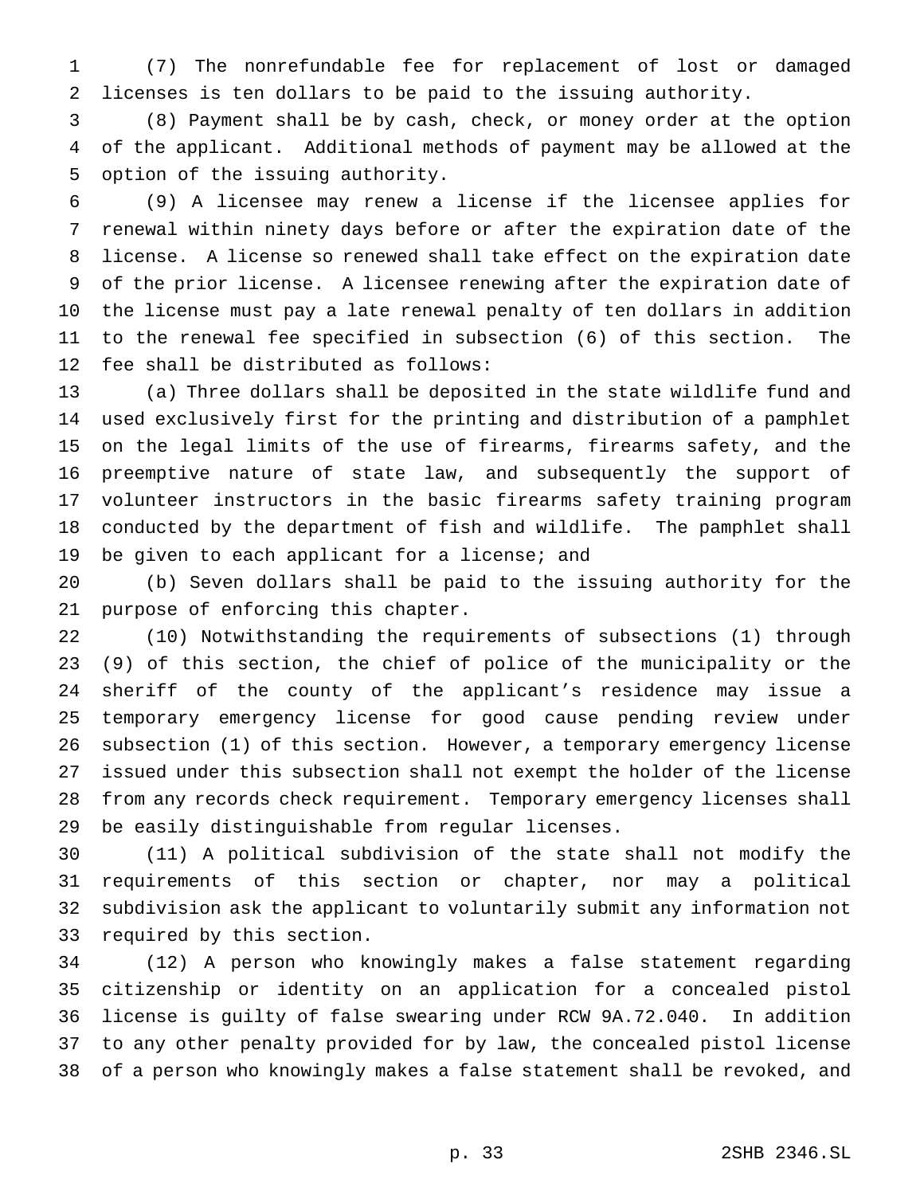(7) The nonrefundable fee for replacement of lost or damaged licenses is ten dollars to be paid to the issuing authority.

(8) Payment shall be by cash, check, or money order at the option of the applicant. Additional methods of payment may be allowed at the option of the issuing authority.

(9) A licensee may renew a license if the licensee applies for renewal within ninety days before or after the expiration date of the license. A license so renewed shall take effect on the expiration date of the prior license. A licensee renewing after the expiration date of the license must pay a late renewal penalty of ten dollars in addition to the renewal fee specified in subsection (6) of this section. The fee shall be distributed as follows:

(a) Three dollars shall be deposited in the state wildlife fund and used exclusively first for the printing and distribution of a pamphlet on the legal limits of the use of firearms, firearms safety, and the preemptive nature of state law, and subsequently the support of volunteer instructors in the basic firearms safety training program conducted by the department of fish and wildlife. The pamphlet shall be given to each applicant for a license; and

(b) Seven dollars shall be paid to the issuing authority for the purpose of enforcing this chapter.

(10) Notwithstanding the requirements of subsections (1) through (9) of this section, the chief of police of the municipality or the sheriff of the county of the applicant's residence may issue a temporary emergency license for good cause pending review under subsection (1) of this section. However, a temporary emergency license issued under this subsection shall not exempt the holder of the license from any records check requirement. Temporary emergency licenses shall be easily distinguishable from regular licenses.

(11) A political subdivision of the state shall not modify the requirements of this section or chapter, nor may a political subdivision ask the applicant to voluntarily submit any information not required by this section.

(12) A person who knowingly makes a false statement regarding citizenship or identity on an application for a concealed pistol license is guilty of false swearing under RCW 9A.72.040. In addition to any other penalty provided for by law, the concealed pistol license of a person who knowingly makes a false statement shall be revoked, and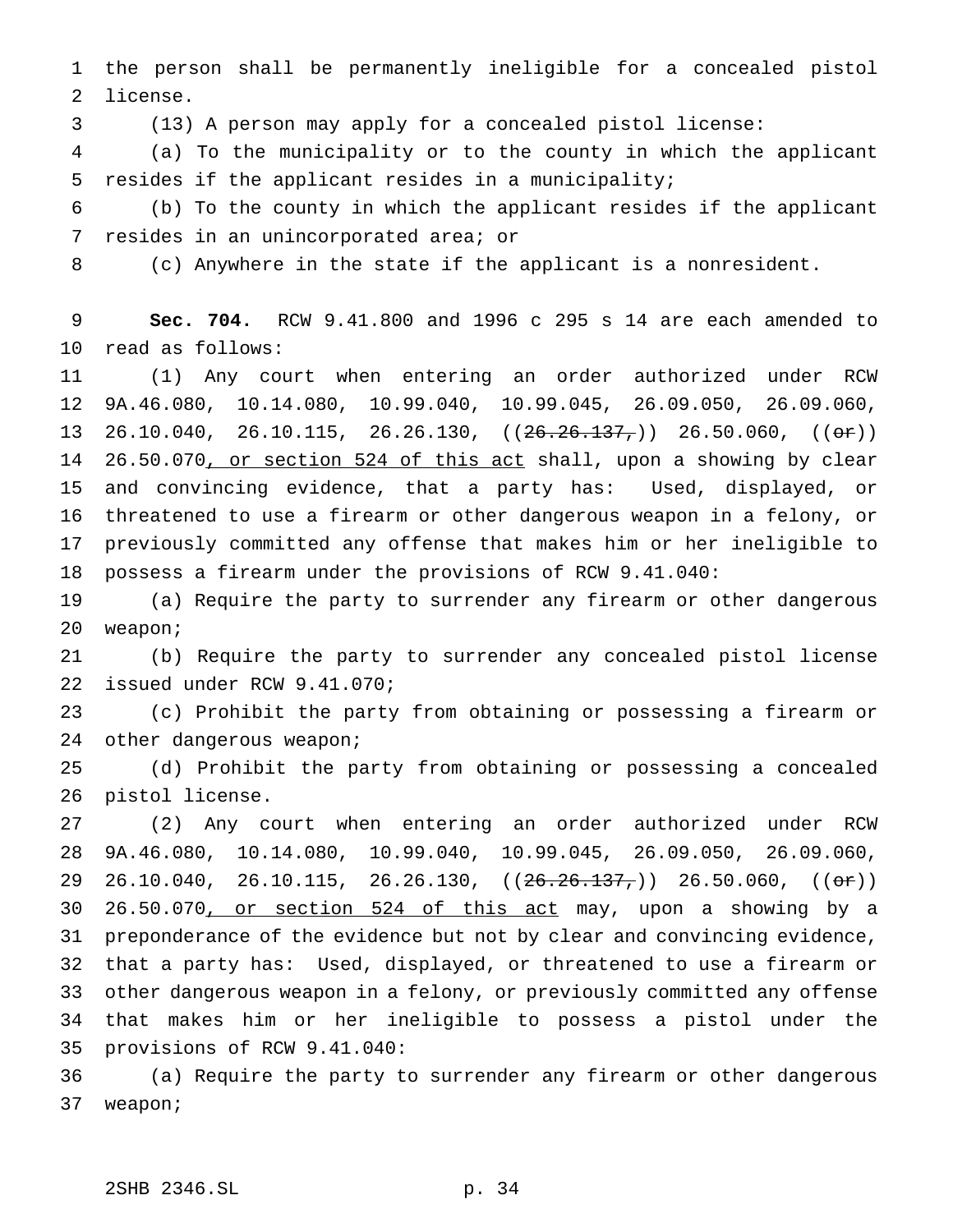the person shall be permanently ineligible for a concealed pistol license.

(13) A person may apply for a concealed pistol license:

(a) To the municipality or to the county in which the applicant resides if the applicant resides in a municipality;

(b) To the county in which the applicant resides if the applicant resides in an unincorporated area; or

(c) Anywhere in the state if the applicant is a nonresident.

**Sec. 704.** RCW 9.41.800 and 1996 c 295 s 14 are each amended to read as follows:

(1) Any court when entering an order authorized under RCW 9A.46.080, 10.14.080, 10.99.040, 10.99.045, 26.09.050, 26.09.060, 26.10.040, 26.10.115, 26.26.130, ((~~26.26.137,~~)) 26.50.060, ((~~or~~)) 26.50.070, or section 524 of this act shall, upon a showing by clear and convincing evidence, that a party has: Used, displayed, or threatened to use a firearm or other dangerous weapon in a felony, or previously committed any offense that makes him or her ineligible to possess a firearm under the provisions of RCW 9.41.040:

(a) Require the party to surrender any firearm or other dangerous weapon;

(b) Require the party to surrender any concealed pistol license issued under RCW 9.41.070;

(c) Prohibit the party from obtaining or possessing a firearm or other dangerous weapon;

(d) Prohibit the party from obtaining or possessing a concealed pistol license.

(2) Any court when entering an order authorized under RCW 9A.46.080, 10.14.080, 10.99.040, 10.99.045, 26.09.050, 26.09.060, 26.10.040, 26.10.115, 26.26.130, ((~~26.26.137,~~)) 26.50.060, ((~~or~~)) 26.50.070, or section 524 of this act may, upon a showing by a preponderance of the evidence but not by clear and convincing evidence, that a party has: Used, displayed, or threatened to use a firearm or other dangerous weapon in a felony, or previously committed any offense that makes him or her ineligible to possess a pistol under the provisions of RCW 9.41.040:

(a) Require the party to surrender any firearm or other dangerous weapon;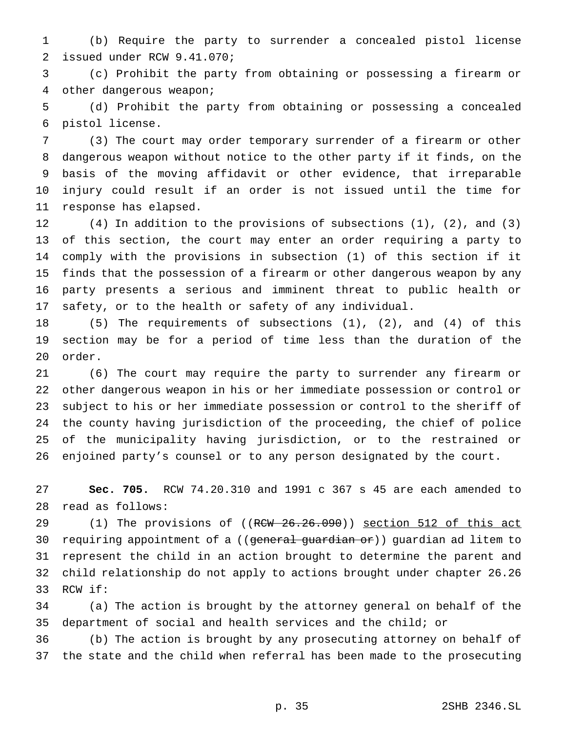(b) Require the party to surrender a concealed pistol license issued under RCW 9.41.070;

(c) Prohibit the party from obtaining or possessing a firearm or other dangerous weapon;

(d) Prohibit the party from obtaining or possessing a concealed pistol license.

(3) The court may order temporary surrender of a firearm or other dangerous weapon without notice to the other party if it finds, on the basis of the moving affidavit or other evidence, that irreparable injury could result if an order is not issued until the time for response has elapsed.

(4) In addition to the provisions of subsections (1), (2), and (3) of this section, the court may enter an order requiring a party to comply with the provisions in subsection (1) of this section if it finds that the possession of a firearm or other dangerous weapon by any party presents a serious and imminent threat to public health or safety, or to the health or safety of any individual.

(5) The requirements of subsections (1), (2), and (4) of this section may be for a period of time less than the duration of the order.

(6) The court may require the party to surrender any firearm or other dangerous weapon in his or her immediate possession or control or subject to his or her immediate possession or control to the sheriff of the county having jurisdiction of the proceeding, the chief of police of the municipality having jurisdiction, or to the restrained or enjoined party's counsel or to any person designated by the court.

**Sec. 705.** RCW 74.20.310 and 1991 c 367 s 45 are each amended to read as follows:

(1) The provisions of ((~~RCW 26.26.090~~)) <u>section 512 of this act</u> requiring appointment of a ((~~general guardian or~~)) guardian ad litem to represent the child in an action brought to determine the parent and child relationship do not apply to actions brought under chapter 26.26 RCW if:

(a) The action is brought by the attorney general on behalf of the department of social and health services and the child; or

(b) The action is brought by any prosecuting attorney on behalf of the state and the child when referral has been made to the prosecuting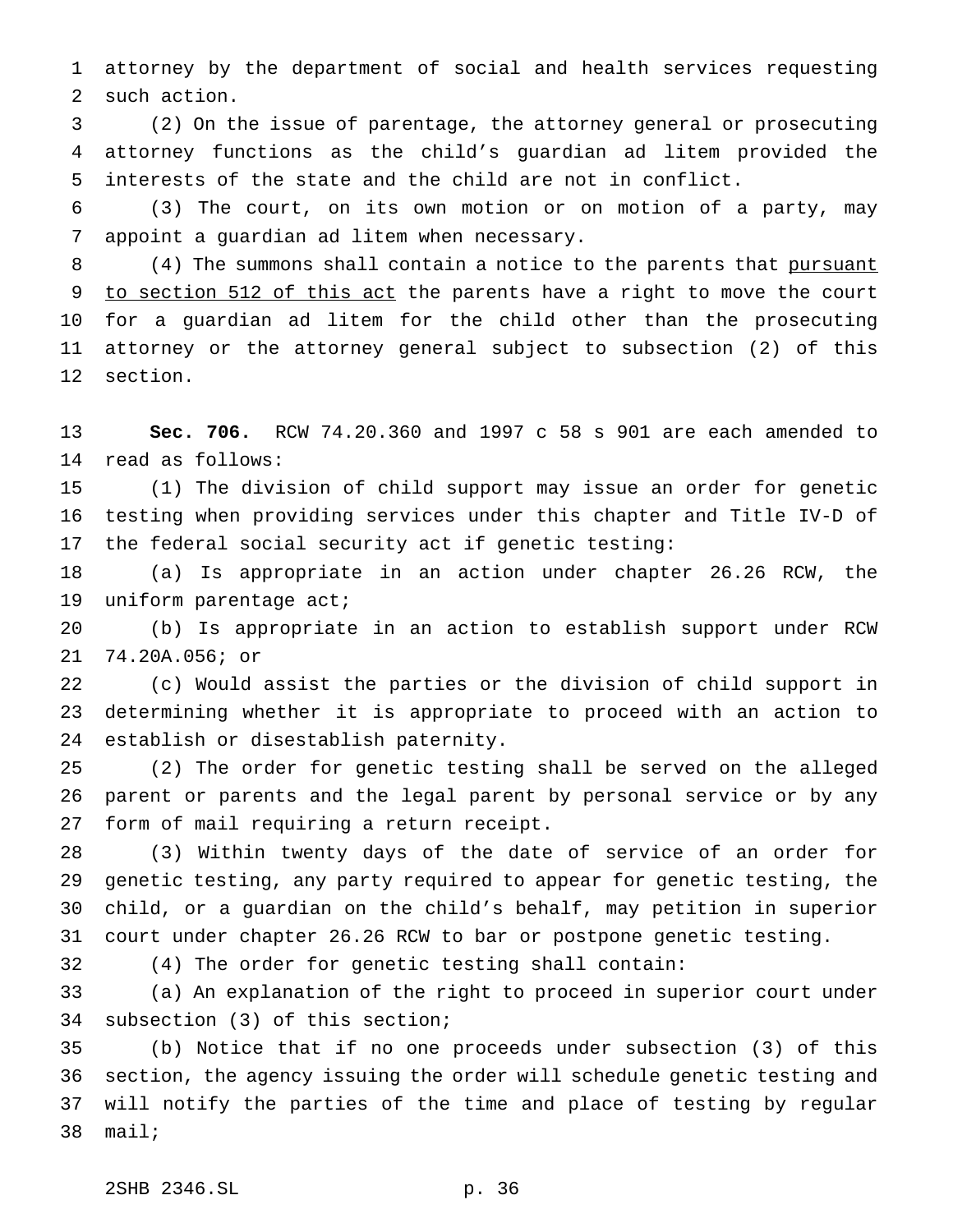attorney by the department of social and health services requesting such action.

(2) On the issue of parentage, the attorney general or prosecuting attorney functions as the child's guardian ad litem provided the interests of the state and the child are not in conflict.

(3) The court, on its own motion or on motion of a party, may appoint a guardian ad litem when necessary.

(4) The summons shall contain a notice to the parents that <u>pursuant to section 512 of this act</u> the parents have a right to move the court for a guardian ad litem for the child other than the prosecuting attorney or the attorney general subject to subsection (2) of this section.

**Sec. 706.** RCW 74.20.360 and 1997 c 58 s 901 are each amended to read as follows:

(1) The division of child support may issue an order for genetic testing when providing services under this chapter and Title IV-D of the federal social security act if genetic testing:

(a) Is appropriate in an action under chapter 26.26 RCW, the uniform parentage act;

(b) Is appropriate in an action to establish support under RCW 74.20A.056; or

(c) Would assist the parties or the division of child support in determining whether it is appropriate to proceed with an action to establish or disestablish paternity.

(2) The order for genetic testing shall be served on the alleged parent or parents and the legal parent by personal service or by any form of mail requiring a return receipt.

(3) Within twenty days of the date of service of an order for genetic testing, any party required to appear for genetic testing, the child, or a guardian on the child's behalf, may petition in superior court under chapter 26.26 RCW to bar or postpone genetic testing.

(4) The order for genetic testing shall contain:

(a) An explanation of the right to proceed in superior court under subsection (3) of this section;

(b) Notice that if no one proceeds under subsection (3) of this section, the agency issuing the order will schedule genetic testing and will notify the parties of the time and place of testing by regular mail;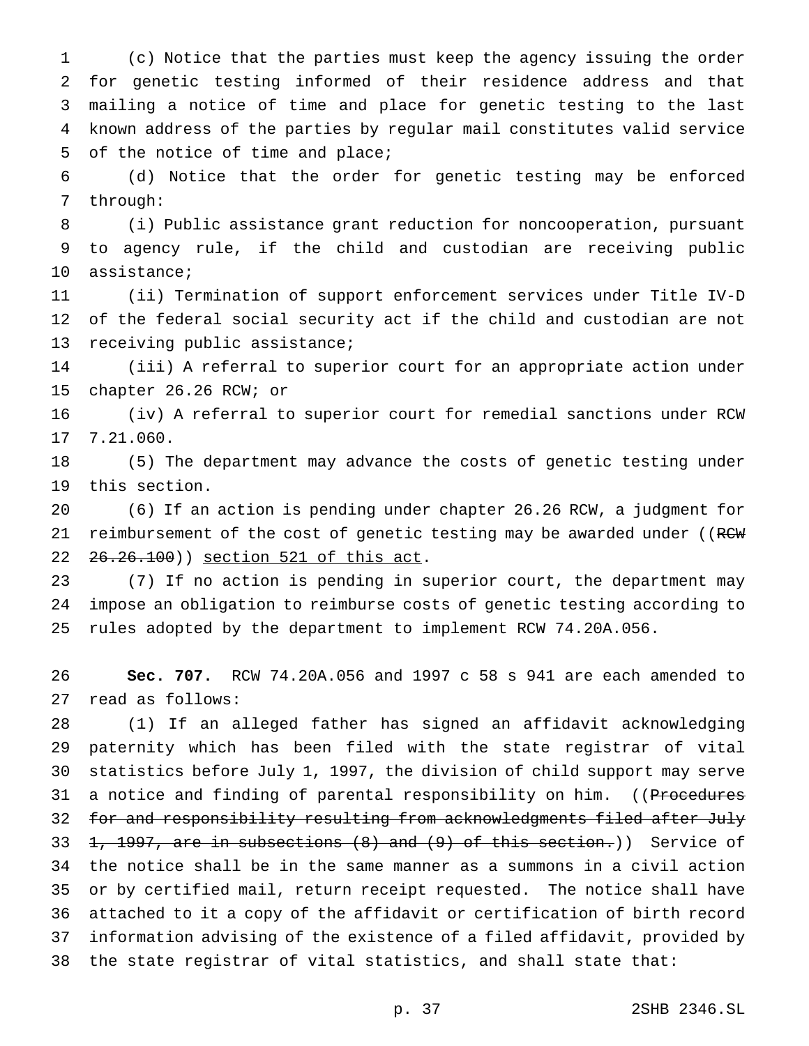(c) Notice that the parties must keep the agency issuing the order for genetic testing informed of their residence address and that mailing a notice of time and place for genetic testing to the last known address of the parties by regular mail constitutes valid service of the notice of time and place;

(d) Notice that the order for genetic testing may be enforced through:

(i) Public assistance grant reduction for noncooperation, pursuant to agency rule, if the child and custodian are receiving public assistance;

(ii) Termination of support enforcement services under Title IV-D of the federal social security act if the child and custodian are not receiving public assistance;

(iii) A referral to superior court for an appropriate action under chapter 26.26 RCW; or

(iv) A referral to superior court for remedial sanctions under RCW 7.21.060.

(5) The department may advance the costs of genetic testing under this section.

(6) If an action is pending under chapter 26.26 RCW, a judgment for reimbursement of the cost of genetic testing may be awarded under ((~~RCW 26.26.100~~)) <u>section 521 of this act</u>.

(7) If no action is pending in superior court, the department may impose an obligation to reimburse costs of genetic testing according to rules adopted by the department to implement RCW 74.20A.056.

**Sec. 707.** RCW 74.20A.056 and 1997 c 58 s 941 are each amended to read as follows:

(1) If an alleged father has signed an affidavit acknowledging paternity which has been filed with the state registrar of vital statistics before July 1, 1997, the division of child support may serve a notice and finding of parental responsibility on him. ((~~Procedures for and responsibility resulting from acknowledgments filed after July 1, 1997, are in subsections (8) and (9) of this section.~~)) Service of the notice shall be in the same manner as a summons in a civil action or by certified mail, return receipt requested. The notice shall have attached to it a copy of the affidavit or certification of birth record information advising of the existence of a filed affidavit, provided by the state registrar of vital statistics, and shall state that: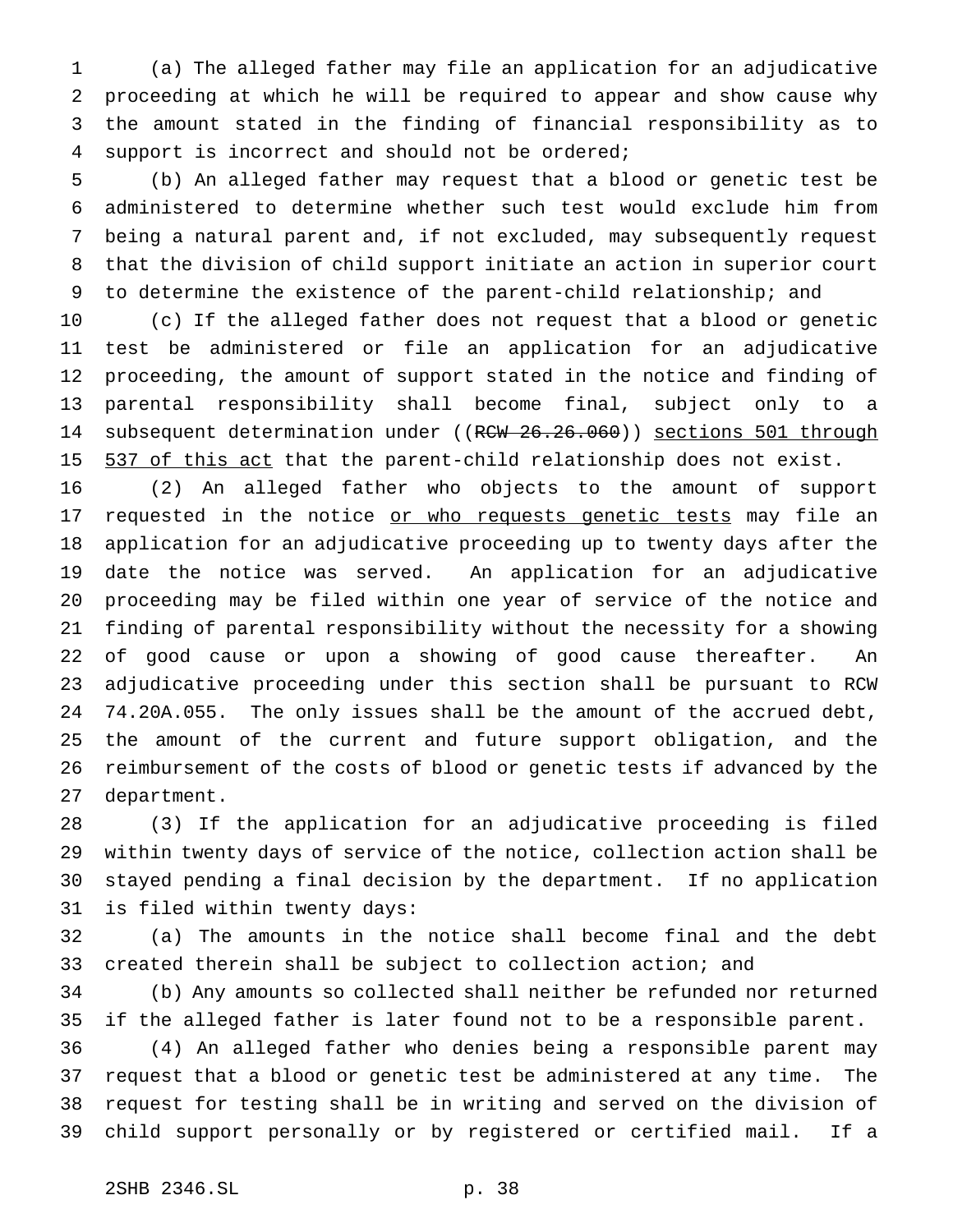(a) The alleged father may file an application for an adjudicative proceeding at which he will be required to appear and show cause why the amount stated in the finding of financial responsibility as to support is incorrect and should not be ordered;

(b) An alleged father may request that a blood or genetic test be administered to determine whether such test would exclude him from being a natural parent and, if not excluded, may subsequently request that the division of child support initiate an action in superior court to determine the existence of the parent-child relationship; and

(c) If the alleged father does not request that a blood or genetic test be administered or file an application for an adjudicative proceeding, the amount of support stated in the notice and finding of parental responsibility shall become final, subject only to a subsequent determination under ((~~RCW 26.26.060~~)) <u>sections 501 through 537 of this act</u> that the parent-child relationship does not exist.

(2) An alleged father who objects to the amount of support requested in the notice <u>or who requests genetic tests</u> may file an application for an adjudicative proceeding up to twenty days after the date the notice was served. An application for an adjudicative proceeding may be filed within one year of service of the notice and finding of parental responsibility without the necessity for a showing of good cause or upon a showing of good cause thereafter. An adjudicative proceeding under this section shall be pursuant to RCW 74.20A.055. The only issues shall be the amount of the accrued debt, the amount of the current and future support obligation, and the reimbursement of the costs of blood or genetic tests if advanced by the department.

(3) If the application for an adjudicative proceeding is filed within twenty days of service of the notice, collection action shall be stayed pending a final decision by the department. If no application is filed within twenty days:

(a) The amounts in the notice shall become final and the debt created therein shall be subject to collection action; and

(b) Any amounts so collected shall neither be refunded nor returned if the alleged father is later found not to be a responsible parent.

(4) An alleged father who denies being a responsible parent may request that a blood or genetic test be administered at any time. The request for testing shall be in writing and served on the division of child support personally or by registered or certified mail. If a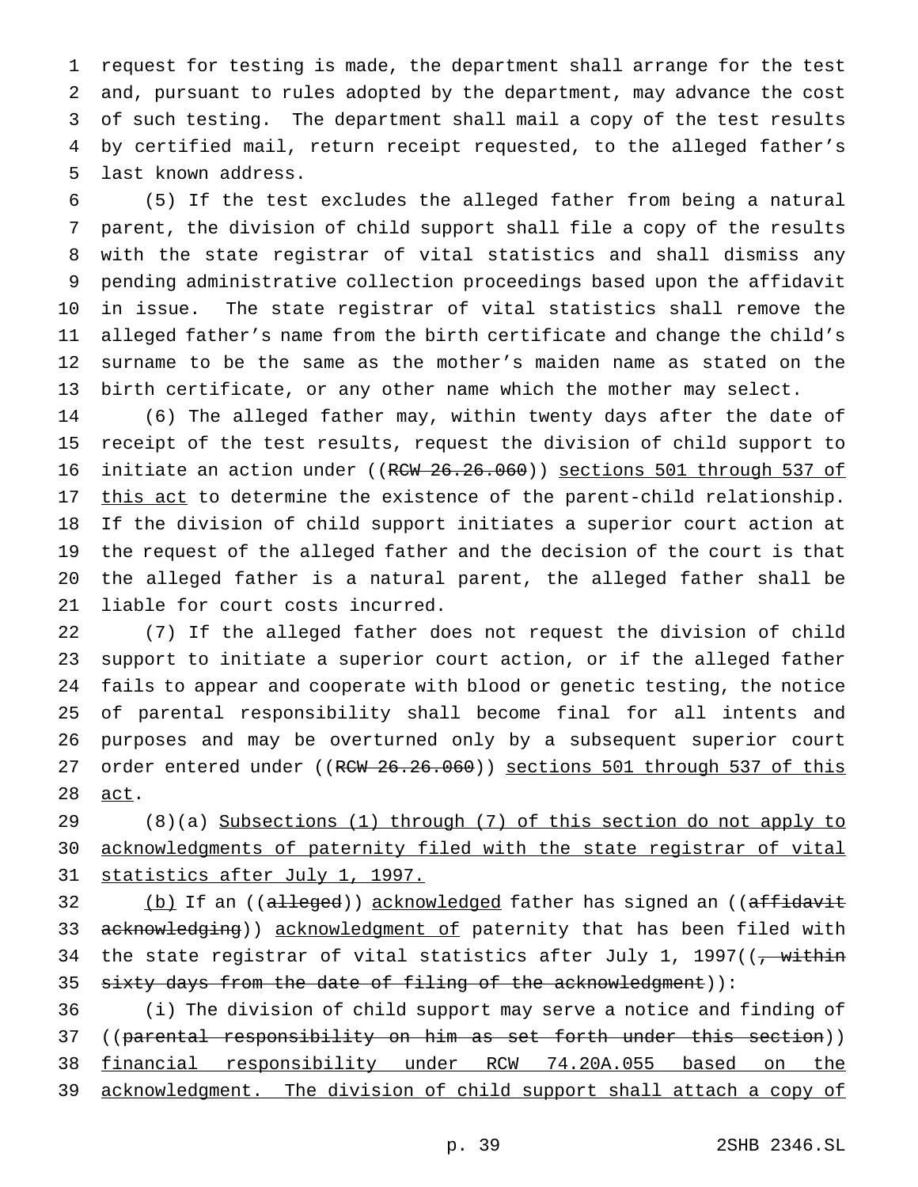request for testing is made, the department shall arrange for the test and, pursuant to rules adopted by the department, may advance the cost of such testing. The department shall mail a copy of the test results by certified mail, return receipt requested, to the alleged father's last known address.

(5) If the test excludes the alleged father from being a natural parent, the division of child support shall file a copy of the results with the state registrar of vital statistics and shall dismiss any pending administrative collection proceedings based upon the affidavit in issue. The state registrar of vital statistics shall remove the alleged father's name from the birth certificate and change the child's surname to be the same as the mother's maiden name as stated on the birth certificate, or any other name which the mother may select.

(6) The alleged father may, within twenty days after the date of receipt of the test results, request the division of child support to initiate an action under ((~~RCW 26.26.060~~)) <u>sections 501 through 537 of this act</u> to determine the existence of the parent-child relationship. If the division of child support initiates a superior court action at the request of the alleged father and the decision of the court is that the alleged father is a natural parent, the alleged father shall be liable for court costs incurred.

(7) If the alleged father does not request the division of child support to initiate a superior court action, or if the alleged father fails to appear and cooperate with blood or genetic testing, the notice of parental responsibility shall become final for all intents and purposes and may be overturned only by a subsequent superior court order entered under ((~~RCW 26.26.060~~)) <u>sections 501 through 537 of this act</u>.

(8)(a) <u>Subsections (1) through (7) of this section do not apply to acknowledgments of paternity filed with the state registrar of vital statistics after July 1, 1997.</u>

<u>(b)</u> If an ((~~alleged~~)) <u>acknowledged</u> father has signed an ((~~affidavit acknowledging~~)) <u>acknowledgment of</u> paternity that has been filed with the state registrar of vital statistics after July 1, 1997((~~, within sixty days from the date of filing of the acknowledgment~~)):

(i) The division of child support may serve a notice and finding of ((~~parental responsibility on him as set forth under this section~~)) <u>financial responsibility under RCW 74.20A.055 based on the acknowledgment. The division of child support shall attach a copy of</u>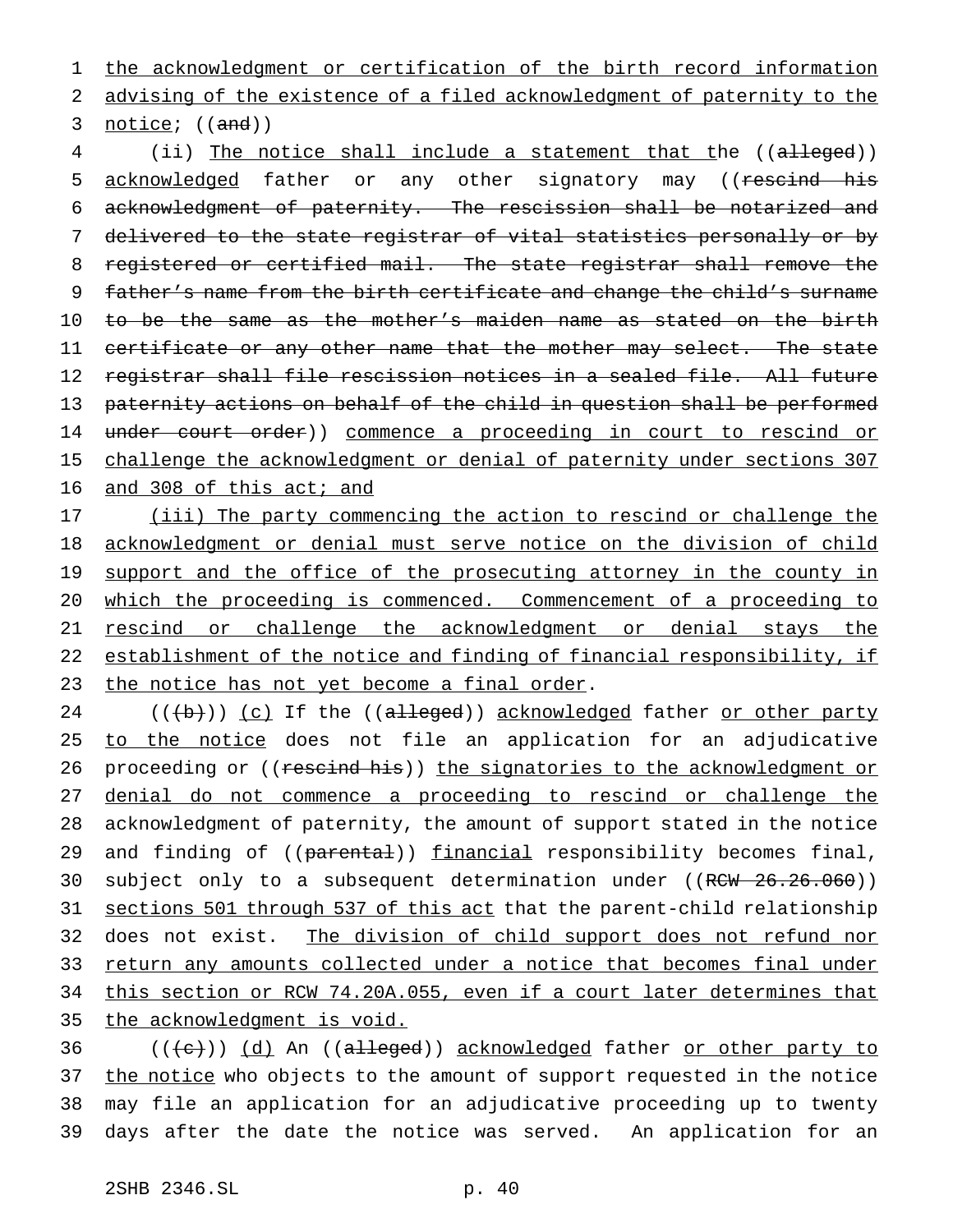the acknowledgment or certification of the birth record information advising of the existence of a filed acknowledgment of paternity to the notice; ((and))

(ii) The notice shall include a statement that the ((alleged)) acknowledged father or any other signatory may ((rescind his acknowledgment of paternity. The rescission shall be notarized and delivered to the state registrar of vital statistics personally or by registered or certified mail. The state registrar shall remove the father's name from the birth certificate and change the child's surname to be the same as the mother's maiden name as stated on the birth certificate or any other name that the mother may select. The state registrar shall file rescission notices in a sealed file. All future paternity actions on behalf of the child in question shall be performed under court order)) commence a proceeding in court to rescind or challenge the acknowledgment or denial of paternity under sections 307 and 308 of this act; and

(iii) The party commencing the action to rescind or challenge the acknowledgment or denial must serve notice on the division of child support and the office of the prosecuting attorney in the county in which the proceeding is commenced. Commencement of a proceeding to rescind or challenge the acknowledgment or denial stays the establishment of the notice and finding of financial responsibility, if the notice has not yet become a final order.

(((b))) (c) If the ((alleged)) acknowledged father or other party to the notice does not file an application for an adjudicative proceeding or ((rescind his)) the signatories to the acknowledgment or denial do not commence a proceeding to rescind or challenge the acknowledgment of paternity, the amount of support stated in the notice and finding of ((parental)) financial responsibility becomes final, subject only to a subsequent determination under ((RCW 26.26.060)) sections 501 through 537 of this act that the parent-child relationship does not exist. The division of child support does not refund nor return any amounts collected under a notice that becomes final under this section or RCW 74.20A.055, even if a court later determines that the acknowledgment is void.

(((c))) (d) An ((alleged)) acknowledged father or other party to the notice who objects to the amount of support requested in the notice may file an application for an adjudicative proceeding up to twenty days after the date the notice was served. An application for an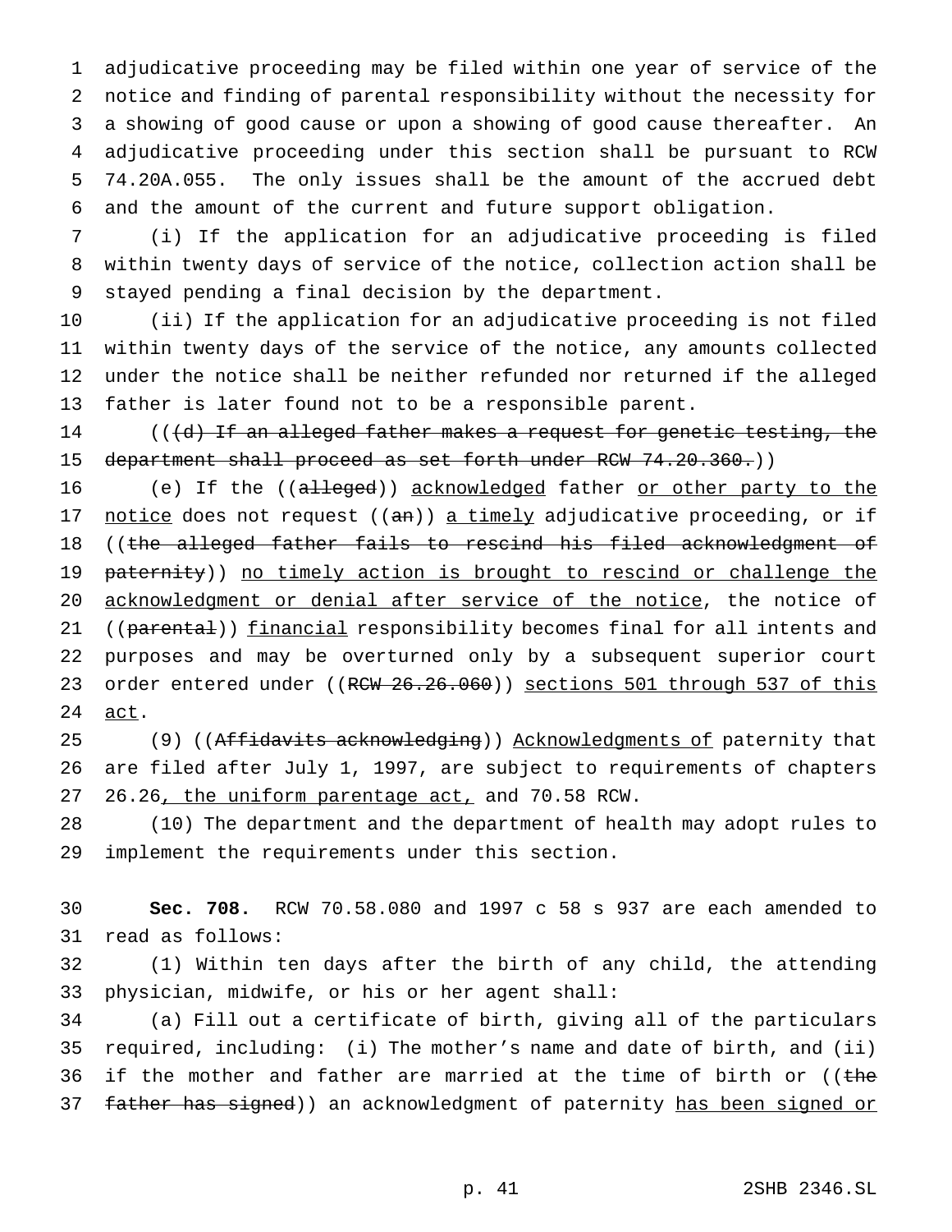adjudicative proceeding may be filed within one year of service of the notice and finding of parental responsibility without the necessity for a showing of good cause or upon a showing of good cause thereafter. An adjudicative proceeding under this section shall be pursuant to RCW 74.20A.055. The only issues shall be the amount of the accrued debt and the amount of the current and future support obligation.

(i) If the application for an adjudicative proceeding is filed within twenty days of service of the notice, collection action shall be stayed pending a final decision by the department.

(ii) If the application for an adjudicative proceeding is not filed within twenty days of the service of the notice, any amounts collected under the notice shall be neither refunded nor returned if the alleged father is later found not to be a responsible parent.

((~~(d) If an alleged father makes a request for genetic testing, the department shall proceed as set forth under RCW 74.20.360.~~))

(e) If the ((~~alleged~~)) acknowledged father or other party to the notice does not request ((~~an~~)) a timely adjudicative proceeding, or if ((~~the alleged father fails to rescind his filed acknowledgment of paternity~~)) no timely action is brought to rescind or challenge the acknowledgment or denial after service of the notice, the notice of ((~~parental~~)) financial responsibility becomes final for all intents and purposes and may be overturned only by a subsequent superior court order entered under ((~~RCW 26.26.060~~)) sections 501 through 537 of this act.

(9) ((~~Affidavits acknowledging~~)) Acknowledgments of paternity that are filed after July 1, 1997, are subject to requirements of chapters 26.26, the uniform parentage act, and 70.58 RCW.

(10) The department and the department of health may adopt rules to implement the requirements under this section.

**Sec. 708.** RCW 70.58.080 and 1997 c 58 s 937 are each amended to read as follows:

(1) Within ten days after the birth of any child, the attending physician, midwife, or his or her agent shall:

(a) Fill out a certificate of birth, giving all of the particulars required, including: (i) The mother's name and date of birth, and (ii) if the mother and father are married at the time of birth or ((~~the father has signed~~)) an acknowledgment of paternity has been signed or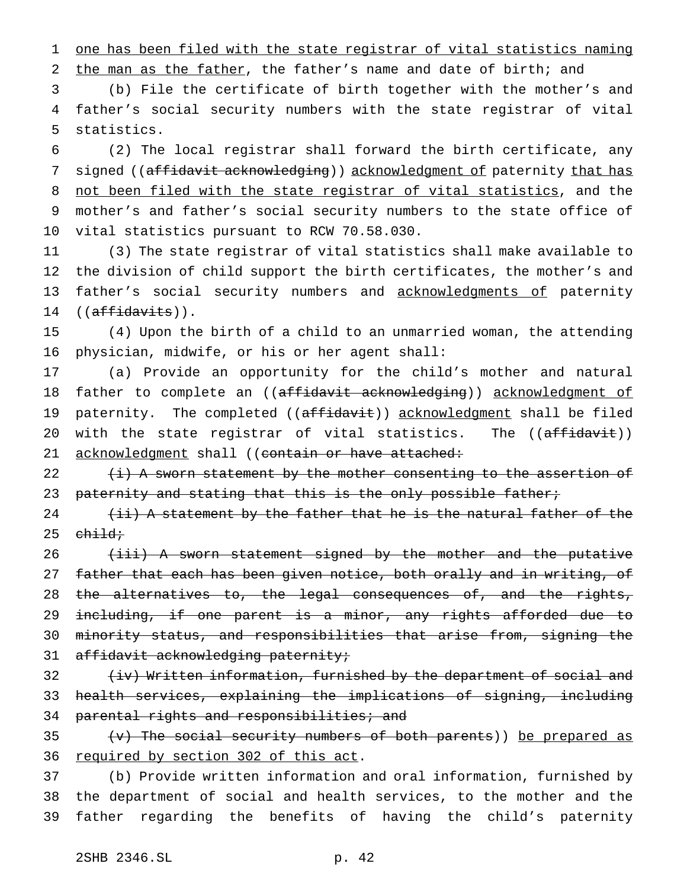one has been filed with the state registrar of vital statistics naming the man as the father, the father's name and date of birth; and

(b) File the certificate of birth together with the mother's and father's social security numbers with the state registrar of vital statistics.

(2) The local registrar shall forward the birth certificate, any signed ((affidavit acknowledging)) acknowledgment of paternity that has not been filed with the state registrar of vital statistics, and the mother's and father's social security numbers to the state office of vital statistics pursuant to RCW 70.58.030.

(3) The state registrar of vital statistics shall make available to the division of child support the birth certificates, the mother's and father's social security numbers and acknowledgments of paternity ((affidavits)).

(4) Upon the birth of a child to an unmarried woman, the attending physician, midwife, or his or her agent shall:

(a) Provide an opportunity for the child's mother and natural father to complete an ((affidavit acknowledging)) acknowledgment of paternity. The completed ((affidavit)) acknowledgment shall be filed with the state registrar of vital statistics. The ((affidavit)) acknowledgment shall ((contain or have attached:

(i) A sworn statement by the mother consenting to the assertion of paternity and stating that this is the only possible father;

(ii) A statement by the father that he is the natural father of the child;

(iii) A sworn statement signed by the mother and the putative father that each has been given notice, both orally and in writing, of the alternatives to, the legal consequences of, and the rights, including, if one parent is a minor, any rights afforded due to minority status, and responsibilities that arise from, signing the affidavit acknowledging paternity;

(iv) Written information, furnished by the department of social and health services, explaining the implications of signing, including parental rights and responsibilities; and

(v) The social security numbers of both parents)) be prepared as required by section 302 of this act.

(b) Provide written information and oral information, furnished by the department of social and health services, to the mother and the father regarding the benefits of having the child's paternity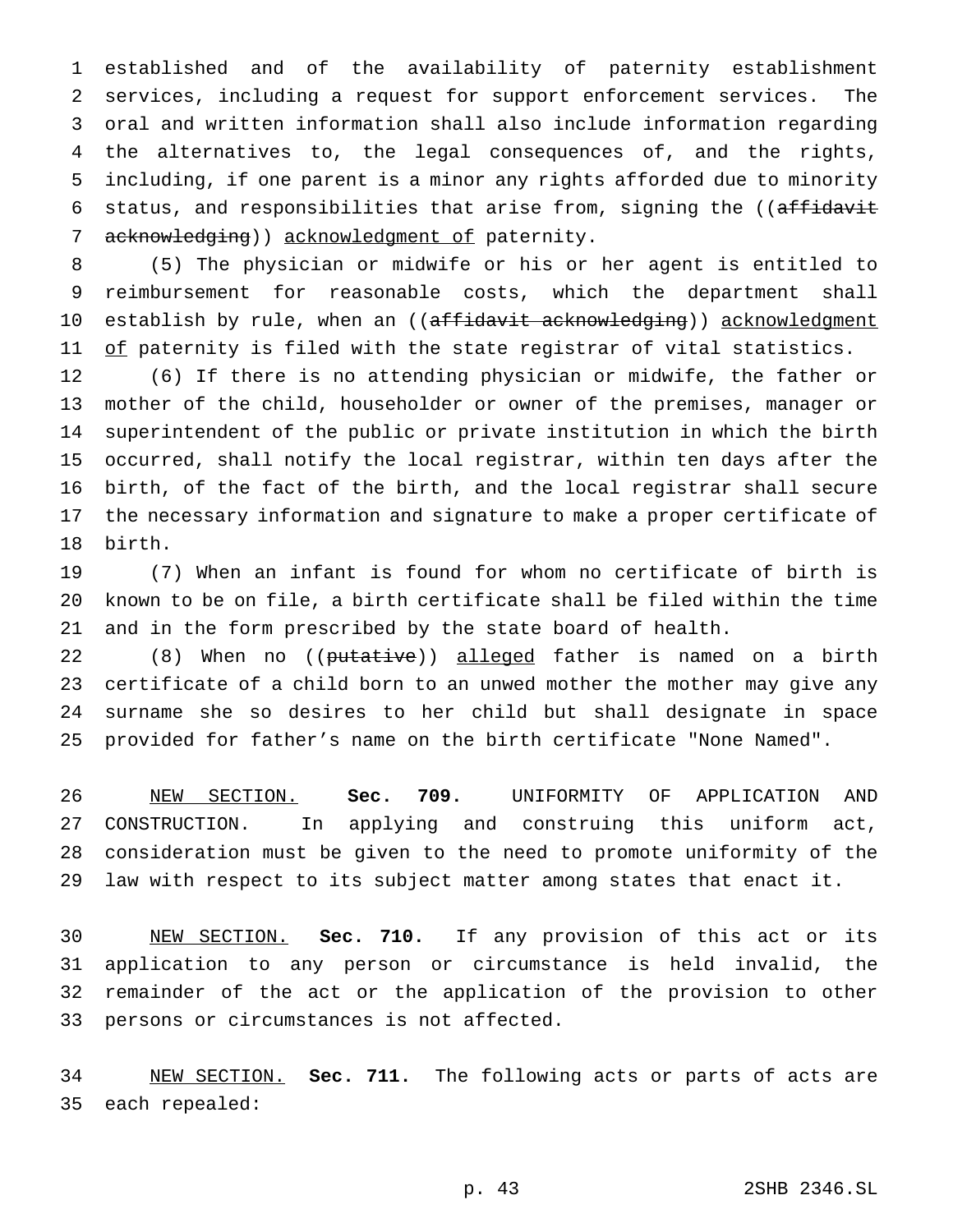established and of the availability of paternity establishment services, including a request for support enforcement services. The oral and written information shall also include information regarding the alternatives to, the legal consequences of, and the rights, including, if one parent is a minor any rights afforded due to minority status, and responsibilities that arise from, signing the ((~~affidavit acknowledging~~)) <u>acknowledgment of</u> paternity.

(5) The physician or midwife or his or her agent is entitled to reimbursement for reasonable costs, which the department shall establish by rule, when an ((~~affidavit acknowledging~~)) <u>acknowledgment of</u> paternity is filed with the state registrar of vital statistics.

(6) If there is no attending physician or midwife, the father or mother of the child, householder or owner of the premises, manager or superintendent of the public or private institution in which the birth occurred, shall notify the local registrar, within ten days after the birth, of the fact of the birth, and the local registrar shall secure the necessary information and signature to make a proper certificate of birth.

(7) When an infant is found for whom no certificate of birth is known to be on file, a birth certificate shall be filed within the time and in the form prescribed by the state board of health.

(8) When no ((~~putative~~)) <u>alleged</u> father is named on a birth certificate of a child born to an unwed mother the mother may give any surname she so desires to her child but shall designate in space provided for father's name on the birth certificate "None Named".

<u>NEW SECTION.</u> **Sec. 709.** UNIFORMITY OF APPLICATION AND CONSTRUCTION. In applying and construing this uniform act, consideration must be given to the need to promote uniformity of the law with respect to its subject matter among states that enact it.

<u>NEW SECTION.</u> **Sec. 710.** If any provision of this act or its application to any person or circumstance is held invalid, the remainder of the act or the application of the provision to other persons or circumstances is not affected.

<u>NEW SECTION.</u> **Sec. 711.** The following acts or parts of acts are each repealed: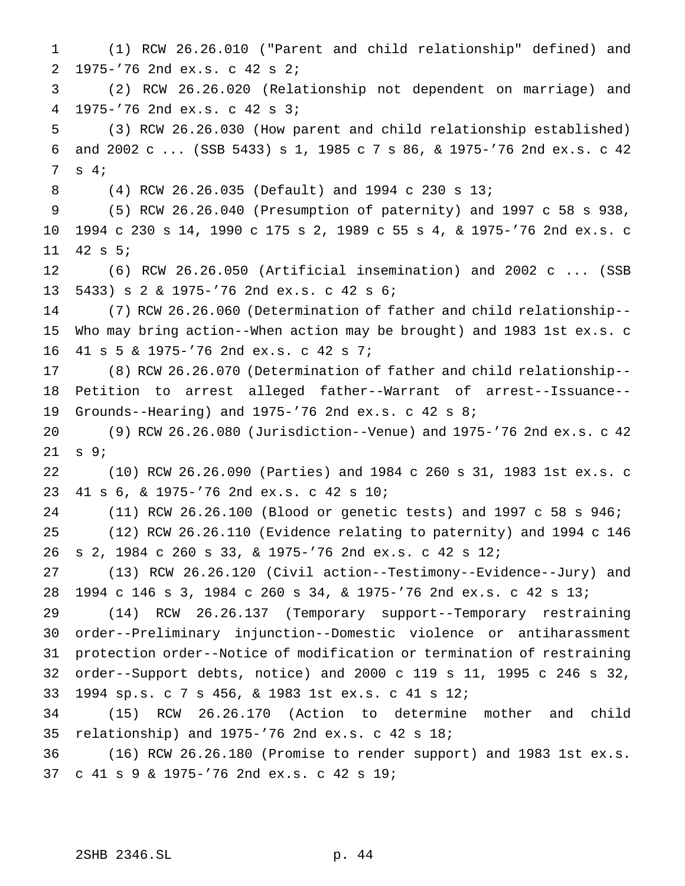(1) RCW 26.26.010 ("Parent and child relationship" defined) and 1975-'76 2nd ex.s. c 42 s 2;

(2) RCW 26.26.020 (Relationship not dependent on marriage) and 1975-'76 2nd ex.s. c 42 s 3;

(3) RCW 26.26.030 (How parent and child relationship established) and 2002 c ... (SSB 5433) s 1, 1985 c 7 s 86, & 1975-'76 2nd ex.s. c 42 s 4;

(4) RCW 26.26.035 (Default) and 1994 c 230 s 13;

(5) RCW 26.26.040 (Presumption of paternity) and 1997 c 58 s 938, 1994 c 230 s 14, 1990 c 175 s 2, 1989 c 55 s 4, & 1975-'76 2nd ex.s. c 42 s 5;

(6) RCW 26.26.050 (Artificial insemination) and 2002 c ... (SSB 5433) s 2 & 1975-'76 2nd ex.s. c 42 s 6;

(7) RCW 26.26.060 (Determination of father and child relationship--Who may bring action--When action may be brought) and 1983 1st ex.s. c 41 s 5 & 1975-'76 2nd ex.s. c 42 s 7;

(8) RCW 26.26.070 (Determination of father and child relationship--Petition to arrest alleged father--Warrant of arrest--Issuance--Grounds--Hearing) and 1975-'76 2nd ex.s. c 42 s 8;

(9) RCW 26.26.080 (Jurisdiction--Venue) and 1975-'76 2nd ex.s. c 42 s 9;

(10) RCW 26.26.090 (Parties) and 1984 c 260 s 31, 1983 1st ex.s. c 41 s 6, & 1975-'76 2nd ex.s. c 42 s 10;

(11) RCW 26.26.100 (Blood or genetic tests) and 1997 c 58 s 946;

(12) RCW 26.26.110 (Evidence relating to paternity) and 1994 c 146 s 2, 1984 c 260 s 33, & 1975-'76 2nd ex.s. c 42 s 12;

(13) RCW 26.26.120 (Civil action--Testimony--Evidence--Jury) and 1994 c 146 s 3, 1984 c 260 s 34, & 1975-'76 2nd ex.s. c 42 s 13;

(14) RCW 26.26.137 (Temporary support--Temporary restraining order--Preliminary injunction--Domestic violence or antiharassment protection order--Notice of modification or termination of restraining order--Support debts, notice) and 2000 c 119 s 11, 1995 c 246 s 32, 1994 sp.s. c 7 s 456, & 1983 1st ex.s. c 41 s 12;

(15) RCW 26.26.170 (Action to determine mother and child relationship) and 1975-'76 2nd ex.s. c 42 s 18;

(16) RCW 26.26.180 (Promise to render support) and 1983 1st ex.s. c 41 s 9 & 1975-'76 2nd ex.s. c 42 s 19;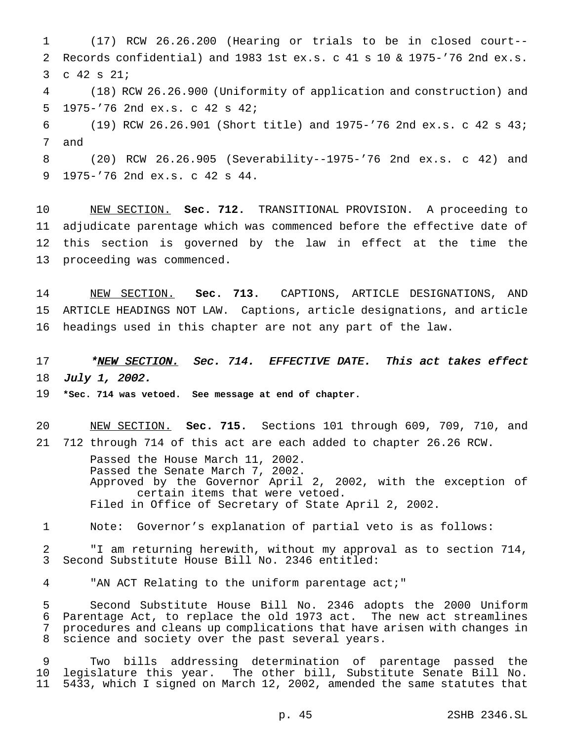(17) RCW 26.26.200 (Hearing or trials to be in closed court--Records confidential) and 1983 1st ex.s. c 41 s 10 & 1975-'76 2nd ex.s. c 42 s 21;

(18) RCW 26.26.900 (Uniformity of application and construction) and 1975-'76 2nd ex.s. c 42 s 42;

(19) RCW 26.26.901 (Short title) and 1975-'76 2nd ex.s. c 42 s 43; and

(20) RCW 26.26.905 (Severability--1975-'76 2nd ex.s. c 42) and 1975-'76 2nd ex.s. c 42 s 44.

NEW SECTION. **Sec. 712.** TRANSITIONAL PROVISION. A proceeding to adjudicate parentage which was commenced before the effective date of this section is governed by the law in effect at the time the proceeding was commenced.

NEW SECTION. **Sec. 713.** CAPTIONS, ARTICLE DESIGNATIONS, AND ARTICLE HEADINGS NOT LAW. Captions, article designations, and article headings used in this chapter are not any part of the law.

****NEW SECTION.* *Sec. 714. EFFECTIVE DATE. This act takes effect July 1, 2002.***

***Sec. 714 was vetoed. See message at end of chapter.**

NEW SECTION. **Sec. 715.** Sections 101 through 609, 709, 710, and 712 through 714 of this act are each added to chapter 26.26 RCW.

Passed the House March 11, 2002.
Passed the Senate March 7, 2002.
Approved by the Governor April 2, 2002, with the exception of certain items that were vetoed.
Filed in Office of Secretary of State April 2, 2002.

Note: Governor's explanation of partial veto is as follows:

"I am returning herewith, without my approval as to section 714, Second Substitute House Bill No. 2346 entitled:

"AN ACT Relating to the uniform parentage act;"

Second Substitute House Bill No. 2346 adopts the 2000 Uniform Parentage Act, to replace the old 1973 act. The new act streamlines procedures and cleans up complications that have arisen with changes in science and society over the past several years.

Two bills addressing determination of parentage passed the legislature this year. The other bill, Substitute Senate Bill No. 5433, which I signed on March 12, 2002, amended the same statutes that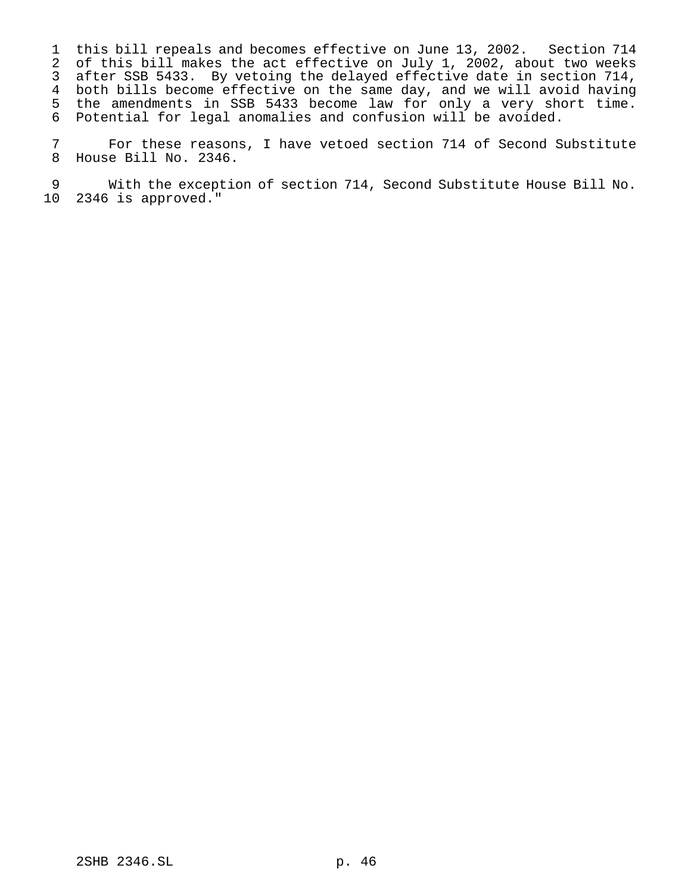this bill repeals and becomes effective on June 13, 2002. Section 714 of this bill makes the act effective on July 1, 2002, about two weeks after SSB 5433. By vetoing the delayed effective date in section 714, both bills become effective on the same day, and we will avoid having the amendments in SSB 5433 become law for only a very short time. Potential for legal anomalies and confusion will be avoided.

For these reasons, I have vetoed section 714 of Second Substitute House Bill No. 2346.

With the exception of section 714, Second Substitute House Bill No. 2346 is approved."